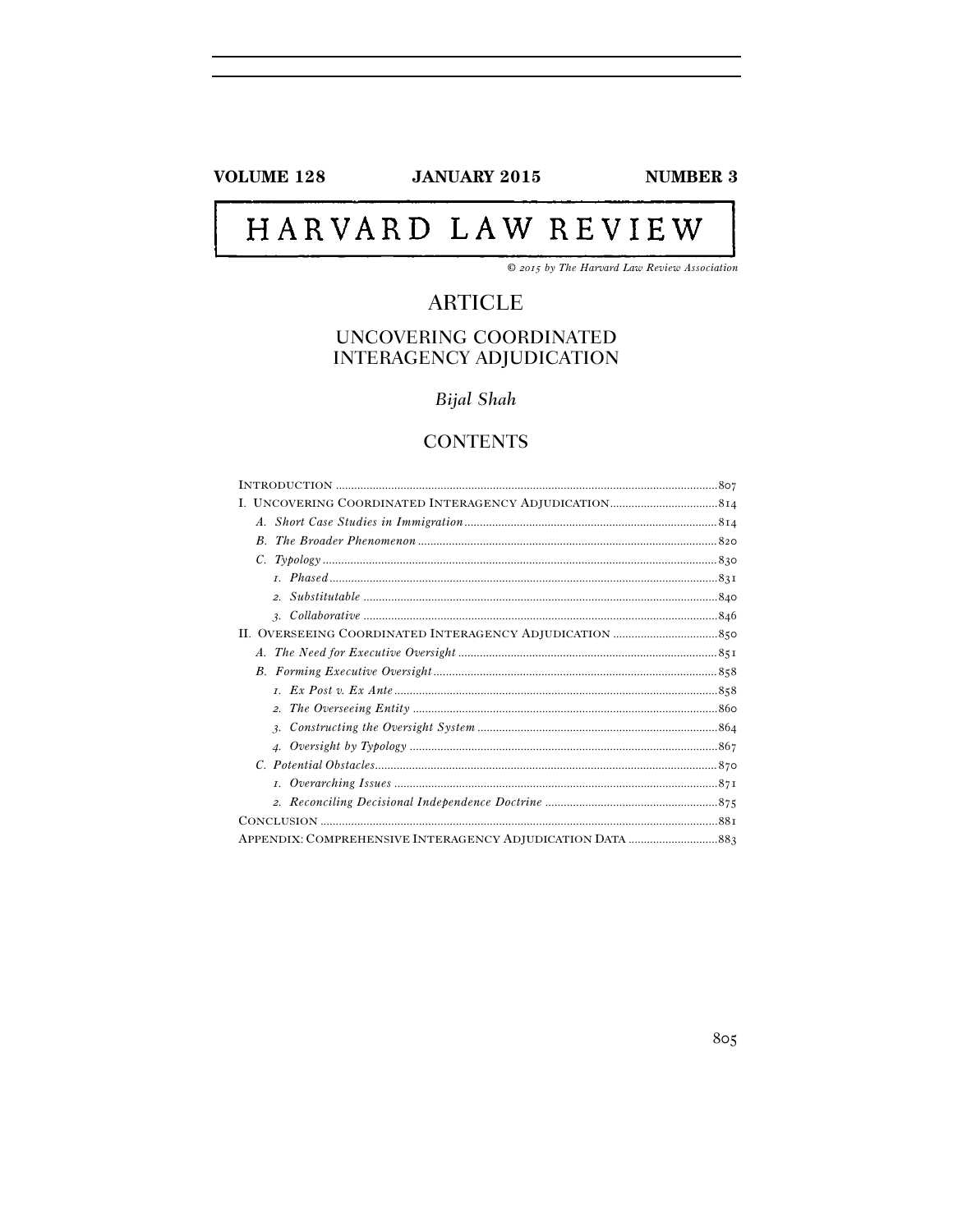VOLUME 128 JANUARY 2015 NUMBER 3

# HARVARD LAW REVIEW

*© 2015 by The Harvard Law Review Association*

## ARTICLE

# UNCOVERING COORDINATED INTERAGENCY ADJUDICATION

*Bijal Shah*

## CONTENTS

INTRODUCTION .......... 807
I. UNCOVERING COORDINATED INTERAGENCY ADJUDICATION .......... 814
  A. *Short Case Studies in Immigration* .......... 814
  B. *The Broader Phenomenon* .......... 820
  C. *Typology* .......... 830
    1. *Phased* .......... 831
    2. *Substitutable* .......... 840
    3. *Collaborative* .......... 846
II. OVERSEEING COORDINATED INTERAGENCY ADJUDICATION .......... 850
  A. *The Need for Executive Oversight* .......... 851
  B. *Forming Executive Oversight* .......... 858
    1. *Ex Post v. Ex Ante* .......... 858
    2. *The Overseeing Entity* .......... 860
    3. *Constructing the Oversight System* .......... 864
    4. *Oversight by Typology* .......... 867
  C. *Potential Obstacles* .......... 870
    1. *Overarching Issues* .......... 871
    2. *Reconciling Decisional Independence Doctrine* .......... 875
CONCLUSION .......... 881
APPENDIX: COMPREHENSIVE INTERAGENCY ADJUDICATION DATA .......... 883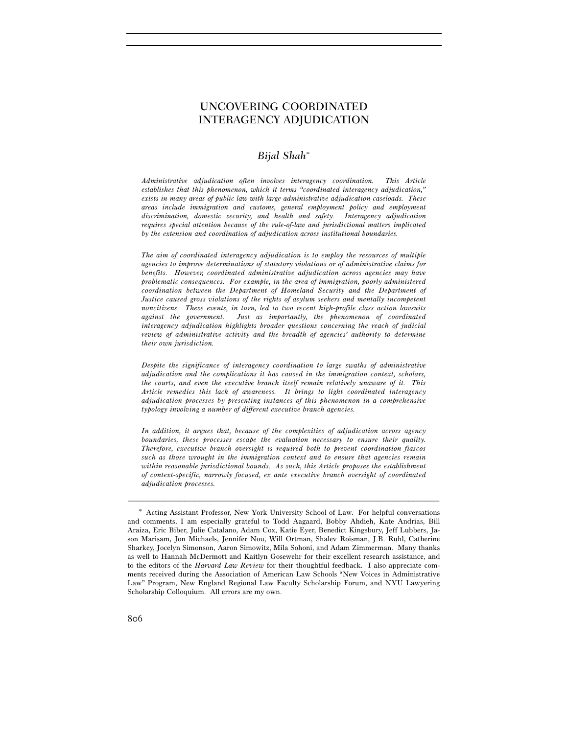# UNCOVERING COORDINATED INTERAGENCY ADJUDICATION

*Bijal Shah*[*]

*Administrative adjudication often involves interagency coordination. This Article establishes that this phenomenon, which it terms "coordinated interagency adjudication," exists in many areas of public law with large administrative adjudication caseloads. These areas include immigration and customs, general employment policy and employment discrimination, domestic security, and health and safety. Interagency adjudication requires special attention because of the rule-of-law and jurisdictional matters implicated by the extension and coordination of adjudication across institutional boundaries.*

*The aim of coordinated interagency adjudication is to employ the resources of multiple agencies to improve determinations of statutory violations or of administrative claims for benefits. However, coordinated administrative adjudication across agencies may have problematic consequences. For example, in the area of immigration, poorly administered coordination between the Department of Homeland Security and the Department of Justice caused gross violations of the rights of asylum seekers and mentally incompetent noncitizens. These events, in turn, led to two recent high-profile class action lawsuits against the government. Just as importantly, the phenomenon of coordinated interagency adjudication highlights broader questions concerning the reach of judicial review of administrative activity and the breadth of agencies' authority to determine their own jurisdiction.*

*Despite the significance of interagency coordination to large swaths of administrative adjudication and the complications it has caused in the immigration context, scholars, the courts, and even the executive branch itself remain relatively unaware of it. This Article remedies this lack of awareness. It brings to light coordinated interagency adjudication processes by presenting instances of this phenomenon in a comprehensive typology involving a number of different executive branch agencies.*

*In addition, it argues that, because of the complexities of adjudication across agency boundaries, these processes escape the evaluation necessary to ensure their quality. Therefore, executive branch oversight is required both to prevent coordination fiascos such as those wrought in the immigration context and to ensure that agencies remain within reasonable jurisdictional bounds. As such, this Article proposes the establishment of context-specific, narrowly focused, ex ante executive branch oversight of coordinated adjudication processes.*

---

[*] Acting Assistant Professor, New York University School of Law. For helpful conversations and comments, I am especially grateful to Todd Aagaard, Bobby Ahdieh, Kate Andrias, Bill Araiza, Eric Biber, Julie Catalano, Adam Cox, Katie Eyer, Benedict Kingsbury, Jeff Lubbers, Jason Marisam, Jon Michaels, Jennifer Nou, Will Ortman, Shalev Roisman, J.B. Ruhl, Catherine Sharkey, Jocelyn Simonson, Aaron Simowitz, Mila Sohoni, and Adam Zimmerman. Many thanks as well to Hannah McDermott and Kaitlyn Gosewehr for their excellent research assistance, and to the editors of the *Harvard Law Review* for their thoughtful feedback. I also appreciate comments received during the Association of American Law Schools "New Voices in Administrative Law" Program, New England Regional Law Faculty Scholarship Forum, and NYU Lawyering Scholarship Colloquium. All errors are my own.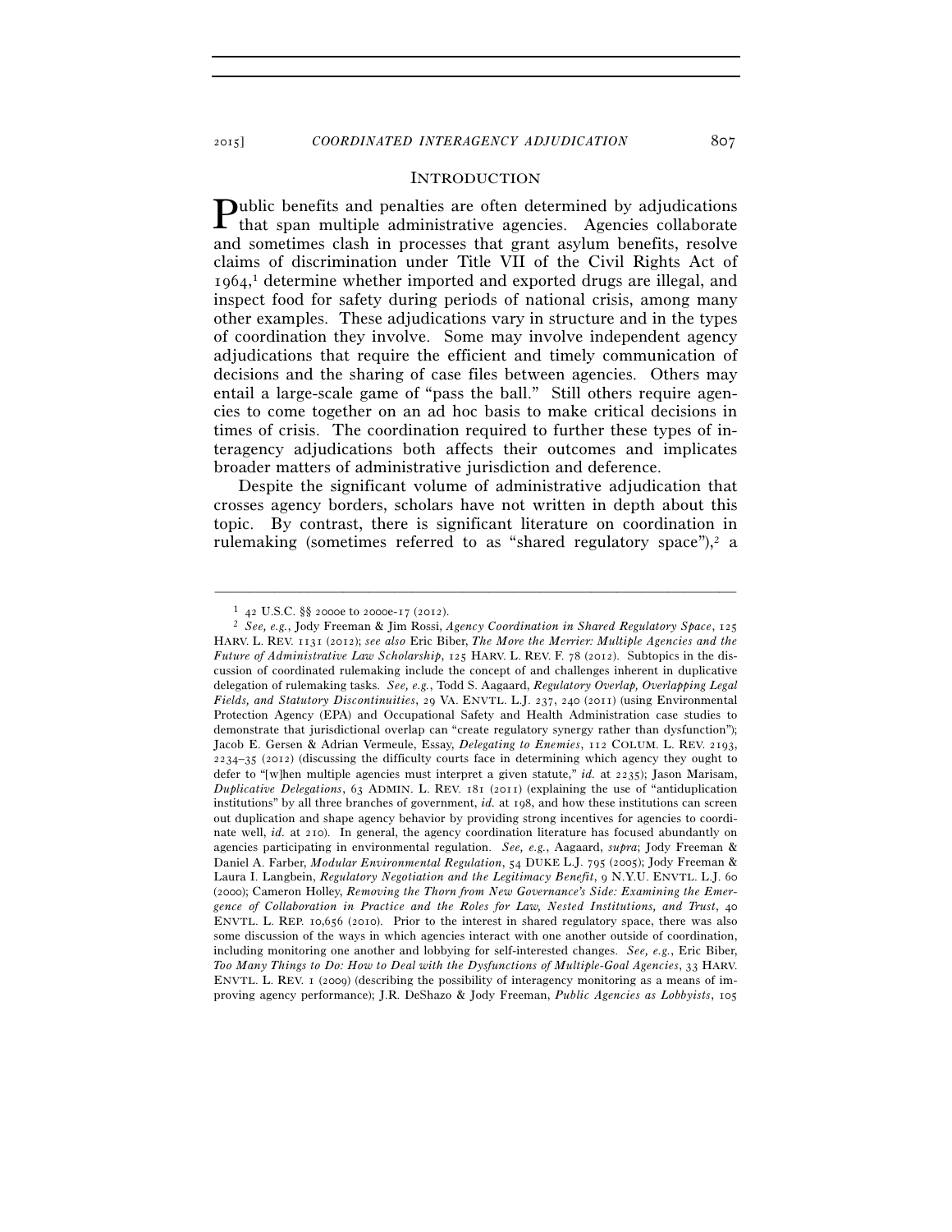## INTRODUCTION

Public benefits and penalties are often determined by adjudications that span multiple administrative agencies. Agencies collaborate and sometimes clash in processes that grant asylum benefits, resolve claims of discrimination under Title VII of the Civil Rights Act of 1964,[1] determine whether imported and exported drugs are illegal, and inspect food for safety during periods of national crisis, among many other examples. These adjudications vary in structure and in the types of coordination they involve. Some may involve independent agency adjudications that require the efficient and timely communication of decisions and the sharing of case files between agencies. Others may entail a large-scale game of "pass the ball." Still others require agencies to come together on an ad hoc basis to make critical decisions in times of crisis. The coordination required to further these types of interagency adjudications both affects their outcomes and implicates broader matters of administrative jurisdiction and deference.

Despite the significant volume of administrative adjudication that crosses agency borders, scholars have not written in depth about this topic. By contrast, there is significant literature on coordination in rulemaking (sometimes referred to as "shared regulatory space"),[2] a

---

[1] 42 U.S.C. §§ 2000e to 2000e-17 (2012).

[2] *See, e.g.*, Jody Freeman & Jim Rossi, *Agency Coordination in Shared Regulatory Space*, 125 HARV. L. REV. 1131 (2012); *see also* Eric Biber, *The More the Merrier: Multiple Agencies and the Future of Administrative Law Scholarship*, 125 HARV. L. REV. F. 78 (2012). Subtopics in the discussion of coordinated rulemaking include the concept of and challenges inherent in duplicative delegation of rulemaking tasks. *See, e.g.*, Todd S. Aagaard, *Regulatory Overlap, Overlapping Legal Fields, and Statutory Discontinuities*, 29 VA. ENVTL. L.J. 237, 240 (2011) (using Environmental Protection Agency (EPA) and Occupational Safety and Health Administration case studies to demonstrate that jurisdictional overlap can "create regulatory synergy rather than dysfunction"); Jacob E. Gersen & Adrian Vermeule, Essay, *Delegating to Enemies*, 112 COLUM. L. REV. 2193, 2234–35 (2012) (discussing the difficulty courts face in determining which agency they ought to defer to "[w]hen multiple agencies must interpret a given statute," *id.* at 2235); Jason Marisam, *Duplicative Delegations*, 63 ADMIN. L. REV. 181 (2011) (explaining the use of "antiduplication institutions" by all three branches of government, *id.* at 198, and how these institutions can screen out duplication and shape agency behavior by providing strong incentives for agencies to coordinate well, *id.* at 210). In general, the agency coordination literature has focused abundantly on agencies participating in environmental regulation. *See, e.g.*, Aagaard, *supra*; Jody Freeman & Daniel A. Farber, *Modular Environmental Regulation*, 54 DUKE L.J. 795 (2005); Jody Freeman & Laura I. Langbein, *Regulatory Negotiation and the Legitimacy Benefit*, 9 N.Y.U. ENVTL. L.J. 60 (2000); Cameron Holley, *Removing the Thorn from New Governance's Side: Examining the Emergence of Collaboration in Practice and the Roles for Law, Nested Institutions, and Trust*, 40 ENVTL. L. REP. 10,656 (2010). Prior to the interest in shared regulatory space, there was also some discussion of the ways in which agencies interact with one another outside of coordination, including monitoring one another and lobbying for self-interested changes. *See, e.g.*, Eric Biber, *Too Many Things to Do: How to Deal with the Dysfunctions of Multiple-Goal Agencies*, 33 HARV. ENVTL. L. REV. 1 (2009) (describing the possibility of interagency monitoring as a means of improving agency performance); J.R. DeShazo & Jody Freeman, *Public Agencies as Lobbyists*, 105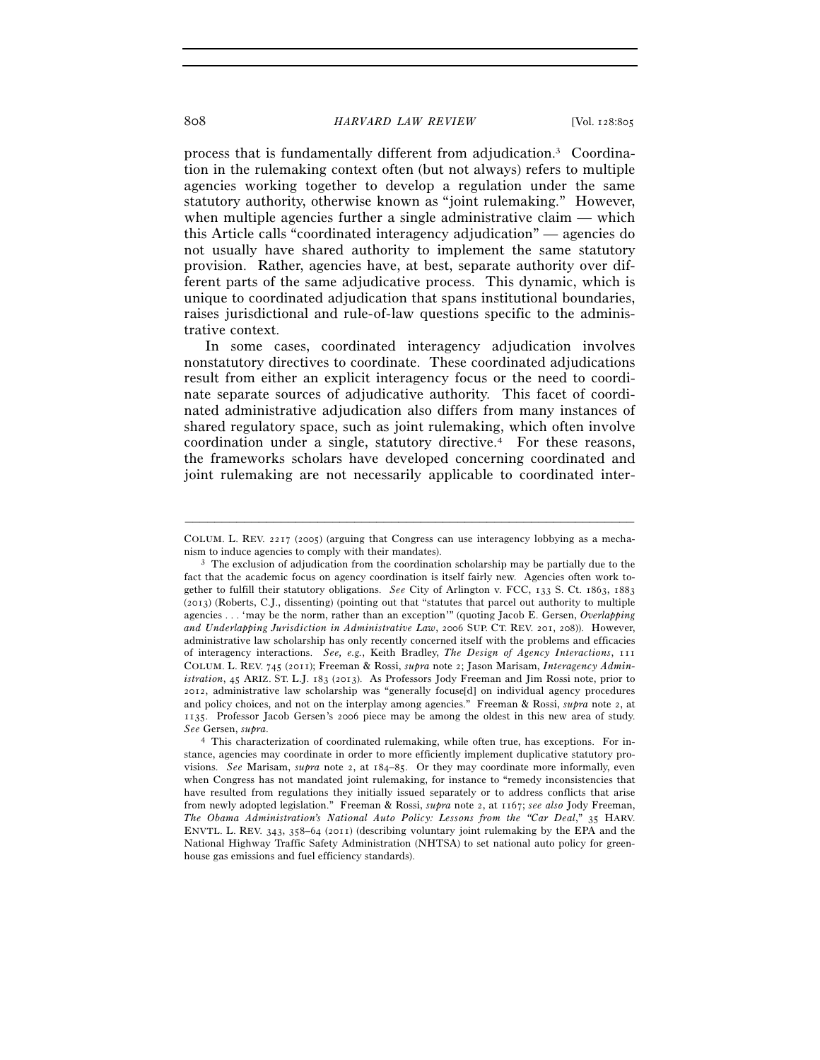process that is fundamentally different from adjudication.[3] Coordination in the rulemaking context often (but not always) refers to multiple agencies working together to develop a regulation under the same statutory authority, otherwise known as "joint rulemaking." However, when multiple agencies further a single administrative claim — which this Article calls "coordinated interagency adjudication" — agencies do not usually have shared authority to implement the same statutory provision. Rather, agencies have, at best, separate authority over different parts of the same adjudicative process. This dynamic, which is unique to coordinated adjudication that spans institutional boundaries, raises jurisdictional and rule-of-law questions specific to the administrative context.

In some cases, coordinated interagency adjudication involves nonstatutory directives to coordinate. These coordinated adjudications result from either an explicit interagency focus or the need to coordinate separate sources of adjudicative authority. This facet of coordinated administrative adjudication also differs from many instances of shared regulatory space, such as joint rulemaking, which often involve coordination under a single, statutory directive.[4] For these reasons, the frameworks scholars have developed concerning coordinated and joint rulemaking are not necessarily applicable to coordinated inter-

---

COLUM. L. REV. 2217 (2005) (arguing that Congress can use interagency lobbying as a mechanism to induce agencies to comply with their mandates).

[3] The exclusion of adjudication from the coordination scholarship may be partially due to the fact that the academic focus on agency coordination is itself fairly new. Agencies often work together to fulfill their statutory obligations. *See* City of Arlington v. FCC, 133 S. Ct. 1863, 1883 (2013) (Roberts, C.J., dissenting) (pointing out that "statutes that parcel out authority to multiple agencies . . . 'may be the norm, rather than an exception'" (quoting Jacob E. Gersen, *Overlapping and Underlapping Jurisdiction in Administrative Law*, 2006 SUP. CT. REV. 201, 208)). However, administrative law scholarship has only recently concerned itself with the problems and efficacies of interagency interactions. *See, e.g.*, Keith Bradley, *The Design of Agency Interactions*, 111 COLUM. L. REV. 745 (2011); Freeman & Rossi, *supra* note 2; Jason Marisam, *Interagency Administration*, 45 ARIZ. ST. L.J. 183 (2013). As Professors Jody Freeman and Jim Rossi note, prior to 2012, administrative law scholarship was "generally focuse[d] on individual agency procedures and policy choices, and not on the interplay among agencies." Freeman & Rossi, *supra* note 2, at 1135. Professor Jacob Gersen's 2006 piece may be among the oldest in this new area of study. *See* Gersen, *supra*.

[4] This characterization of coordinated rulemaking, while often true, has exceptions. For instance, agencies may coordinate in order to more efficiently implement duplicative statutory provisions. *See* Marisam, *supra* note 2, at 184–85. Or they may coordinate more informally, even when Congress has not mandated joint rulemaking, for instance to "remedy inconsistencies that have resulted from regulations they initially issued separately or to address conflicts that arise from newly adopted legislation." Freeman & Rossi, *supra* note 2, at 1167; *see also* Jody Freeman, *The Obama Administration's National Auto Policy: Lessons from the "Car Deal*,*"* 35 HARV. ENVTL. L. REV. 343, 358–64 (2011) (describing voluntary joint rulemaking by the EPA and the National Highway Traffic Safety Administration (NHTSA) to set national auto policy for greenhouse gas emissions and fuel efficiency standards).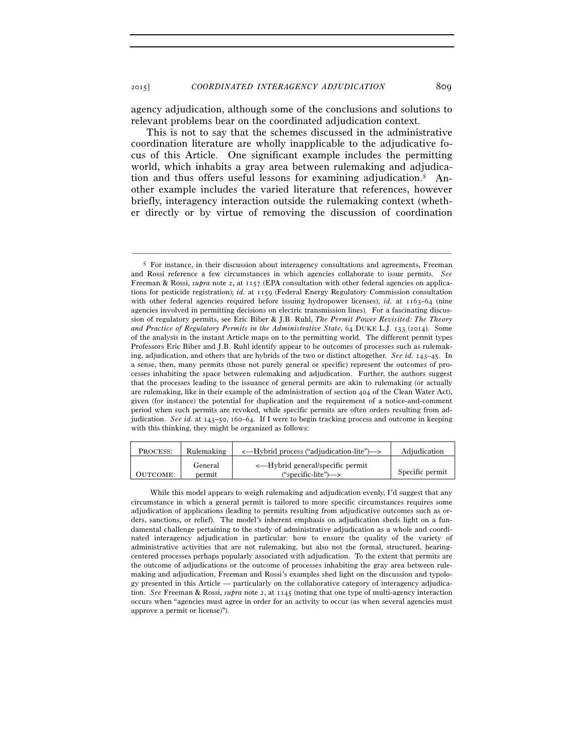agency adjudication, although some of the conclusions and solutions to relevant problems bear on the coordinated adjudication context.

This is not to say that the schemes discussed in the administrative coordination literature are wholly inapplicable to the adjudicative focus of this Article. One significant example includes the permitting world, which inhabits a gray area between rulemaking and adjudication and thus offers useful lessons for examining adjudication.[5] Another example includes the varied literature that references, however briefly, interagency interaction outside the rulemaking context (whether directly or by virtue of removing the discussion of coordination

---

[5] For instance, in their discussion about interagency consultations and agreements, Freeman and Rossi reference a few circumstances in which agencies collaborate to issue permits. *See* Freeman & Rossi, *supra* note 2, at 1157 (EPA consultation with other federal agencies on applications for pesticide registration); *id.* at 1159 (Federal Energy Regulatory Commission consultation with other federal agencies required before issuing hydropower licenses); *id.* at 1163–64 (nine agencies involved in permitting decisions on electric transmission lines). For a fascinating discussion of regulatory permits, see Eric Biber & J.B. Ruhl, *The Permit Power Revisited: The Theory and Practice of Regulatory Permits in the Administrative State*, 64 DUKE L.J. 133 (2014). Some of the analysis in the instant Article maps on to the permitting world. The different permit types Professors Eric Biber and J.B. Ruhl identify appear to be outcomes of processes such as rulemaking, adjudication, and others that are hybrids of the two or distinct altogether. *See id.* 143–45. In a sense, then, many permits (those not purely general or specific) represent the outcomes of processes inhabiting the space between rulemaking and adjudication. Further, the authors suggest that the processes leading to the issuance of general permits are akin to rulemaking (or actually are rulemaking, like in their example of the administration of section 404 of the Clean Water Act), given (for instance) the potential for duplication and the requirement of a notice-and-comment period when such permits are revoked, while specific permits are often orders resulting from adjudication. *See id.* at 143–50, 160–64. If I were to begin tracking process and outcome in keeping with this thinking, they might be organized as follows:

| PROCESS: | Rulemaking | <—Hybrid process ("adjudication-lite")—> | Adjudication |
|---|---|---|---|
| OUTCOME: | General permit | <—Hybrid general/specific permit ("specific-lite")—> | Specific permit |

While this model appears to weigh rulemaking and adjudication evenly, I'd suggest that any circumstance in which a general permit is tailored to more specific circumstances requires some adjudication of applications (leading to permits resulting from adjudicative outcomes such as orders, sanctions, or relief). The model's inherent emphasis on adjudication sheds light on a fundamental challenge pertaining to the study of administrative adjudication as a whole and coordinated interagency adjudication in particular: how to ensure the quality of the variety of administrative activities that are not rulemaking, but also not the formal, structured, hearing-centered processes perhaps popularly associated with adjudication. To the extent that permits are the outcome of adjudications or the outcome of processes inhabiting the gray area between rulemaking and adjudication, Freeman and Rossi's examples shed light on the discussion and typology presented in this Article — particularly on the collaborative category of interagency adjudication. *See* Freeman & Rossi, *supra* note 2, at 1145 (noting that one type of multi-agency interaction occurs when "agencies must agree in order for an activity to occur (as when several agencies must approve a permit or license)").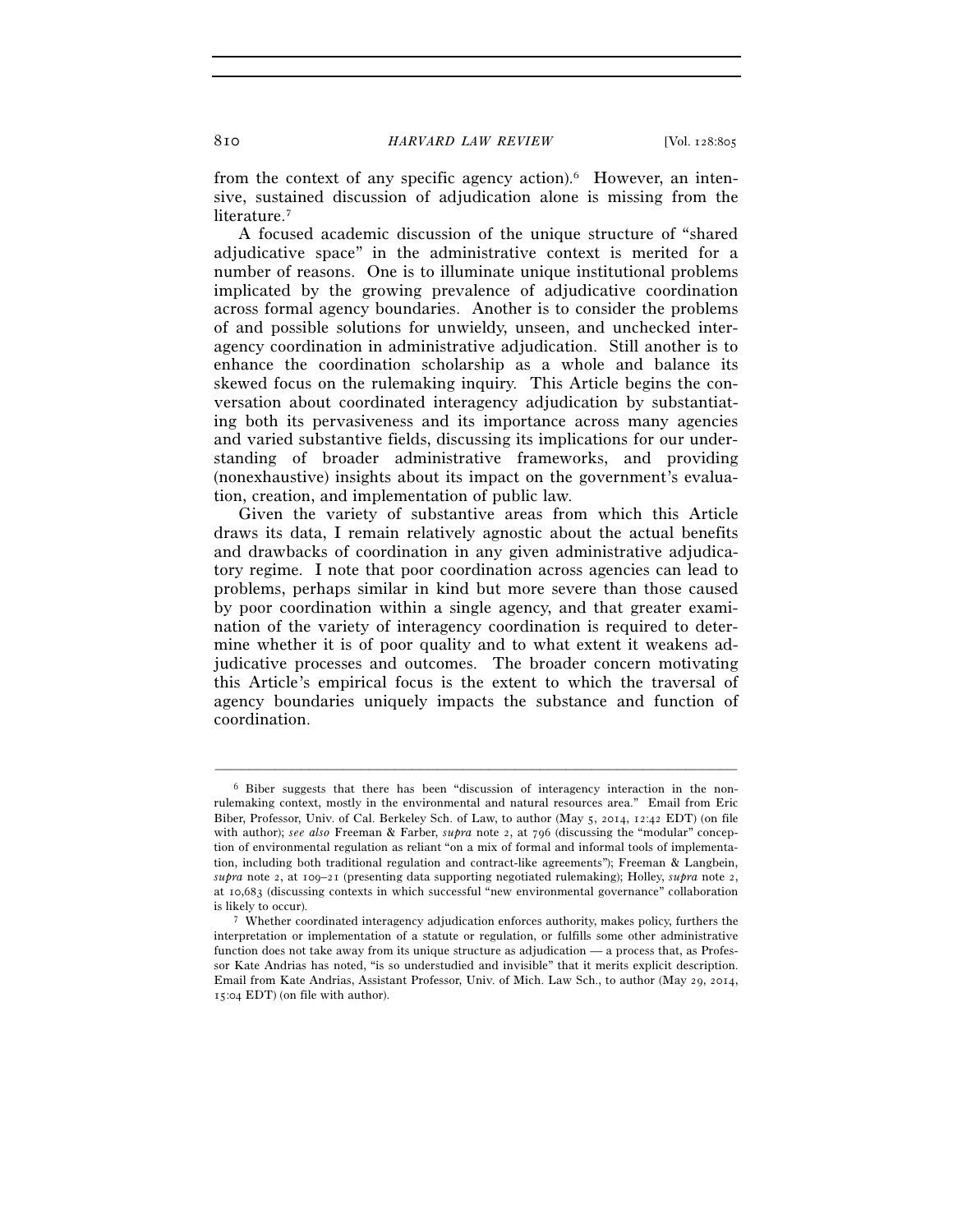from the context of any specific agency action).[6] However, an intensive, sustained discussion of adjudication alone is missing from the literature.[7]

A focused academic discussion of the unique structure of "shared adjudicative space" in the administrative context is merited for a number of reasons. One is to illuminate unique institutional problems implicated by the growing prevalence of adjudicative coordination across formal agency boundaries. Another is to consider the problems of and possible solutions for unwieldy, unseen, and unchecked interagency coordination in administrative adjudication. Still another is to enhance the coordination scholarship as a whole and balance its skewed focus on the rulemaking inquiry. This Article begins the conversation about coordinated interagency adjudication by substantiating both its pervasiveness and its importance across many agencies and varied substantive fields, discussing its implications for our understanding of broader administrative frameworks, and providing (nonexhaustive) insights about its impact on the government's evaluation, creation, and implementation of public law.

Given the variety of substantive areas from which this Article draws its data, I remain relatively agnostic about the actual benefits and drawbacks of coordination in any given administrative adjudicatory regime. I note that poor coordination across agencies can lead to problems, perhaps similar in kind but more severe than those caused by poor coordination within a single agency, and that greater examination of the variety of interagency coordination is required to determine whether it is of poor quality and to what extent it weakens adjudicative processes and outcomes. The broader concern motivating this Article's empirical focus is the extent to which the traversal of agency boundaries uniquely impacts the substance and function of coordination.

---

[6] Biber suggests that there has been "discussion of interagency interaction in the nonrulemaking context, mostly in the environmental and natural resources area." Email from Eric Biber, Professor, Univ. of Cal. Berkeley Sch. of Law, to author (May 5, 2014, 12:42 EDT) (on file with author); *see also* Freeman & Farber, *supra* note 2, at 796 (discussing the "modular" conception of environmental regulation as reliant "on a mix of formal and informal tools of implementation, including both traditional regulation and contract-like agreements"); Freeman & Langbein, *supra* note 2, at 109–21 (presenting data supporting negotiated rulemaking); Holley, *supra* note 2, at 10,683 (discussing contexts in which successful "new environmental governance" collaboration is likely to occur).

[7] Whether coordinated interagency adjudication enforces authority, makes policy, furthers the interpretation or implementation of a statute or regulation, or fulfills some other administrative function does not take away from its unique structure as adjudication — a process that, as Professor Kate Andrias has noted, "is so understudied and invisible" that it merits explicit description. Email from Kate Andrias, Assistant Professor, Univ. of Mich. Law Sch., to author (May 29, 2014, 15:04 EDT) (on file with author).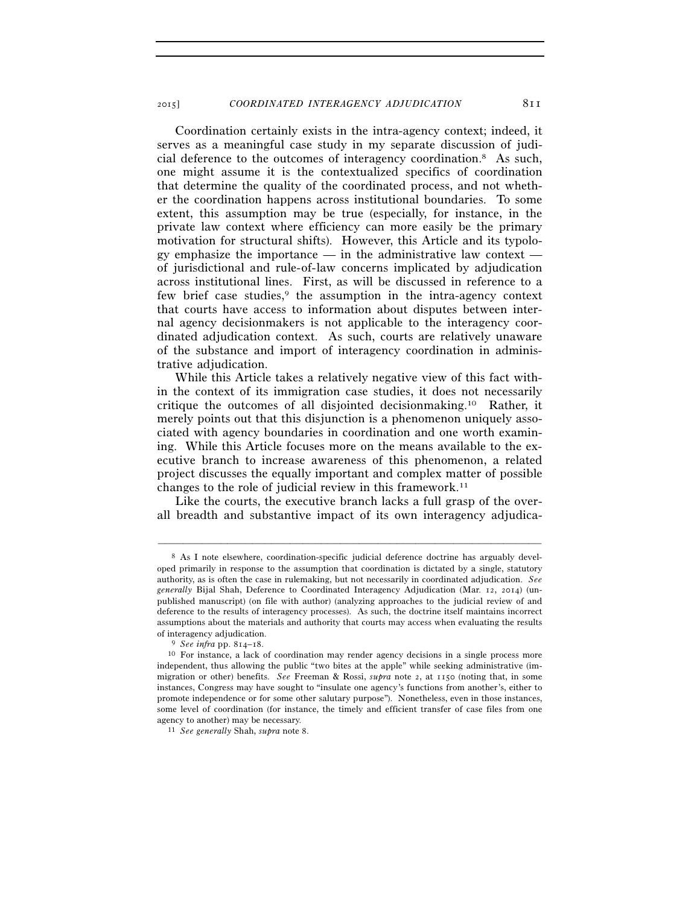Coordination certainly exists in the intra-agency context; indeed, it serves as a meaningful case study in my separate discussion of judicial deference to the outcomes of interagency coordination.[8] As such, one might assume it is the contextualized specifics of coordination that determine the quality of the coordinated process, and not whether the coordination happens across institutional boundaries. To some extent, this assumption may be true (especially, for instance, in the private law context where efficiency can more easily be the primary motivation for structural shifts). However, this Article and its typology emphasize the importance — in the administrative law context — of jurisdictional and rule-of-law concerns implicated by adjudication across institutional lines. First, as will be discussed in reference to a few brief case studies,[9] the assumption in the intra-agency context that courts have access to information about disputes between internal agency decisionmakers is not applicable to the interagency coordinated adjudication context. As such, courts are relatively unaware of the substance and import of interagency coordination in administrative adjudication.

While this Article takes a relatively negative view of this fact within the context of its immigration case studies, it does not necessarily critique the outcomes of all disjointed decisionmaking.[10] Rather, it merely points out that this disjunction is a phenomenon uniquely associated with agency boundaries in coordination and one worth examining. While this Article focuses more on the means available to the executive branch to increase awareness of this phenomenon, a related project discusses the equally important and complex matter of possible changes to the role of judicial review in this framework.[11]

Like the courts, the executive branch lacks a full grasp of the overall breadth and substantive impact of its own interagency adjudica-

---

[8] As I note elsewhere, coordination-specific judicial deference doctrine has arguably developed primarily in response to the assumption that coordination is dictated by a single, statutory authority, as is often the case in rulemaking, but not necessarily in coordinated adjudication. *See generally* Bijal Shah, Deference to Coordinated Interagency Adjudication (Mar. 12, 2014) (unpublished manuscript) (on file with author) (analyzing approaches to the judicial review of and deference to the results of interagency processes). As such, the doctrine itself maintains incorrect assumptions about the materials and authority that courts may access when evaluating the results of interagency adjudication.

[9] *See infra* pp. 814–18.

[10] For instance, a lack of coordination may render agency decisions in a single process more independent, thus allowing the public "two bites at the apple" while seeking administrative (immigration or other) benefits. *See* Freeman & Rossi, *supra* note 2, at 1150 (noting that, in some instances, Congress may have sought to "insulate one agency's functions from another's, either to promote independence or for some other salutary purpose"). Nonetheless, even in those instances, some level of coordination (for instance, the timely and efficient transfer of case files from one agency to another) may be necessary.

[11] *See generally* Shah, *supra* note 8.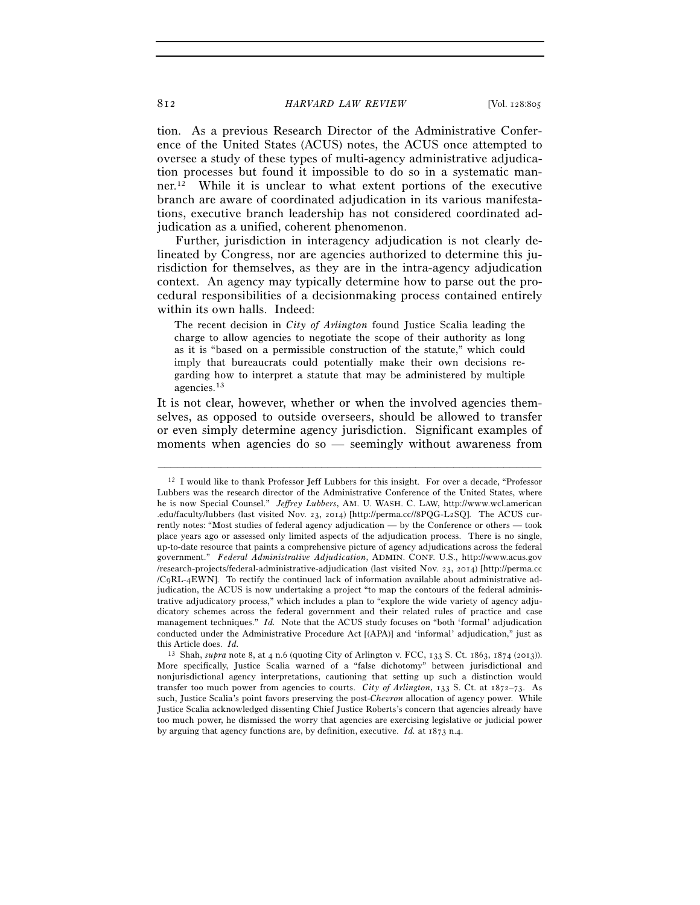tion. As a previous Research Director of the Administrative Conference of the United States (ACUS) notes, the ACUS once attempted to oversee a study of these types of multi-agency administrative adjudication processes but found it impossible to do so in a systematic manner.[12] While it is unclear to what extent portions of the executive branch are aware of coordinated adjudication in its various manifestations, executive branch leadership has not considered coordinated adjudication as a unified, coherent phenomenon.

Further, jurisdiction in interagency adjudication is not clearly delineated by Congress, nor are agencies authorized to determine this jurisdiction for themselves, as they are in the intra-agency adjudication context. An agency may typically determine how to parse out the procedural responsibilities of a decisionmaking process contained entirely within its own halls. Indeed:

> The recent decision in *City of Arlington* found Justice Scalia leading the charge to allow agencies to negotiate the scope of their authority as long as it is "based on a permissible construction of the statute," which could imply that bureaucrats could potentially make their own decisions regarding how to interpret a statute that may be administered by multiple agencies.[13]

It is not clear, however, whether or when the involved agencies themselves, as opposed to outside overseers, should be allowed to transfer or even simply determine agency jurisdiction. Significant examples of moments when agencies do so — seemingly without awareness from

---

[12] I would like to thank Professor Jeff Lubbers for this insight. For over a decade, "Professor Lubbers was the research director of the Administrative Conference of the United States, where he is now Special Counsel." *Jeffrey Lubbers*, AM. U. WASH. C. LAW, http://www.wcl.american.edu/faculty/lubbers (last visited Nov. 23, 2014) [http://perma.cc//8PQG-L2SQ]. The ACUS currently notes: "Most studies of federal agency adjudication — by the Conference or others — took place years ago or assessed only limited aspects of the adjudication process. There is no single, up-to-date resource that paints a comprehensive picture of agency adjudications across the federal government." *Federal Administrative Adjudication*, ADMIN. CONF. U.S., http://www.acus.gov/research-projects/federal-administrative-adjudication (last visited Nov. 23, 2014) [http://perma.cc/C9RL-4EWN]. To rectify the continued lack of information available about administrative adjudication, the ACUS is now undertaking a project "to map the contours of the federal administrative adjudicatory process," which includes a plan to "explore the wide variety of agency adjudicatory schemes across the federal government and their related rules of practice and case management techniques." *Id.* Note that the ACUS study focuses on "both 'formal' adjudication conducted under the Administrative Procedure Act [(APA)] and 'informal' adjudication," just as this Article does. *Id.*

[13] Shah, *supra* note 8, at 4 n.6 (quoting City of Arlington v. FCC, 133 S. Ct. 1863, 1874 (2013)). More specifically, Justice Scalia warned of a "false dichotomy" between jurisdictional and nonjurisdictional agency interpretations, cautioning that setting up such a distinction would transfer too much power from agencies to courts. *City of Arlington*, 133 S. Ct. at 1872–73. As such, Justice Scalia's point favors preserving the post-*Chevron* allocation of agency power. While Justice Scalia acknowledged dissenting Chief Justice Roberts's concern that agencies already have too much power, he dismissed the worry that agencies are exercising legislative or judicial power by arguing that agency functions are, by definition, executive. *Id.* at 1873 n.4.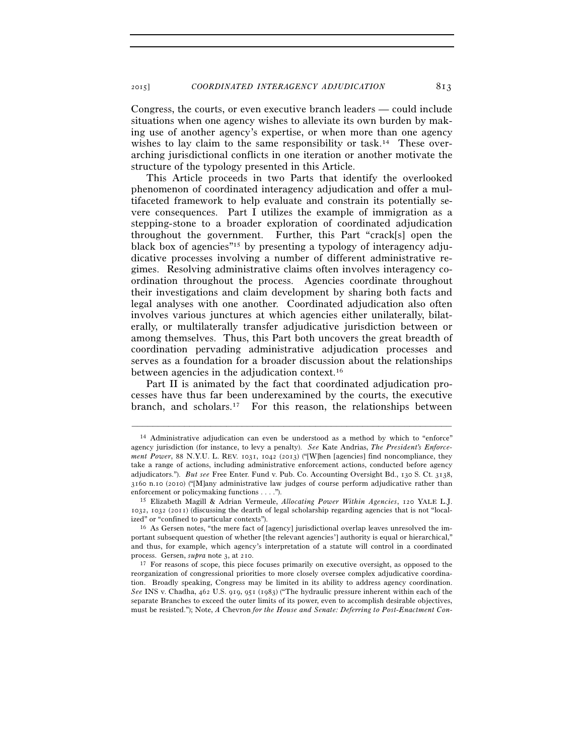Congress, the courts, or even executive branch leaders — could include situations when one agency wishes to alleviate its own burden by making use of another agency's expertise, or when more than one agency wishes to lay claim to the same responsibility or task.[14] These overarching jurisdictional conflicts in one iteration or another motivate the structure of the typology presented in this Article.

This Article proceeds in two Parts that identify the overlooked phenomenon of coordinated interagency adjudication and offer a multifaceted framework to help evaluate and constrain its potentially severe consequences. Part I utilizes the example of immigration as a stepping-stone to a broader exploration of coordinated adjudication throughout the government. Further, this Part "crack[s] open the black box of agencies"[15] by presenting a typology of interagency adjudicative processes involving a number of different administrative regimes. Resolving administrative claims often involves interagency coordination throughout the process. Agencies coordinate throughout their investigations and claim development by sharing both facts and legal analyses with one another. Coordinated adjudication also often involves various junctures at which agencies either unilaterally, bilaterally, or multilaterally transfer adjudicative jurisdiction between or among themselves. Thus, this Part both uncovers the great breadth of coordination pervading administrative adjudication processes and serves as a foundation for a broader discussion about the relationships between agencies in the adjudication context.[16]

Part II is animated by the fact that coordinated adjudication processes have thus far been underexamined by the courts, the executive branch, and scholars.[17] For this reason, the relationships between

---

[14] Administrative adjudication can even be understood as a method by which to "enforce" agency jurisdiction (for instance, to levy a penalty). *See* Kate Andrias, *The President's Enforcement Power*, 88 N.Y.U. L. REV. 1031, 1042 (2013) ("[W]hen [agencies] find noncompliance, they take a range of actions, including administrative enforcement actions, conducted before agency adjudicators."). *But see* Free Enter. Fund v. Pub. Co. Accounting Oversight Bd., 130 S. Ct. 3138, 3160 n.10 (2010) ("[M]any administrative law judges of course perform adjudicative rather than enforcement or policymaking functions . . . .").

[15] Elizabeth Magill & Adrian Vermeule, *Allocating Power Within Agencies*, 120 YALE L.J. 1032, 1032 (2011) (discussing the dearth of legal scholarship regarding agencies that is not "localized" or "confined to particular contexts").

[16] As Gersen notes, "the mere fact of [agency] jurisdictional overlap leaves unresolved the important subsequent question of whether [the relevant agencies'] authority is equal or hierarchical," and thus, for example, which agency's interpretation of a statute will control in a coordinated process. Gersen, *supra* note 3, at 210.

[17] For reasons of scope, this piece focuses primarily on executive oversight, as opposed to the reorganization of congressional priorities to more closely oversee complex adjudicative coordination. Broadly speaking, Congress may be limited in its ability to address agency coordination. *See* INS v. Chadha, 462 U.S. 919, 951 (1983) ("The hydraulic pressure inherent within each of the separate Branches to exceed the outer limits of its power, even to accomplish desirable objectives, must be resisted."); Note, *A* Chevron *for the House and Senate: Deferring to Post-Enactment Con-*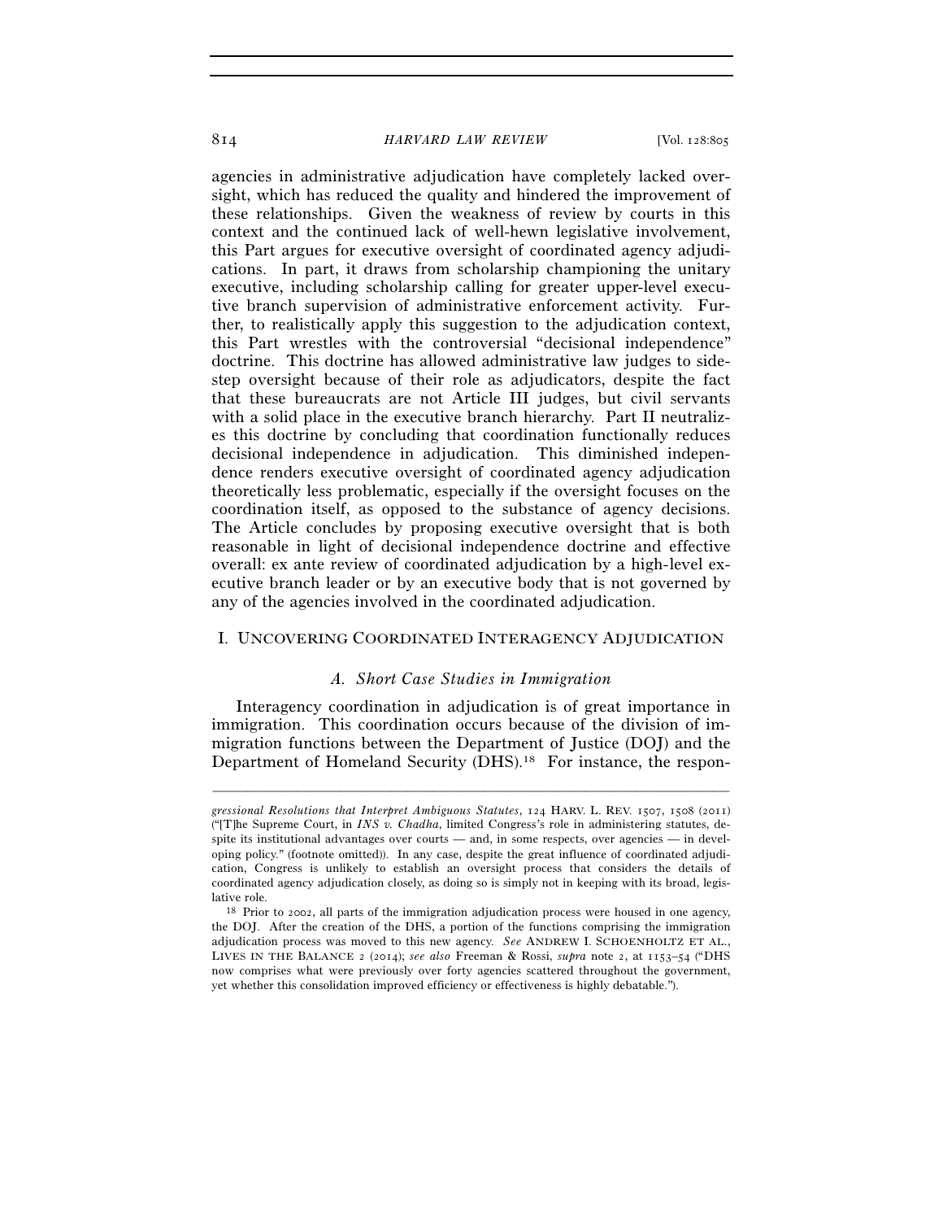agencies in administrative adjudication have completely lacked oversight, which has reduced the quality and hindered the improvement of these relationships. Given the weakness of review by courts in this context and the continued lack of well-hewn legislative involvement, this Part argues for executive oversight of coordinated agency adjudications. In part, it draws from scholarship championing the unitary executive, including scholarship calling for greater upper-level executive branch supervision of administrative enforcement activity. Further, to realistically apply this suggestion to the adjudication context, this Part wrestles with the controversial "decisional independence" doctrine. This doctrine has allowed administrative law judges to sidestep oversight because of their role as adjudicators, despite the fact that these bureaucrats are not Article III judges, but civil servants with a solid place in the executive branch hierarchy. Part II neutralizes this doctrine by concluding that coordination functionally reduces decisional independence in adjudication. This diminished independence renders executive oversight of coordinated agency adjudication theoretically less problematic, especially if the oversight focuses on the coordination itself, as opposed to the substance of agency decisions. The Article concludes by proposing executive oversight that is both reasonable in light of decisional independence doctrine and effective overall: ex ante review of coordinated adjudication by a high-level executive branch leader or by an executive body that is not governed by any of the agencies involved in the coordinated adjudication.

## I. UNCOVERING COORDINATED INTERAGENCY ADJUDICATION

### *A. Short Case Studies in Immigration*

Interagency coordination in adjudication is of great importance in immigration. This coordination occurs because of the division of immigration functions between the Department of Justice (DOJ) and the Department of Homeland Security (DHS).[18] For instance, the respon-

---

*gressional Resolutions that Interpret Ambiguous Statutes*, 124 HARV. L. REV. 1507, 1508 (2011) ("[T]he Supreme Court, in *INS v. Chadha*, limited Congress's role in administering statutes, despite its institutional advantages over courts — and, in some respects, over agencies — in developing policy." (footnote omitted)). In any case, despite the great influence of coordinated adjudication, Congress is unlikely to establish an oversight process that considers the details of coordinated agency adjudication closely, as doing so is simply not in keeping with its broad, legislative role.

[18] Prior to 2002, all parts of the immigration adjudication process were housed in one agency, the DOJ. After the creation of the DHS, a portion of the functions comprising the immigration adjudication process was moved to this new agency. *See* ANDREW I. SCHOENHOLTZ ET AL., LIVES IN THE BALANCE 2 (2014); *see also* Freeman & Rossi, *supra* note 2, at 1153–54 ("DHS now comprises what were previously over forty agencies scattered throughout the government, yet whether this consolidation improved efficiency or effectiveness is highly debatable.").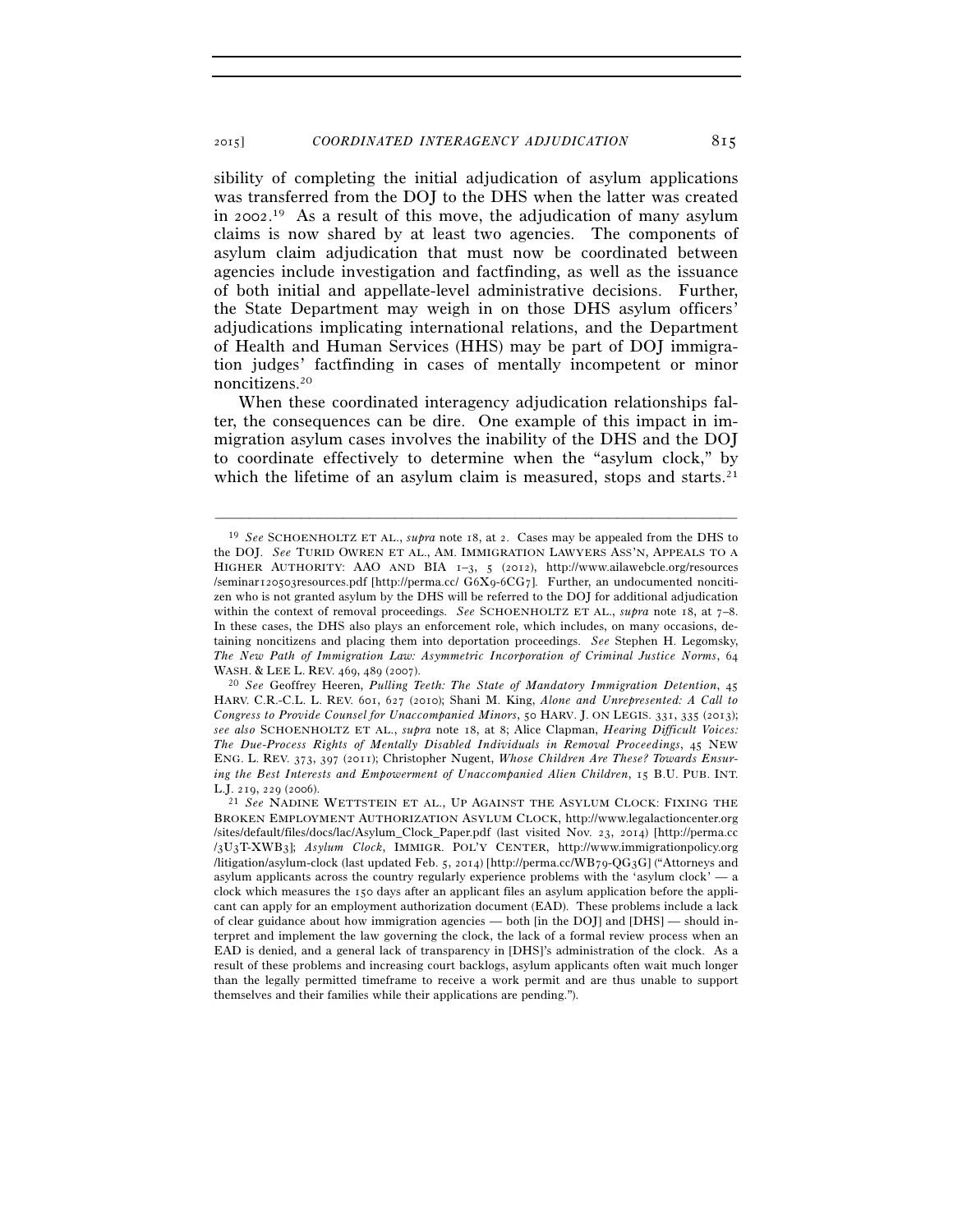sibility of completing the initial adjudication of asylum applications was transferred from the DOJ to the DHS when the latter was created in 2002.[19] As a result of this move, the adjudication of many asylum claims is now shared by at least two agencies. The components of asylum claim adjudication that must now be coordinated between agencies include investigation and factfinding, as well as the issuance of both initial and appellate-level administrative decisions. Further, the State Department may weigh in on those DHS asylum officers' adjudications implicating international relations, and the Department of Health and Human Services (HHS) may be part of DOJ immigration judges' factfinding in cases of mentally incompetent or minor noncitizens.[20]

When these coordinated interagency adjudication relationships falter, the consequences can be dire. One example of this impact in immigration asylum cases involves the inability of the DHS and the DOJ to coordinate effectively to determine when the "asylum clock," by which the lifetime of an asylum claim is measured, stops and starts.[21]

---

[19] *See* SCHOENHOLTZ ET AL., *supra* note 18, at 2. Cases may be appealed from the DHS to the DOJ. *See* TURID OWREN ET AL., AM. IMMIGRATION LAWYERS ASS'N, APPEALS TO A HIGHER AUTHORITY: AAO AND BIA 1–3, 5 (2012), http://www.ailawebcle.org/resources/seminar120503resources.pdf [http://perma.cc/ G6X9-6CG7]. Further, an undocumented noncitizen who is not granted asylum by the DHS will be referred to the DOJ for additional adjudication within the context of removal proceedings. *See* SCHOENHOLTZ ET AL., *supra* note 18, at 7–8. In these cases, the DHS also plays an enforcement role, which includes, on many occasions, detaining noncitizens and placing them into deportation proceedings. *See* Stephen H. Legomsky, *The New Path of Immigration Law: Asymmetric Incorporation of Criminal Justice Norms*, 64 WASH. & LEE L. REV. 469, 489 (2007).

[20] *See* Geoffrey Heeren, *Pulling Teeth: The State of Mandatory Immigration Detention*, 45 HARV. C.R.-C.L. L. REV. 601, 627 (2010); Shani M. King, *Alone and Unrepresented: A Call to Congress to Provide Counsel for Unaccompanied Minors*, 50 HARV. J. ON LEGIS. 331, 335 (2013); *see also* SCHOENHOLTZ ET AL., *supra* note 18, at 8; Alice Clapman, *Hearing Difficult Voices: The Due-Process Rights of Mentally Disabled Individuals in Removal Proceedings*, 45 NEW ENG. L. REV. 373, 397 (2011); Christopher Nugent, *Whose Children Are These? Towards Ensuring the Best Interests and Empowerment of Unaccompanied Alien Children*, 15 B.U. PUB. INT. L.J. 219, 229 (2006).

[21] *See* NADINE WETTSTEIN ET AL., UP AGAINST THE ASYLUM CLOCK: FIXING THE BROKEN EMPLOYMENT AUTHORIZATION ASYLUM CLOCK, http://www.legalactioncenter.org/sites/default/files/docs/lac/Asylum_Clock_Paper.pdf (last visited Nov. 23, 2014) [http://perma.cc/3U3T-XWB3]; *Asylum Clock*, IMMIGR. POL'Y CENTER, http://www.immigrationpolicy.org/litigation/asylum-clock (last updated Feb. 5, 2014) [http://perma.cc/WB79-QG3G] ("Attorneys and asylum applicants across the country regularly experience problems with the 'asylum clock' — a clock which measures the 150 days after an applicant files an asylum application before the applicant can apply for an employment authorization document (EAD). These problems include a lack of clear guidance about how immigration agencies — both [in the DOJ] and [DHS] — should interpret and implement the law governing the clock, the lack of a formal review process when an EAD is denied, and a general lack of transparency in [DHS]'s administration of the clock. As a result of these problems and increasing court backlogs, asylum applicants often wait much longer than the legally permitted timeframe to receive a work permit and are thus unable to support themselves and their families while their applications are pending.").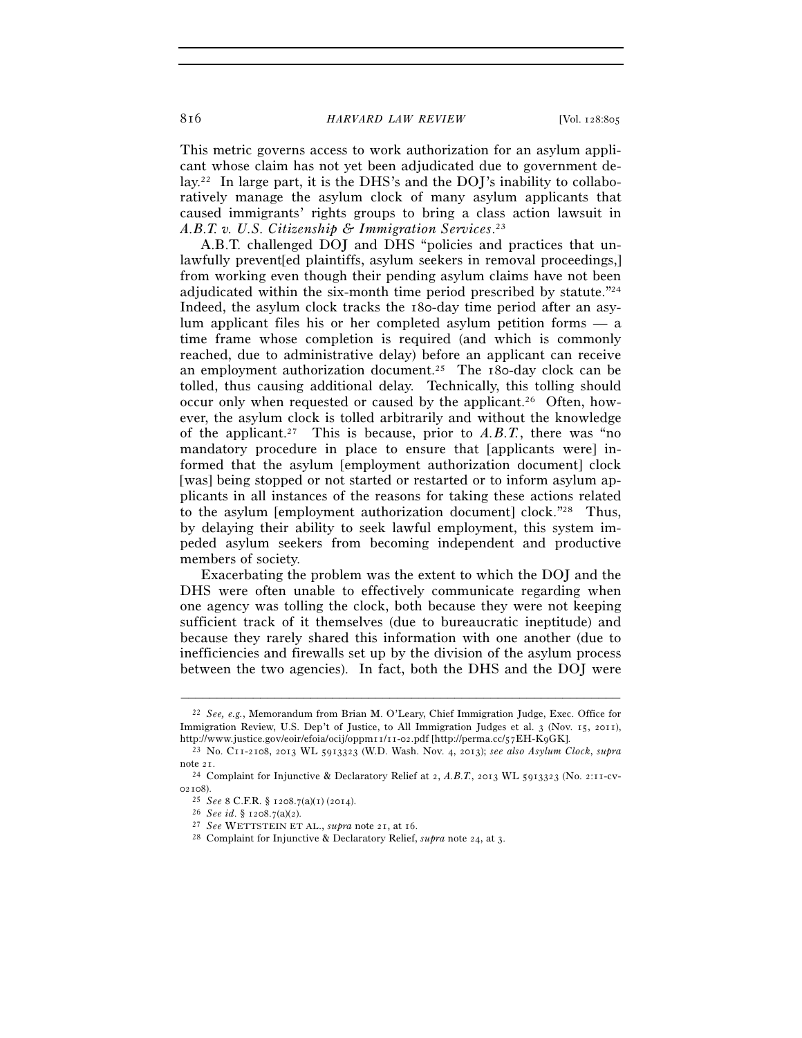This metric governs access to work authorization for an asylum applicant whose claim has not yet been adjudicated due to government delay.[22] In large part, it is the DHS's and the DOJ's inability to collaboratively manage the asylum clock of many asylum applicants that caused immigrants' rights groups to bring a class action lawsuit in *A.B.T. v. U.S. Citizenship & Immigration Services*.[23]

A.B.T. challenged DOJ and DHS "policies and practices that unlawfully prevent[ed plaintiffs, asylum seekers in removal proceedings,] from working even though their pending asylum claims have not been adjudicated within the six-month time period prescribed by statute."[24] Indeed, the asylum clock tracks the 180-day time period after an asylum applicant files his or her completed asylum petition forms — a time frame whose completion is required (and which is commonly reached, due to administrative delay) before an applicant can receive an employment authorization document.[25] The 180-day clock can be tolled, thus causing additional delay. Technically, this tolling should occur only when requested or caused by the applicant.[26] Often, however, the asylum clock is tolled arbitrarily and without the knowledge of the applicant.[27] This is because, prior to *A.B.T.*, there was "no mandatory procedure in place to ensure that [applicants were] informed that the asylum [employment authorization document] clock [was] being stopped or not started or restarted or to inform asylum applicants in all instances of the reasons for taking these actions related to the asylum [employment authorization document] clock."[28] Thus, by delaying their ability to seek lawful employment, this system impeded asylum seekers from becoming independent and productive members of society.

Exacerbating the problem was the extent to which the DOJ and the DHS were often unable to effectively communicate regarding when one agency was tolling the clock, both because they were not keeping sufficient track of it themselves (due to bureaucratic ineptitude) and because they rarely shared this information with one another (due to inefficiencies and firewalls set up by the division of the asylum process between the two agencies). In fact, both the DHS and the DOJ were

---

[22] *See, e.g.*, Memorandum from Brian M. O'Leary, Chief Immigration Judge, Exec. Office for Immigration Review, U.S. Dep't of Justice, to All Immigration Judges et al. 3 (Nov. 15, 2011), http://www.justice.gov/eoir/efoia/ocij/oppm11/11-02.pdf [http://perma.cc/57EH-K9GK].

[23] No. C11-2108, 2013 WL 5913323 (W.D. Wash. Nov. 4, 2013); *see also Asylum Clock*, *supra* note 21.

[24] Complaint for Injunctive & Declaratory Relief at 2, *A.B.T.*, 2013 WL 5913323 (No. 2:11-cv-02108).

[25] *See* 8 C.F.R. § 1208.7(a)(1) (2014).

[26] *See id.* § 1208.7(a)(2).

[27] *See* WETTSTEIN ET AL., *supra* note 21, at 16.

[28] Complaint for Injunctive & Declaratory Relief, *supra* note 24, at 3.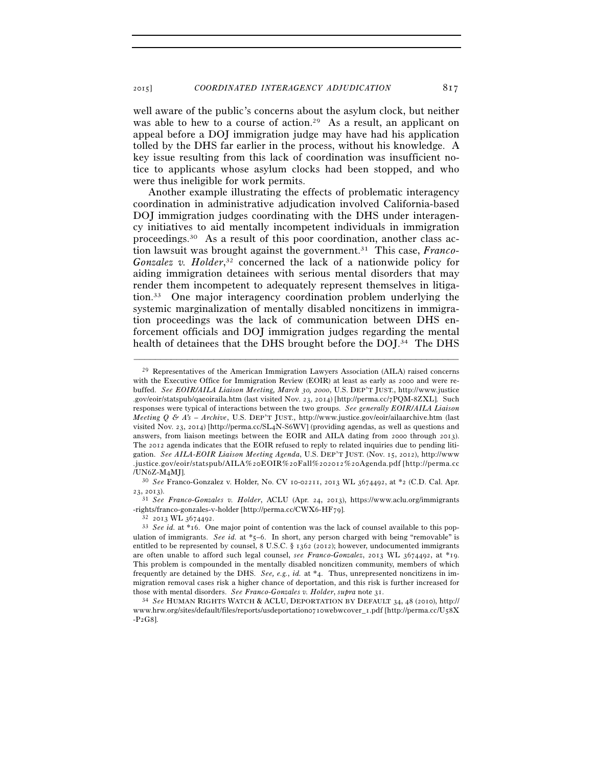well aware of the public's concerns about the asylum clock, but neither was able to hew to a course of action.[29] As a result, an applicant on appeal before a DOJ immigration judge may have had his application tolled by the DHS far earlier in the process, without his knowledge. A key issue resulting from this lack of coordination was insufficient notice to applicants whose asylum clocks had been stopped, and who were thus ineligible for work permits.

Another example illustrating the effects of problematic interagency coordination in administrative adjudication involved California-based DOJ immigration judges coordinating with the DHS under interagency initiatives to aid mentally incompetent individuals in immigration proceedings.[30] As a result of this poor coordination, another class action lawsuit was brought against the government.[31] This case, *Franco-Gonzalez v. Holder*,[32] concerned the lack of a nationwide policy for aiding immigration detainees with serious mental disorders that may render them incompetent to adequately represent themselves in litigation.[33] One major interagency coordination problem underlying the systemic marginalization of mentally disabled noncitizens in immigration proceedings was the lack of communication between DHS enforcement officials and DOJ immigration judges regarding the mental health of detainees that the DHS brought before the DOJ.[34] The DHS

---

[29] Representatives of the American Immigration Lawyers Association (AILA) raised concerns with the Executive Office for Immigration Review (EOIR) at least as early as 2000 and were rebuffed. *See EOIR/AILA Liaison Meeting, March 30, 2000*, U.S. DEP'T JUST., http://www.justice.gov/eoir/statspub/qaeoiraila.htm (last visited Nov. 23, 2014) [http://perma.cc/7PQM-8ZXL]. Such responses were typical of interactions between the two groups. *See generally EOIR/AILA Liaison Meeting Q & A's – Archive*, U.S. DEP'T JUST., http://www.justice.gov/eoir/ailaarchive.htm (last visited Nov. 23, 2014) [http://perma.cc/SL4N-S6WV] (providing agendas, as well as questions and answers, from liaison meetings between the EOIR and AILA dating from 2000 through 2013). The 2012 agenda indicates that the EOIR refused to reply to related inquiries due to pending litigation. *See AILA-EOIR Liaison Meeting Agenda*, U.S. DEP'T JUST. (Nov. 15, 2012), http://www.justice.gov/eoir/statspub/AILA%20EOIR%20Fall%202012%20Agenda.pdf [http://perma.cc/UN6Z-M4MJ].

[30] *See* Franco-Gonzalez v. Holder, No. CV 10-02211, 2013 WL 3674492, at *2 (C.D. Cal. Apr. 23, 2013).

[31] *See Franco-Gonzales v. Holder*, ACLU (Apr. 24, 2013), https://www.aclu.org/immigrants-rights/franco-gonzales-v-holder [http://perma.cc/CWX6-HF79].

[32] 2013 WL 3674492.

[33] *See id.* at *16. One major point of contention was the lack of counsel available to this population of immigrants. *See id.* at *5–6. In short, any person charged with being "removable" is entitled to be represented by counsel, 8 U.S.C. § 1362 (2012); however, undocumented immigrants are often unable to afford such legal counsel, *see Franco-Gonzalez*, 2013 WL 3674492, at *19. This problem is compounded in the mentally disabled noncitizen community, members of which frequently are detained by the DHS. *See, e.g.*, *id.* at *4. Thus, unrepresented noncitizens in immigration removal cases risk a higher chance of deportation, and this risk is further increased for those with mental disorders. *See Franco-Gonzales v. Holder*, *supra* note 31.

[34] *See* HUMAN RIGHTS WATCH & ACLU, DEPORTATION BY DEFAULT 34, 48 (2010), http://www.hrw.org/sites/default/files/reports/usdeportation0710webwcover_1.pdf [http://perma.cc/U58X-P2G8].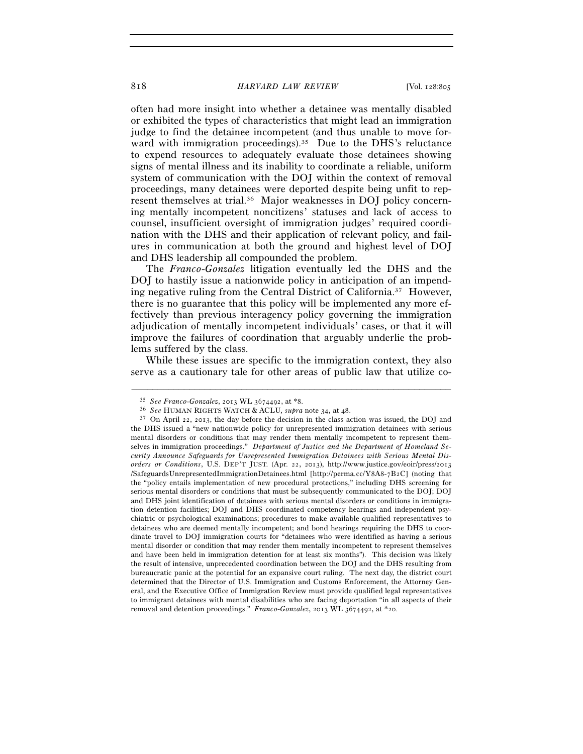often had more insight into whether a detainee was mentally disabled or exhibited the types of characteristics that might lead an immigration judge to find the detainee incompetent (and thus unable to move forward with immigration proceedings).[35] Due to the DHS's reluctance to expend resources to adequately evaluate those detainees showing signs of mental illness and its inability to coordinate a reliable, uniform system of communication with the DOJ within the context of removal proceedings, many detainees were deported despite being unfit to represent themselves at trial.[36] Major weaknesses in DOJ policy concerning mentally incompetent noncitizens' statuses and lack of access to counsel, insufficient oversight of immigration judges' required coordination with the DHS and their application of relevant policy, and failures in communication at both the ground and highest level of DOJ and DHS leadership all compounded the problem.

The *Franco-Gonzalez* litigation eventually led the DHS and the DOJ to hastily issue a nationwide policy in anticipation of an impending negative ruling from the Central District of California.[37] However, there is no guarantee that this policy will be implemented any more effectively than previous interagency policy governing the immigration adjudication of mentally incompetent individuals' cases, or that it will improve the failures of coordination that arguably underlie the problems suffered by the class.

While these issues are specific to the immigration context, they also serve as a cautionary tale for other areas of public law that utilize co-

---

[35] *See Franco-Gonzalez*, 2013 WL 3674492, at *8.

[36] *See* HUMAN RIGHTS WATCH & ACLU, *supra* note 34, at 48.

[37] On April 22, 2013, the day before the decision in the class action was issued, the DOJ and the DHS issued a "new nationwide policy for unrepresented immigration detainees with serious mental disorders or conditions that may render them mentally incompetent to represent themselves in immigration proceedings." *Department of Justice and the Department of Homeland Security Announce Safeguards for Unrepresented Immigration Detainees with Serious Mental Disorders or Conditions*, U.S. DEP'T JUST. (Apr. 22, 2013), http://www.justice.gov/eoir/press/2013/SafeguardsUnrepresentedImmigrationDetainees.html [http://perma.cc/Y8A8-7B2C] (noting that the "policy entails implementation of new procedural protections," including DHS screening for serious mental disorders or conditions that must be subsequently communicated to the DOJ; DOJ and DHS joint identification of detainees with serious mental disorders or conditions in immigration detention facilities; DOJ and DHS coordinated competency hearings and independent psychiatric or psychological examinations; procedures to make available qualified representatives to detainees who are deemed mentally incompetent; and bond hearings requiring the DHS to coordinate travel to DOJ immigration courts for "detainees who were identified as having a serious mental disorder or condition that may render them mentally incompetent to represent themselves and have been held in immigration detention for at least six months"). This decision was likely the result of intensive, unprecedented coordination between the DOJ and the DHS resulting from bureaucratic panic at the potential for an expansive court ruling. The next day, the district court determined that the Director of U.S. Immigration and Customs Enforcement, the Attorney General, and the Executive Office of Immigration Review must provide qualified legal representatives to immigrant detainees with mental disabilities who are facing deportation "in all aspects of their removal and detention proceedings." *Franco-Gonzalez*, 2013 WL 3674492, at *20.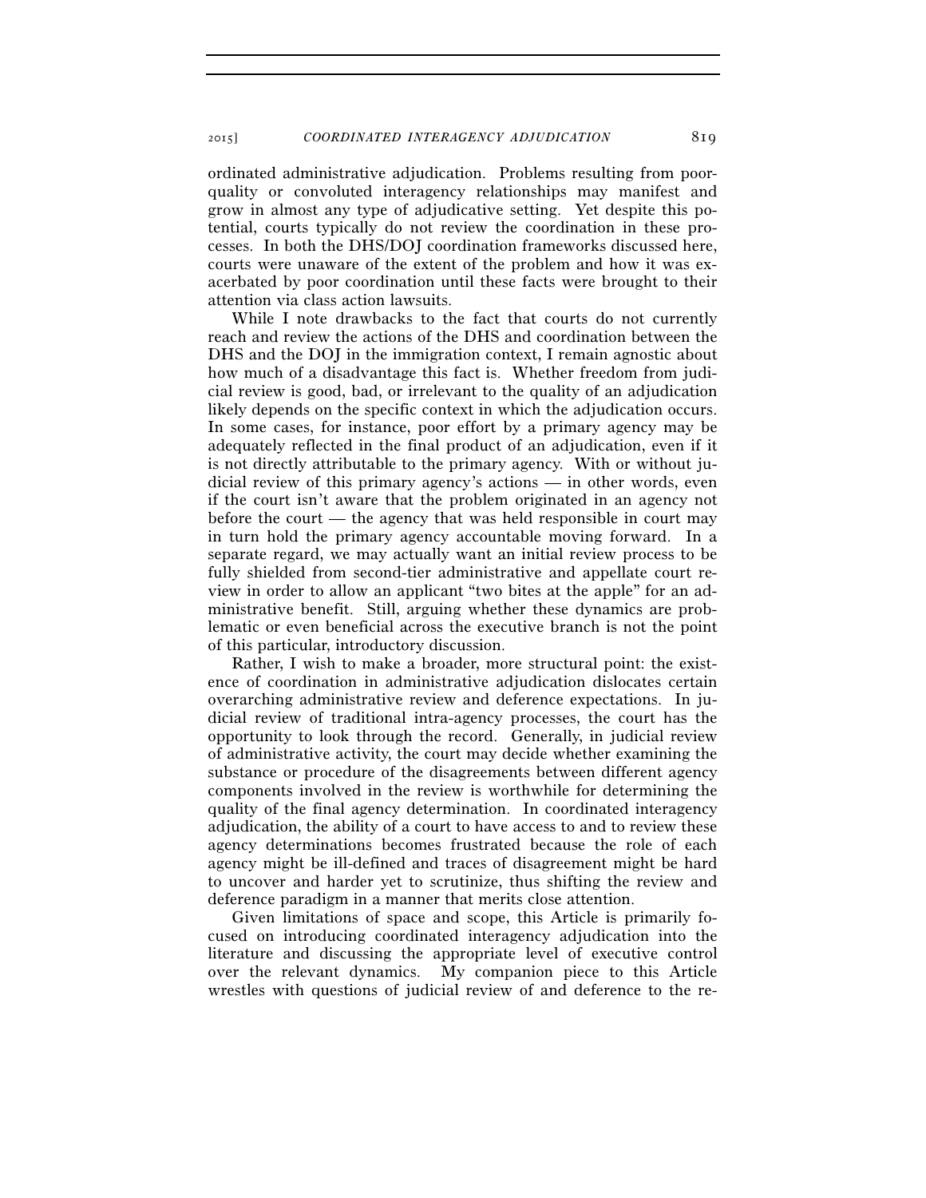ordinated administrative adjudication. Problems resulting from poor-quality or convoluted interagency relationships may manifest and grow in almost any type of adjudicative setting. Yet despite this potential, courts typically do not review the coordination in these processes. In both the DHS/DOJ coordination frameworks discussed here, courts were unaware of the extent of the problem and how it was exacerbated by poor coordination until these facts were brought to their attention via class action lawsuits.

While I note drawbacks to the fact that courts do not currently reach and review the actions of the DHS and coordination between the DHS and the DOJ in the immigration context, I remain agnostic about how much of a disadvantage this fact is. Whether freedom from judicial review is good, bad, or irrelevant to the quality of an adjudication likely depends on the specific context in which the adjudication occurs. In some cases, for instance, poor effort by a primary agency may be adequately reflected in the final product of an adjudication, even if it is not directly attributable to the primary agency. With or without judicial review of this primary agency's actions — in other words, even if the court isn't aware that the problem originated in an agency not before the court — the agency that was held responsible in court may in turn hold the primary agency accountable moving forward. In a separate regard, we may actually want an initial review process to be fully shielded from second-tier administrative and appellate court review in order to allow an applicant "two bites at the apple" for an administrative benefit. Still, arguing whether these dynamics are problematic or even beneficial across the executive branch is not the point of this particular, introductory discussion.

Rather, I wish to make a broader, more structural point: the existence of coordination in administrative adjudication dislocates certain overarching administrative review and deference expectations. In judicial review of traditional intra-agency processes, the court has the opportunity to look through the record. Generally, in judicial review of administrative activity, the court may decide whether examining the substance or procedure of the disagreements between different agency components involved in the review is worthwhile for determining the quality of the final agency determination. In coordinated interagency adjudication, the ability of a court to have access to and to review these agency determinations becomes frustrated because the role of each agency might be ill-defined and traces of disagreement might be hard to uncover and harder yet to scrutinize, thus shifting the review and deference paradigm in a manner that merits close attention.

Given limitations of space and scope, this Article is primarily focused on introducing coordinated interagency adjudication into the literature and discussing the appropriate level of executive control over the relevant dynamics. My companion piece to this Article wrestles with questions of judicial review of and deference to the re-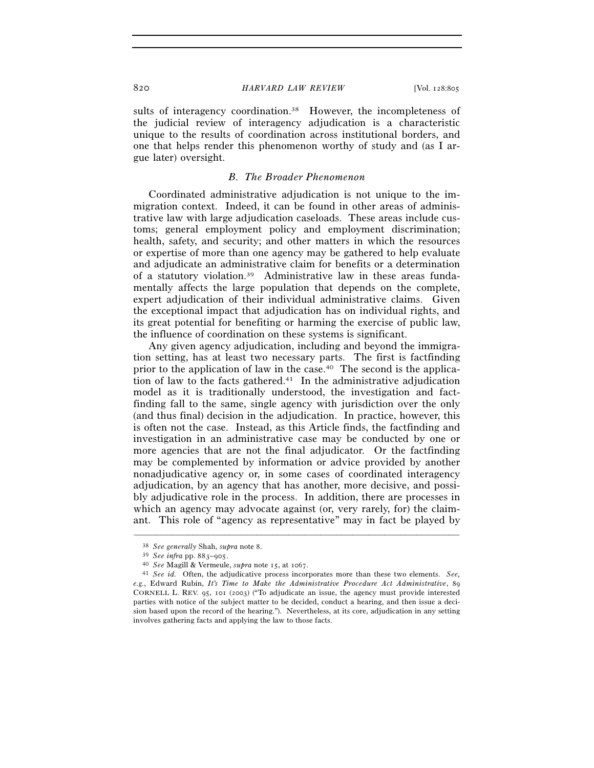sults of interagency coordination.[38] However, the incompleteness of the judicial review of interagency adjudication is a characteristic unique to the results of coordination across institutional borders, and one that helps render this phenomenon worthy of study and (as I argue later) oversight.

### *B. The Broader Phenomenon*

Coordinated administrative adjudication is not unique to the immigration context. Indeed, it can be found in other areas of administrative law with large adjudication caseloads. These areas include customs; general employment policy and employment discrimination; health, safety, and security; and other matters in which the resources or expertise of more than one agency may be gathered to help evaluate and adjudicate an administrative claim for benefits or a determination of a statutory violation.[39] Administrative law in these areas fundamentally affects the large population that depends on the complete, expert adjudication of their individual administrative claims. Given the exceptional impact that adjudication has on individual rights, and its great potential for benefiting or harming the exercise of public law, the influence of coordination on these systems is significant.

Any given agency adjudication, including and beyond the immigration setting, has at least two necessary parts. The first is factfinding prior to the application of law in the case.[40] The second is the application of law to the facts gathered.[41] In the administrative adjudication model as it is traditionally understood, the investigation and factfinding fall to the same, single agency with jurisdiction over the only (and thus final) decision in the adjudication. In practice, however, this is often not the case. Instead, as this Article finds, the factfinding and investigation in an administrative case may be conducted by one or more agencies that are not the final adjudicator. Or the factfinding may be complemented by information or advice provided by another nonadjudicative agency or, in some cases of coordinated interagency adjudication, by an agency that has another, more decisive, and possibly adjudicative role in the process. In addition, there are processes in which an agency may advocate against (or, very rarely, for) the claimant. This role of "agency as representative" may in fact be played by

---

[38] *See generally* Shah, *supra* note 8.

[39] *See infra* pp. 883–905.

[40] *See* Magill & Vermeule, *supra* note 15, at 1067.

[41] *See id.* Often, the adjudicative process incorporates more than these two elements. *See, e.g.*, Edward Rubin, *It's Time to Make the Administrative Procedure Act Administrative*, 89 CORNELL L. REV. 95, 101 (2003) ("To adjudicate an issue, the agency must provide interested parties with notice of the subject matter to be decided, conduct a hearing, and then issue a decision based upon the record of the hearing."). Nevertheless, at its core, adjudication in any setting involves gathering facts and applying the law to those facts.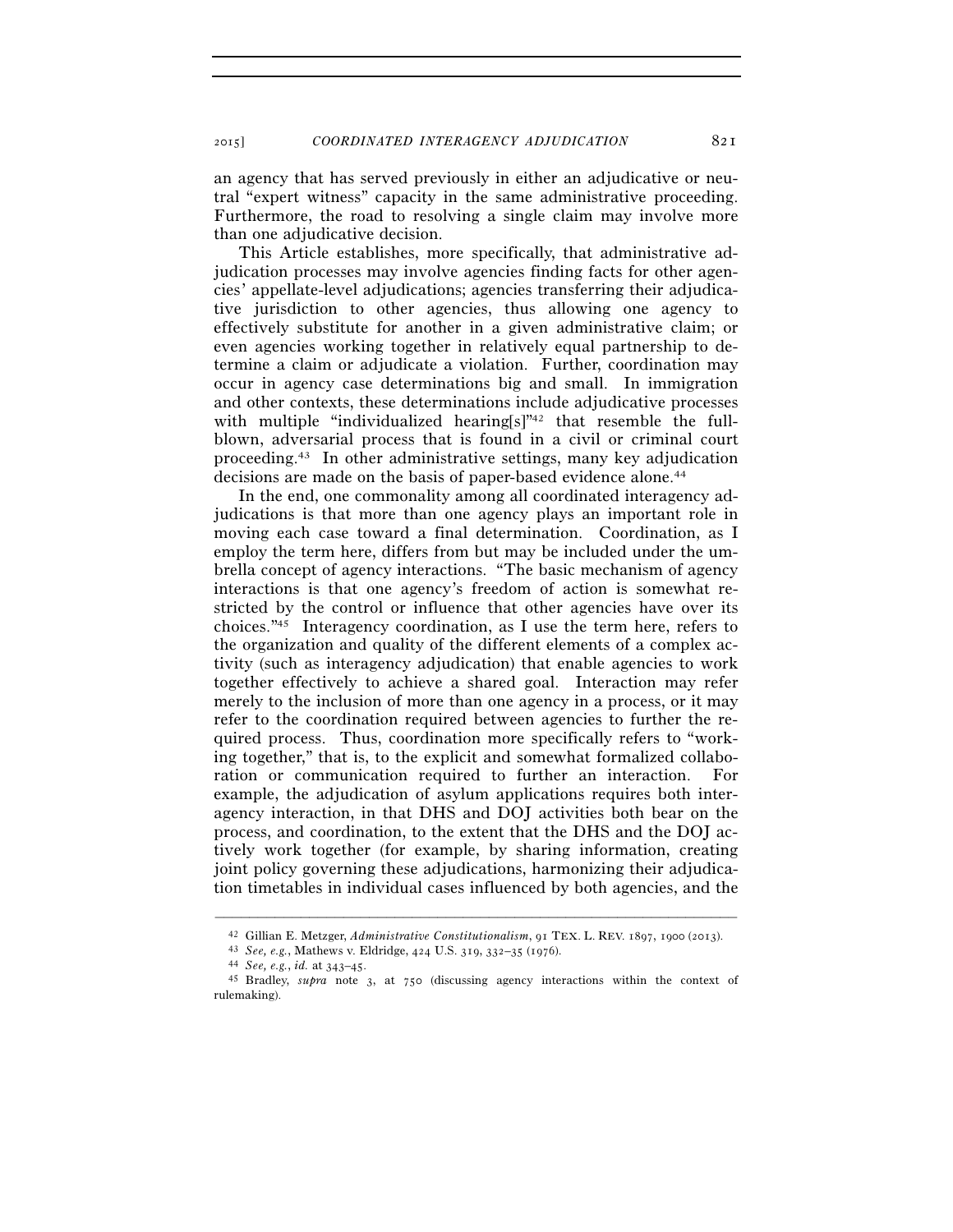an agency that has served previously in either an adjudicative or neutral "expert witness" capacity in the same administrative proceeding. Furthermore, the road to resolving a single claim may involve more than one adjudicative decision.

This Article establishes, more specifically, that administrative adjudication processes may involve agencies finding facts for other agencies' appellate-level adjudications; agencies transferring their adjudicative jurisdiction to other agencies, thus allowing one agency to effectively substitute for another in a given administrative claim; or even agencies working together in relatively equal partnership to determine a claim or adjudicate a violation. Further, coordination may occur in agency case determinations big and small. In immigration and other contexts, these determinations include adjudicative processes with multiple "individualized hearing[s]"[42] that resemble the full-blown, adversarial process that is found in a civil or criminal court proceeding.[43] In other administrative settings, many key adjudication decisions are made on the basis of paper-based evidence alone.[44]

In the end, one commonality among all coordinated interagency adjudications is that more than one agency plays an important role in moving each case toward a final determination. Coordination, as I employ the term here, differs from but may be included under the umbrella concept of agency interactions. "The basic mechanism of agency interactions is that one agency's freedom of action is somewhat restricted by the control or influence that other agencies have over its choices."[45] Interagency coordination, as I use the term here, refers to the organization and quality of the different elements of a complex activity (such as interagency adjudication) that enable agencies to work together effectively to achieve a shared goal. Interaction may refer merely to the inclusion of more than one agency in a process, or it may refer to the coordination required between agencies to further the required process. Thus, coordination more specifically refers to "working together," that is, to the explicit and somewhat formalized collaboration or communication required to further an interaction. For example, the adjudication of asylum applications requires both interagency interaction, in that DHS and DOJ activities both bear on the process, and coordination, to the extent that the DHS and the DOJ actively work together (for example, by sharing information, creating joint policy governing these adjudications, harmonizing their adjudication timetables in individual cases influenced by both agencies, and the

---

[42] Gillian E. Metzger, *Administrative Constitutionalism*, 91 TEX. L. REV. 1897, 1900 (2013).

[43] *See, e.g.*, Mathews v. Eldridge, 424 U.S. 319, 332–35 (1976).

[44] *See, e.g.*, *id.* at 343–45.

[45] Bradley, *supra* note 3, at 750 (discussing agency interactions within the context of rulemaking).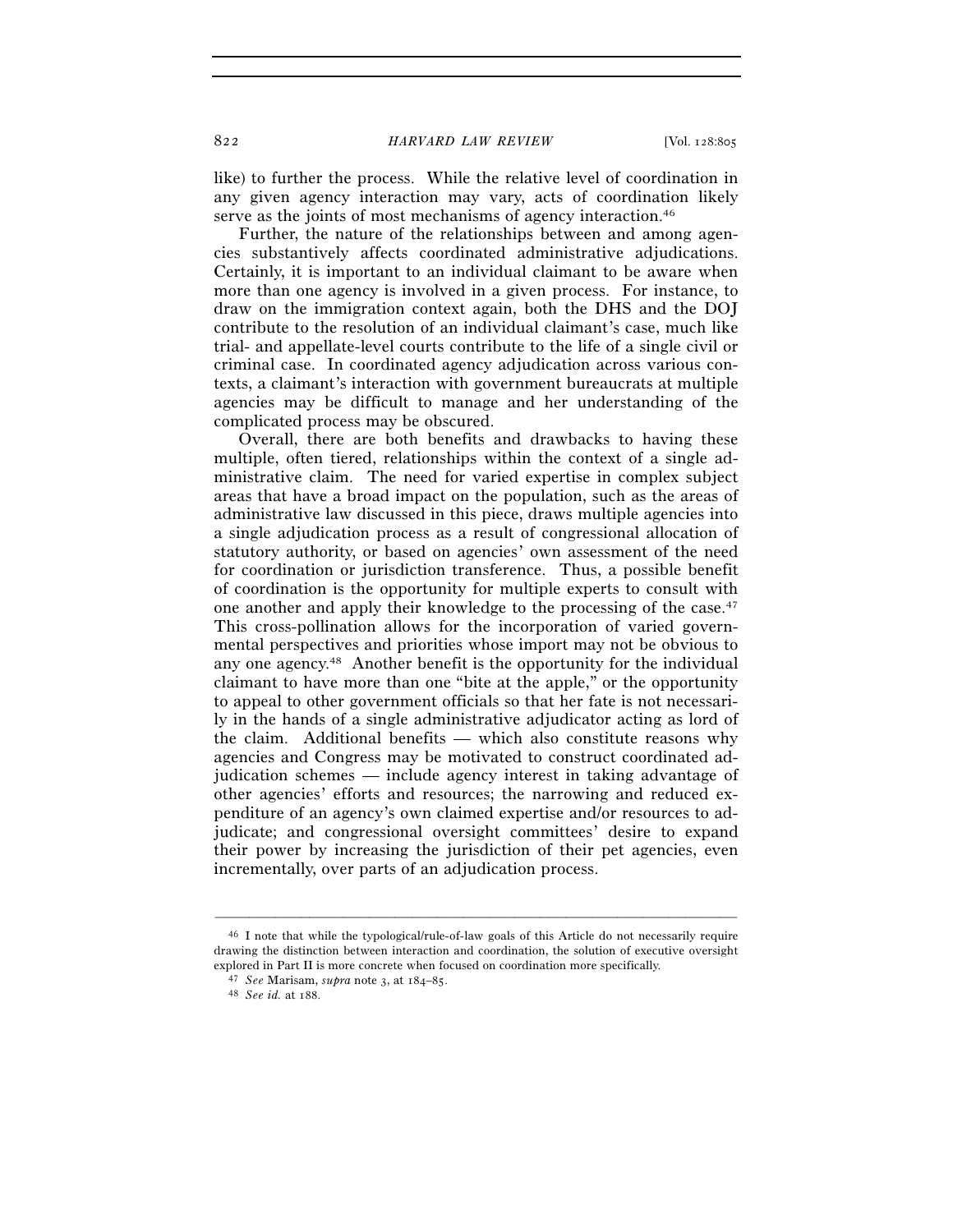like) to further the process. While the relative level of coordination in any given agency interaction may vary, acts of coordination likely serve as the joints of most mechanisms of agency interaction.[46]

Further, the nature of the relationships between and among agencies substantively affects coordinated administrative adjudications. Certainly, it is important to an individual claimant to be aware when more than one agency is involved in a given process. For instance, to draw on the immigration context again, both the DHS and the DOJ contribute to the resolution of an individual claimant's case, much like trial- and appellate-level courts contribute to the life of a single civil or criminal case. In coordinated agency adjudication across various contexts, a claimant's interaction with government bureaucrats at multiple agencies may be difficult to manage and her understanding of the complicated process may be obscured.

Overall, there are both benefits and drawbacks to having these multiple, often tiered, relationships within the context of a single administrative claim. The need for varied expertise in complex subject areas that have a broad impact on the population, such as the areas of administrative law discussed in this piece, draws multiple agencies into a single adjudication process as a result of congressional allocation of statutory authority, or based on agencies' own assessment of the need for coordination or jurisdiction transference. Thus, a possible benefit of coordination is the opportunity for multiple experts to consult with one another and apply their knowledge to the processing of the case.[47] This cross-pollination allows for the incorporation of varied governmental perspectives and priorities whose import may not be obvious to any one agency.[48] Another benefit is the opportunity for the individual claimant to have more than one "bite at the apple," or the opportunity to appeal to other government officials so that her fate is not necessarily in the hands of a single administrative adjudicator acting as lord of the claim. Additional benefits — which also constitute reasons why agencies and Congress may be motivated to construct coordinated adjudication schemes — include agency interest in taking advantage of other agencies' efforts and resources; the narrowing and reduced expenditure of an agency's own claimed expertise and/or resources to adjudicate; and congressional oversight committees' desire to expand their power by increasing the jurisdiction of their pet agencies, even incrementally, over parts of an adjudication process.

---

[46] I note that while the typological/rule-of-law goals of this Article do not necessarily require drawing the distinction between interaction and coordination, the solution of executive oversight explored in Part II is more concrete when focused on coordination more specifically.

[47] *See* Marisam, *supra* note 3, at 184–85.

[48] *See id.* at 188.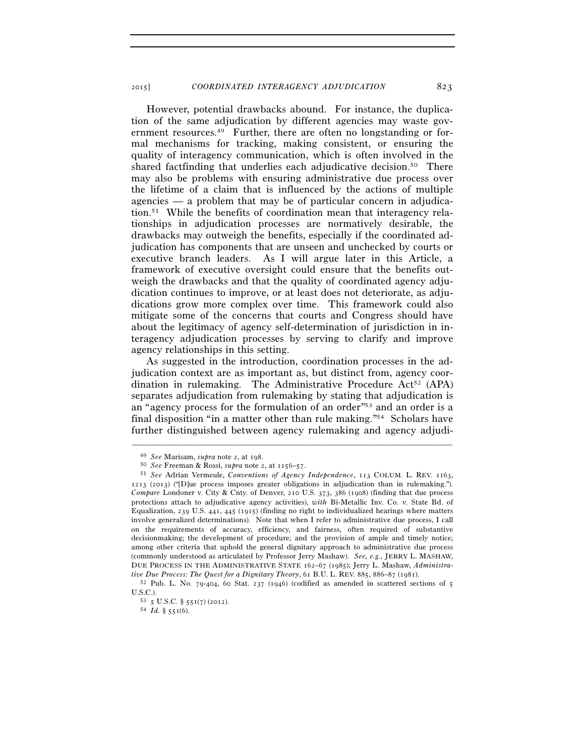However, potential drawbacks abound. For instance, the duplication of the same adjudication by different agencies may waste government resources.[49] Further, there are often no longstanding or formal mechanisms for tracking, making consistent, or ensuring the quality of interagency communication, which is often involved in the shared factfinding that underlies each adjudicative decision.[50] There may also be problems with ensuring administrative due process over the lifetime of a claim that is influenced by the actions of multiple agencies — a problem that may be of particular concern in adjudication.[51] While the benefits of coordination mean that interagency relationships in adjudication processes are normatively desirable, the drawbacks may outweigh the benefits, especially if the coordinated adjudication has components that are unseen and unchecked by courts or executive branch leaders. As I will argue later in this Article, a framework of executive oversight could ensure that the benefits outweigh the drawbacks and that the quality of coordinated agency adjudication continues to improve, or at least does not deteriorate, as adjudications grow more complex over time. This framework could also mitigate some of the concerns that courts and Congress should have about the legitimacy of agency self-determination of jurisdiction in interagency adjudication processes by serving to clarify and improve agency relationships in this setting.

As suggested in the introduction, coordination processes in the adjudication context are as important as, but distinct from, agency coordination in rulemaking. The Administrative Procedure Act[52] (APA) separates adjudication from rulemaking by stating that adjudication is an "agency process for the formulation of an order"[53] and an order is a final disposition "in a matter other than rule making."[54] Scholars have further distinguished between agency rulemaking and agency adjudi-

---

[49] *See* Marisam, *supra* note 2, at 198.

[50] *See* Freeman & Rossi, *supra* note 2, at 1156–57.

[51] *See* Adrian Vermeule, *Conventions of Agency Independence*, 113 COLUM. L. REV. 1163, 1213 (2013) ("[D]ue process imposes greater obligations in adjudication than in rulemaking."). *Compare* Londoner v. City & Cnty. of Denver, 210 U.S. 373, 386 (1908) (finding that due process protections attach to adjudicative agency activities), *with* Bi-Metallic Inv. Co. v. State Bd. of Equalization, 239 U.S. 441, 445 (1915) (finding no right to individualized hearings where matters involve generalized determinations). Note that when I refer to administrative due process, I call on the requirements of accuracy, efficiency, and fairness, often required of substantive decisionmaking; the development of procedure; and the provision of ample and timely notice; among other criteria that uphold the general dignitary approach to administrative due process (commonly understood as articulated by Professor Jerry Mashaw). *See, e.g.*, JERRY L. MASHAW, DUE PROCESS IN THE ADMINISTRATIVE STATE 162–67 (1985); Jerry L. Mashaw, *Administrative Due Process: The Quest for a Dignitary Theory*, 61 B.U. L. REV. 885, 886–87 (1981).

[52] Pub. L. No. 79-404, 60 Stat. 237 (1946) (codified as amended in scattered sections of 5 U.S.C.).

[53] 5 U.S.C. § 551(7) (2012).

[54] *Id.* § 551(6).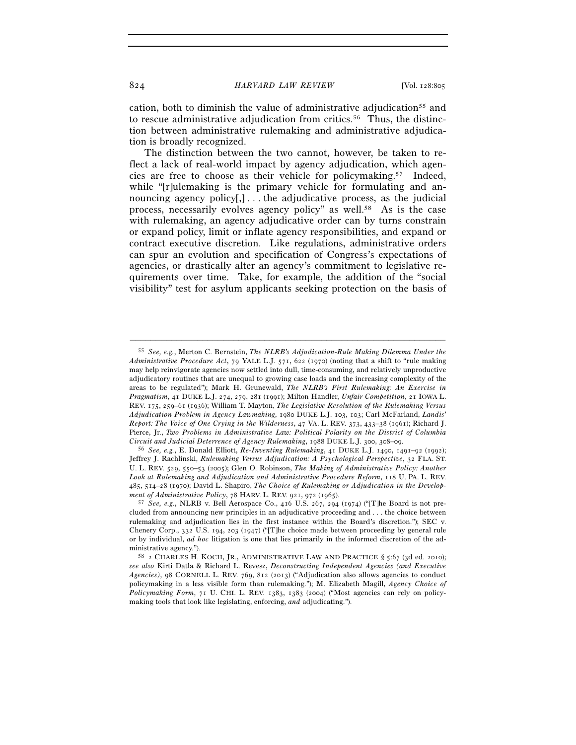cation, both to diminish the value of administrative adjudication[55] and to rescue administrative adjudication from critics.[56] Thus, the distinction between administrative rulemaking and administrative adjudication is broadly recognized.

The distinction between the two cannot, however, be taken to reflect a lack of real-world impact by agency adjudication, which agencies are free to choose as their vehicle for policymaking.[57] Indeed, while "[r]ulemaking is the primary vehicle for formulating and announcing agency policy[,] . . . the adjudicative process, as the judicial process, necessarily evolves agency policy" as well.[58] As is the case with rulemaking, an agency adjudicative order can by turns constrain or expand policy, limit or inflate agency responsibilities, and expand or contract executive discretion. Like regulations, administrative orders can spur an evolution and specification of Congress's expectations of agencies, or drastically alter an agency's commitment to legislative requirements over time. Take, for example, the addition of the "social visibility" test for asylum applicants seeking protection on the basis of

---

[55] *See, e.g.*, Merton C. Bernstein, *The NLRB's Adjudication-Rule Making Dilemma Under the Administrative Procedure Act*, 79 YALE L.J. 571, 622 (1970) (noting that a shift to "rule making may help reinvigorate agencies now settled into dull, time-consuming, and relatively unproductive adjudicatory routines that are unequal to growing case loads and the increasing complexity of the areas to be regulated"); Mark H. Grunewald, *The NLRB's First Rulemaking: An Exercise in Pragmatism*, 41 DUKE L.J. 274, 279, 281 (1991); Milton Handler, *Unfair Competition*, 21 IOWA L. REV. 175, 259–61 (1936); William T. Mayton, *The Legislative Resolution of the Rulemaking Versus Adjudication Problem in Agency Lawmaking*, 1980 DUKE L.J. 103, 103; Carl McFarland, *Landis' Report: The Voice of One Crying in the Wilderness*, 47 VA. L. REV. 373, 433–38 (1961); Richard J. Pierce, Jr., *Two Problems in Administrative Law: Political Polarity on the District of Columbia Circuit and Judicial Deterrence of Agency Rulemaking*, 1988 DUKE L.J. 300, 308–09.

[56] *See, e.g.*, E. Donald Elliott, *Re-Inventing Rulemaking*, 41 DUKE L.J. 1490, 1491–92 (1992); Jeffrey J. Rachlinski, *Rulemaking Versus Adjudication: A Psychological Perspective*, 32 FLA. ST. U. L. REV. 529, 550–53 (2005); Glen O. Robinson, *The Making of Administrative Policy: Another Look at Rulemaking and Adjudication and Administrative Procedure Reform*, 118 U. PA. L. REV. 485, 514–28 (1970); David L. Shapiro, *The Choice of Rulemaking or Adjudication in the Development of Administrative Policy*, 78 HARV. L. REV. 921, 972 (1965).

[57] *See, e.g.*, NLRB v. Bell Aerospace Co., 416 U.S. 267, 294 (1974) ("[T]he Board is not precluded from announcing new principles in an adjudicative proceeding and . . . the choice between rulemaking and adjudication lies in the first instance within the Board's discretion."); SEC v. Chenery Corp., 332 U.S. 194, 203 (1947) ("[T]he choice made between proceeding by general rule or by individual, *ad hoc* litigation is one that lies primarily in the informed discretion of the administrative agency.").

[58] 2 CHARLES H. KOCH, JR., ADMINISTRATIVE LAW AND PRACTICE § 5:67 (3d ed. 2010); *see also* Kirti Datla & Richard L. Revesz, *Deconstructing Independent Agencies (and Executive Agencies)*, 98 CORNELL L. REV. 769, 812 (2013) ("Adjudication also allows agencies to conduct policymaking in a less visible form than rulemaking."); M. Elizabeth Magill, *Agency Choice of Policymaking Form*, 71 U. CHI. L. REV. 1383, 1383 (2004) ("Most agencies can rely on policymaking tools that look like legislating, enforcing, *and* adjudicating.").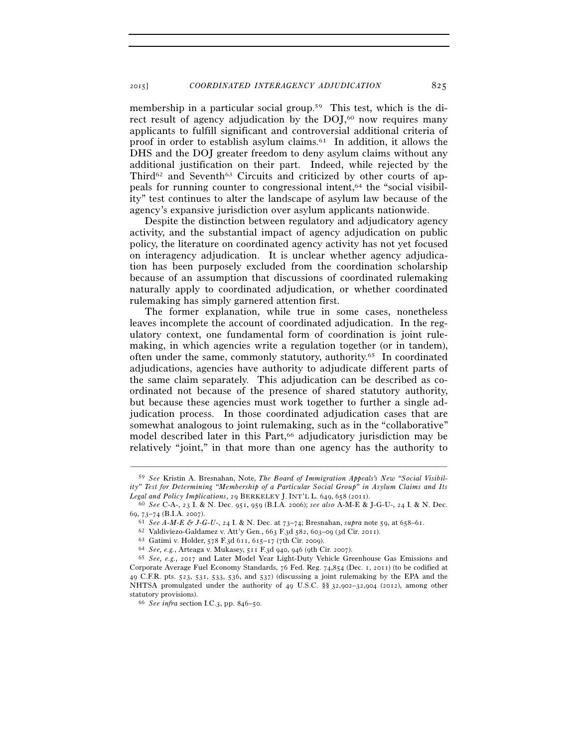membership in a particular social group.[59] This test, which is the direct result of agency adjudication by the DOJ,[60] now requires many applicants to fulfill significant and controversial additional criteria of proof in order to establish asylum claims.[61] In addition, it allows the DHS and the DOJ greater freedom to deny asylum claims without any additional justification on their part. Indeed, while rejected by the Third[62] and Seventh[63] Circuits and criticized by other courts of appeals for running counter to congressional intent,[64] the "social visibility" test continues to alter the landscape of asylum law because of the agency's expansive jurisdiction over asylum applicants nationwide.

Despite the distinction between regulatory and adjudicatory agency activity, and the substantial impact of agency adjudication on public policy, the literature on coordinated agency activity has not yet focused on interagency adjudication. It is unclear whether agency adjudication has been purposely excluded from the coordination scholarship because of an assumption that discussions of coordinated rulemaking naturally apply to coordinated adjudication, or whether coordinated rulemaking has simply garnered attention first.

The former explanation, while true in some cases, nonetheless leaves incomplete the account of coordinated adjudication. In the regulatory context, one fundamental form of coordination is joint rulemaking, in which agencies write a regulation together (or in tandem), often under the same, commonly statutory, authority.[65] In coordinated adjudications, agencies have authority to adjudicate different parts of the same claim separately. This adjudication can be described as coordinated not because of the presence of shared statutory authority, but because these agencies must work together to further a single adjudication process. In those coordinated adjudication cases that are somewhat analogous to joint rulemaking, such as in the "collaborative" model described later in this Part,[66] adjudicatory jurisdiction may be relatively "joint," in that more than one agency has the authority to

---

[59] *See* Kristin A. Bresnahan, Note, *The Board of Immigration Appeals's New "Social Visibility" Test for Determining "Membership of a Particular Social Group" in Asylum Claims and Its Legal and Policy Implications*, 29 BERKELEY J. INT'L L. 649, 658 (2011).

[60] *See* C-A-, 23 I. & N. Dec. 951, 959 (B.I.A. 2006); *see also* A-M-E & J-G-U-, 24 I. & N. Dec. 69, 73–74 (B.I.A. 2007).

[61] *See A-M-E & J-G-U-*, 24 I. & N. Dec. at 73–74; Bresnahan, *supra* note 59, at 658–61.

[62] Valdiviezo-Galdamez v. Att'y Gen., 663 F.3d 582, 603–09 (3d Cir. 2011).

[63] Gatimi v. Holder, 578 F.3d 611, 615–17 (7th Cir. 2009).

[64] *See, e.g.*, Arteaga v. Mukasey, 511 F.3d 940, 946 (9th Cir. 2007).

[65] *See, e.g.*, 2017 and Later Model Year Light-Duty Vehicle Greenhouse Gas Emissions and Corporate Average Fuel Economy Standards, 76 Fed. Reg. 74,854 (Dec. 1, 2011) (to be codified at 49 C.F.R. pts. 523, 531, 533, 536, and 537) (discussing a joint rulemaking by the EPA and the NHTSA promulgated under the authority of 49 U.S.C. §§ 32,902–32,904 (2012), among other statutory provisions).

[66] *See infra* section I.C.3, pp. 846–50.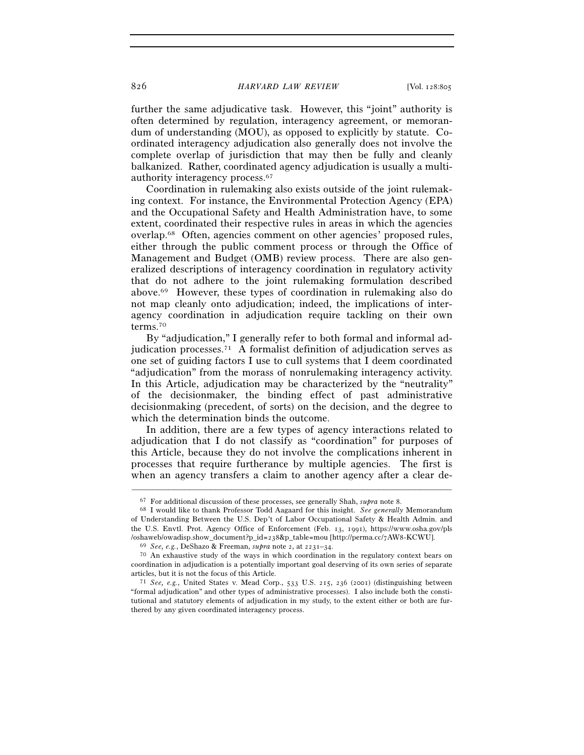further the same adjudicative task. However, this "joint" authority is often determined by regulation, interagency agreement, or memorandum of understanding (MOU), as opposed to explicitly by statute. Coordinated interagency adjudication also generally does not involve the complete overlap of jurisdiction that may then be fully and cleanly balkanized. Rather, coordinated agency adjudication is usually a multi-authority interagency process.[67]

Coordination in rulemaking also exists outside of the joint rulemaking context. For instance, the Environmental Protection Agency (EPA) and the Occupational Safety and Health Administration have, to some extent, coordinated their respective rules in areas in which the agencies overlap.[68] Often, agencies comment on other agencies' proposed rules, either through the public comment process or through the Office of Management and Budget (OMB) review process. There are also generalized descriptions of interagency coordination in regulatory activity that do not adhere to the joint rulemaking formulation described above.[69] However, these types of coordination in rulemaking also do not map cleanly onto adjudication; indeed, the implications of interagency coordination in adjudication require tackling on their own terms.[70]

By "adjudication," I generally refer to both formal and informal adjudication processes.[71] A formalist definition of adjudication serves as one set of guiding factors I use to cull systems that I deem coordinated "adjudication" from the morass of nonrulemaking interagency activity. In this Article, adjudication may be characterized by the "neutrality" of the decisionmaker, the binding effect of past administrative decisionmaking (precedent, of sorts) on the decision, and the degree to which the determination binds the outcome.

In addition, there are a few types of agency interactions related to adjudication that I do not classify as "coordination" for purposes of this Article, because they do not involve the complications inherent in processes that require furtherance by multiple agencies. The first is when an agency transfers a claim to another agency after a clear de-

---

[67] For additional discussion of these processes, see generally Shah, *supra* note 8.

[68] I would like to thank Professor Todd Aagaard for this insight. *See generally* Memorandum of Understanding Between the U.S. Dep't of Labor Occupational Safety & Health Admin. and the U.S. Envtl. Prot. Agency Office of Enforcement (Feb. 13, 1991), https://www.osha.gov/pls/oshaweb/owadisp.show_document?p_id=238&p_table=mou [http://perma.cc/7AW8-KCWU].

[69] *See, e.g.*, DeShazo & Freeman, *supra* note 2, at 2231–34.

[70] An exhaustive study of the ways in which coordination in the regulatory context bears on coordination in adjudication is a potentially important goal deserving of its own series of separate articles, but it is not the focus of this Article.

[71] *See, e.g.*, United States v. Mead Corp., 533 U.S. 215, 236 (2001) (distinguishing between "formal adjudication" and other types of administrative processes). I also include both the constitutional and statutory elements of adjudication in my study, to the extent either or both are furthered by any given coordinated interagency process.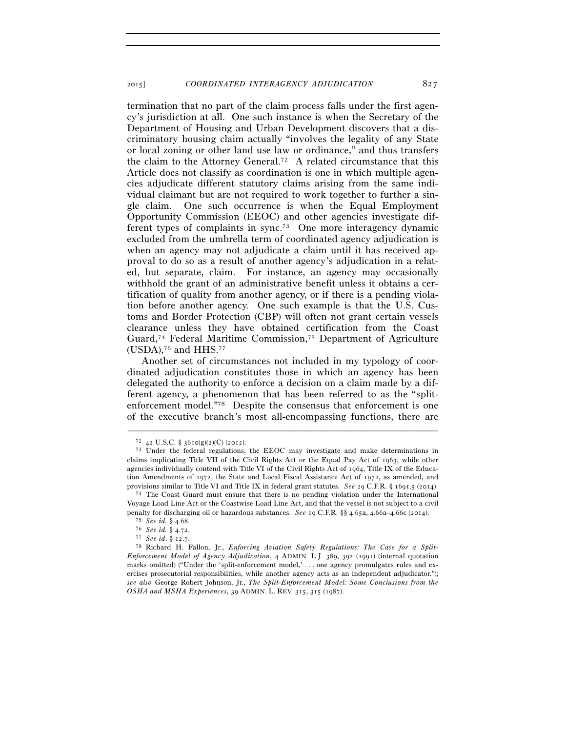termination that no part of the claim process falls under the first agency's jurisdiction at all. One such instance is when the Secretary of the Department of Housing and Urban Development discovers that a discriminatory housing claim actually "involves the legality of any State or local zoning or other land use law or ordinance," and thus transfers the claim to the Attorney General.[72] A related circumstance that this Article does not classify as coordination is one in which multiple agencies adjudicate different statutory claims arising from the same individual claimant but are not required to work together to further a single claim. One such occurrence is when the Equal Employment Opportunity Commission (EEOC) and other agencies investigate different types of complaints in sync.[73] One more interagency dynamic excluded from the umbrella term of coordinated agency adjudication is when an agency may not adjudicate a claim until it has received approval to do so as a result of another agency's adjudication in a related, but separate, claim. For instance, an agency may occasionally withhold the grant of an administrative benefit unless it obtains a certification of quality from another agency, or if there is a pending violation before another agency. One such example is that the U.S. Customs and Border Protection (CBP) will often not grant certain vessels clearance unless they have obtained certification from the Coast Guard,[74] Federal Maritime Commission,[75] Department of Agriculture (USDA),[76] and HHS.[77]

Another set of circumstances not included in my typology of coordinated adjudication constitutes those in which an agency has been delegated the authority to enforce a decision on a claim made by a different agency, a phenomenon that has been referred to as the "split-enforcement model."[78] Despite the consensus that enforcement is one of the executive branch's most all-encompassing functions, there are

---

[72] 42 U.S.C. § 3610(g)(2)(C) (2012).

[73] Under the federal regulations, the EEOC may investigate and make determinations in claims implicating Title VII of the Civil Rights Act or the Equal Pay Act of 1963, while other agencies individually contend with Title VI of the Civil Rights Act of 1964, Title IX of the Education Amendments of 1972, the State and Local Fiscal Assistance Act of 1972, as amended, and provisions similar to Title VI and Title IX in federal grant statutes. *See* 29 C.F.R. § 1691.5 (2014).

[74] The Coast Guard must ensure that there is no pending violation under the International Voyage Load Line Act or the Coastwise Load Line Act, and that the vessel is not subject to a civil penalty for discharging oil or hazardous substances. *See* 19 C.F.R. §§ 4.65a, 4.66a–4.66c (2014).

[75] *See id.* § 4.68.

[76] *See id.* § 4.72.

[77] *See id.* § 12.7.

[78] Richard H. Fallon, Jr., *Enforcing Aviation Safety Regulations: The Case for a Split-Enforcement Model of Agency Adjudication*, 4 ADMIN. L.J. 389, 392 (1991) (internal quotation marks omitted) ("Under the 'split-enforcement model,' . . . one agency promulgates rules and exercises prosecutorial responsibilities, while another agency acts as an independent adjudicator."); *see also* George Robert Johnson, Jr., *The Split-Enforcement Model: Some Conclusions from the OSHA and MSHA Experiences*, 39 ADMIN. L. REV. 315, 315 (1987).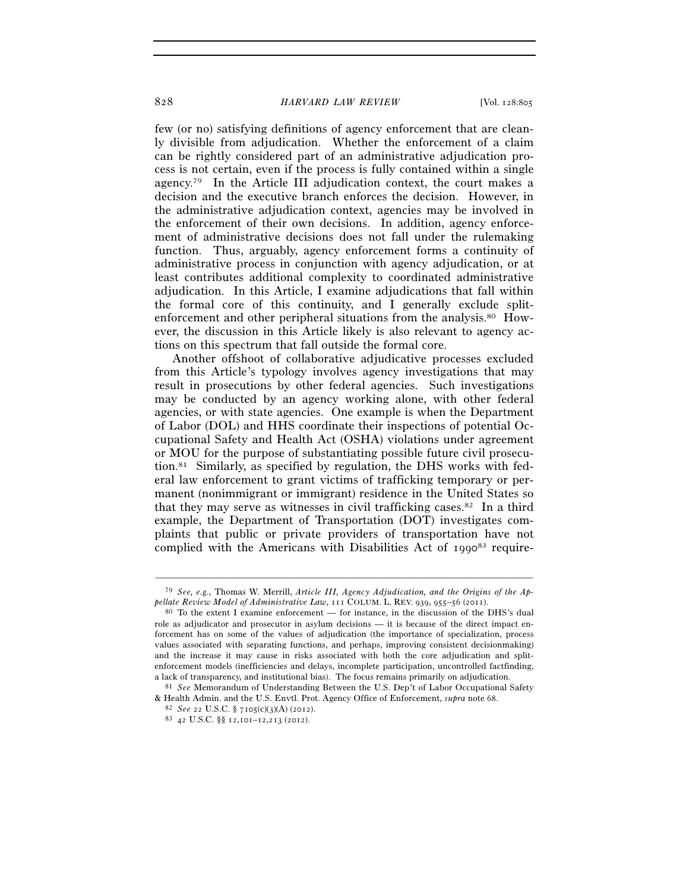few (or no) satisfying definitions of agency enforcement that are cleanly divisible from adjudication. Whether the enforcement of a claim can be rightly considered part of an administrative adjudication process is not certain, even if the process is fully contained within a single agency.[79] In the Article III adjudication context, the court makes a decision and the executive branch enforces the decision. However, in the administrative adjudication context, agencies may be involved in the enforcement of their own decisions. In addition, agency enforcement of administrative decisions does not fall under the rulemaking function. Thus, arguably, agency enforcement forms a continuity of administrative process in conjunction with agency adjudication, or at least contributes additional complexity to coordinated administrative adjudication. In this Article, I examine adjudications that fall within the formal core of this continuity, and I generally exclude split-enforcement and other peripheral situations from the analysis.[80] However, the discussion in this Article likely is also relevant to agency actions on this spectrum that fall outside the formal core.

Another offshoot of collaborative adjudicative processes excluded from this Article's typology involves agency investigations that may result in prosecutions by other federal agencies. Such investigations may be conducted by an agency working alone, with other federal agencies, or with state agencies. One example is when the Department of Labor (DOL) and HHS coordinate their inspections of potential Occupational Safety and Health Act (OSHA) violations under agreement or MOU for the purpose of substantiating possible future civil prosecution.[81] Similarly, as specified by regulation, the DHS works with federal law enforcement to grant victims of trafficking temporary or permanent (nonimmigrant or immigrant) residence in the United States so that they may serve as witnesses in civil trafficking cases.[82] In a third example, the Department of Transportation (DOT) investigates complaints that public or private providers of transportation have not complied with the Americans with Disabilities Act of 1990[83] require-

---

[79] *See, e.g.*, Thomas W. Merrill, *Article III, Agency Adjudication, and the Origins of the Appellate Review Model of Administrative Law*, 111 COLUM. L. REV. 939, 955–56 (2011).

[80] To the extent I examine enforcement — for instance, in the discussion of the DHS's dual role as adjudicator and prosecutor in asylum decisions — it is because of the direct impact enforcement has on some of the values of adjudication (the importance of specialization, process values associated with separating functions, and perhaps, improving consistent decisionmaking) and the increase it may cause in risks associated with both the core adjudication and split-enforcement models (inefficiencies and delays, incomplete participation, uncontrolled factfinding, a lack of transparency, and institutional bias). The focus remains primarily on adjudication.

[81] *See* Memorandum of Understanding Between the U.S. Dep't of Labor Occupational Safety & Health Admin. and the U.S. Envtl. Prot. Agency Office of Enforcement, *supra* note 68.

[82] *See* 22 U.S.C. § 7105(c)(3)(A) (2012).

[83] 42 U.S.C. §§ 12,101–12,213 (2012).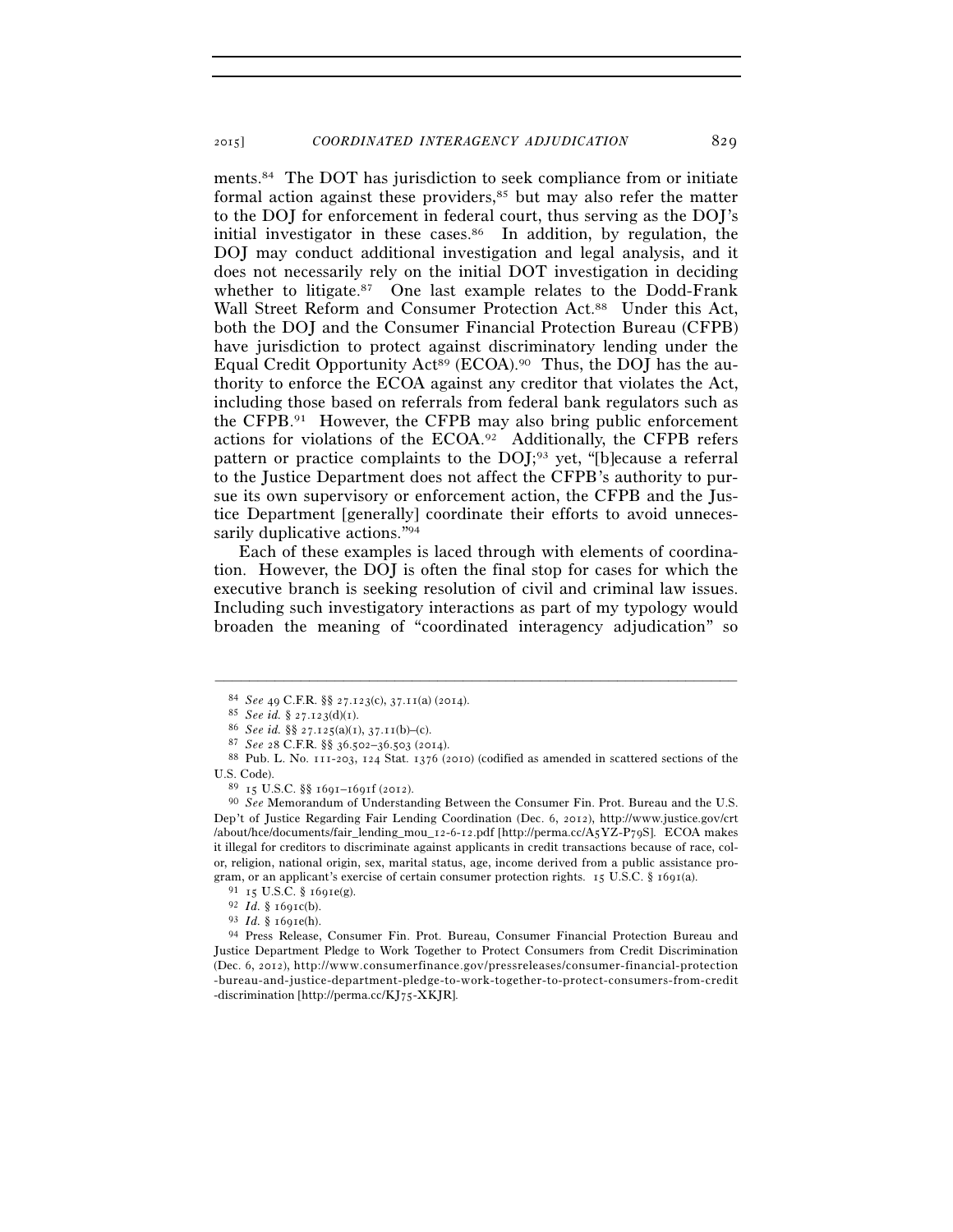ments.[84] The DOT has jurisdiction to seek compliance from or initiate formal action against these providers,[85] but may also refer the matter to the DOJ for enforcement in federal court, thus serving as the DOJ's initial investigator in these cases.[86] In addition, by regulation, the DOJ may conduct additional investigation and legal analysis, and it does not necessarily rely on the initial DOT investigation in deciding whether to litigate.[87] One last example relates to the Dodd-Frank Wall Street Reform and Consumer Protection Act.[88] Under this Act, both the DOJ and the Consumer Financial Protection Bureau (CFPB) have jurisdiction to protect against discriminatory lending under the Equal Credit Opportunity Act[89] (ECOA).[90] Thus, the DOJ has the authority to enforce the ECOA against any creditor that violates the Act, including those based on referrals from federal bank regulators such as the CFPB.[91] However, the CFPB may also bring public enforcement actions for violations of the ECOA.[92] Additionally, the CFPB refers pattern or practice complaints to the DOJ;[93] yet, "[b]ecause a referral to the Justice Department does not affect the CFPB's authority to pursue its own supervisory or enforcement action, the CFPB and the Justice Department [generally] coordinate their efforts to avoid unnecessarily duplicative actions."[94]

Each of these examples is laced through with elements of coordination. However, the DOJ is often the final stop for cases for which the executive branch is seeking resolution of civil and criminal law issues. Including such investigatory interactions as part of my typology would broaden the meaning of "coordinated interagency adjudication" so

---

[84] *See* 49 C.F.R. §§ 27.123(c), 37.11(a) (2014).

[85] *See id.* § 27.123(d)(1).

[86] *See id.* §§ 27.125(a)(1), 37.11(b)–(c).

[87] *See* 28 C.F.R. §§ 36.502–36.503 (2014).

[88] Pub. L. No. 111-203, 124 Stat. 1376 (2010) (codified as amended in scattered sections of the U.S. Code).

[89] 15 U.S.C. §§ 1691–1691f (2012).

[90] *See* Memorandum of Understanding Between the Consumer Fin. Prot. Bureau and the U.S. Dep't of Justice Regarding Fair Lending Coordination (Dec. 6, 2012), http://www.justice.gov/crt/about/hce/documents/fair_lending_mou_12-6-12.pdf [http://perma.cc/A5YZ-P79S]. ECOA makes it illegal for creditors to discriminate against applicants in credit transactions because of race, color, religion, national origin, sex, marital status, age, income derived from a public assistance program, or an applicant's exercise of certain consumer protection rights. 15 U.S.C. § 1691(a).

[91] 15 U.S.C. § 1691e(g).

[92] *Id.* § 1691c(b).

[93] *Id.* § 1691e(h).

[94] Press Release, Consumer Fin. Prot. Bureau, Consumer Financial Protection Bureau and Justice Department Pledge to Work Together to Protect Consumers from Credit Discrimination (Dec. 6, 2012), http://www.consumerfinance.gov/pressreleases/consumer-financial-protection-bureau-and-justice-department-pledge-to-work-together-to-protect-consumers-from-credit-discrimination [http://perma.cc/KJ75-XKJR].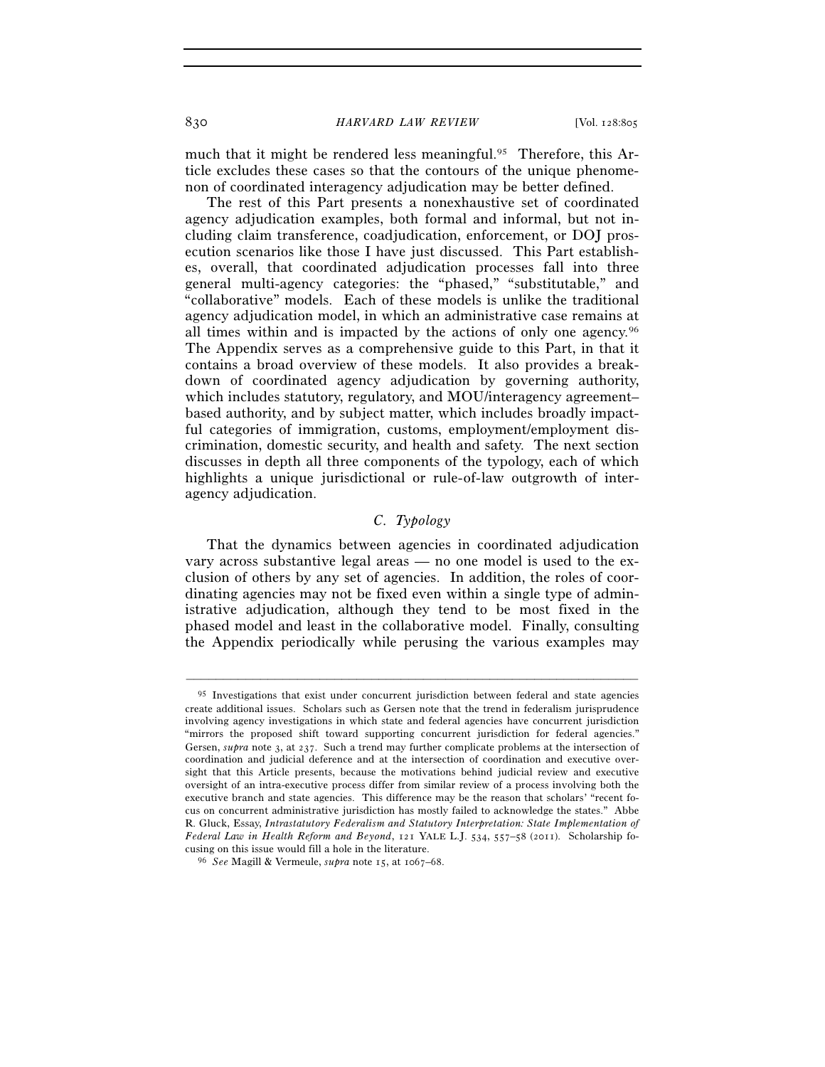much that it might be rendered less meaningful.[95] Therefore, this Article excludes these cases so that the contours of the unique phenomenon of coordinated interagency adjudication may be better defined.

The rest of this Part presents a nonexhaustive set of coordinated agency adjudication examples, both formal and informal, but not including claim transference, coadjudication, enforcement, or DOJ prosecution scenarios like those I have just discussed. This Part establishes, overall, that coordinated adjudication processes fall into three general multi-agency categories: the "phased," "substitutable," and "collaborative" models. Each of these models is unlike the traditional agency adjudication model, in which an administrative case remains at all times within and is impacted by the actions of only one agency.[96] The Appendix serves as a comprehensive guide to this Part, in that it contains a broad overview of these models. It also provides a breakdown of coordinated agency adjudication by governing authority, which includes statutory, regulatory, and MOU/interagency agreement–based authority, and by subject matter, which includes broadly impactful categories of immigration, customs, employment/employment discrimination, domestic security, and health and safety. The next section discusses in depth all three components of the typology, each of which highlights a unique jurisdictional or rule-of-law outgrowth of interagency adjudication.

### C. *Typology*

That the dynamics between agencies in coordinated adjudication vary across substantive legal areas — no one model is used to the exclusion of others by any set of agencies. In addition, the roles of coordinating agencies may not be fixed even within a single type of administrative adjudication, although they tend to be most fixed in the phased model and least in the collaborative model. Finally, consulting the Appendix periodically while perusing the various examples may

---

[95] Investigations that exist under concurrent jurisdiction between federal and state agencies create additional issues. Scholars such as Gersen note that the trend in federalism jurisprudence involving agency investigations in which state and federal agencies have concurrent jurisdiction "mirrors the proposed shift toward supporting concurrent jurisdiction for federal agencies." Gersen, *supra* note 3, at 237. Such a trend may further complicate problems at the intersection of coordination and judicial deference and at the intersection of coordination and executive oversight that this Article presents, because the motivations behind judicial review and executive oversight of an intra-executive process differ from similar review of a process involving both the executive branch and state agencies. This difference may be the reason that scholars' "recent focus on concurrent administrative jurisdiction has mostly failed to acknowledge the states." Abbe R. Gluck, Essay, *Intrastatutory Federalism and Statutory Interpretation: State Implementation of Federal Law in Health Reform and Beyond*, 121 YALE L.J. 534, 557–58 (2011). Scholarship focusing on this issue would fill a hole in the literature.

[96] *See* Magill & Vermeule, *supra* note 15, at 1067–68.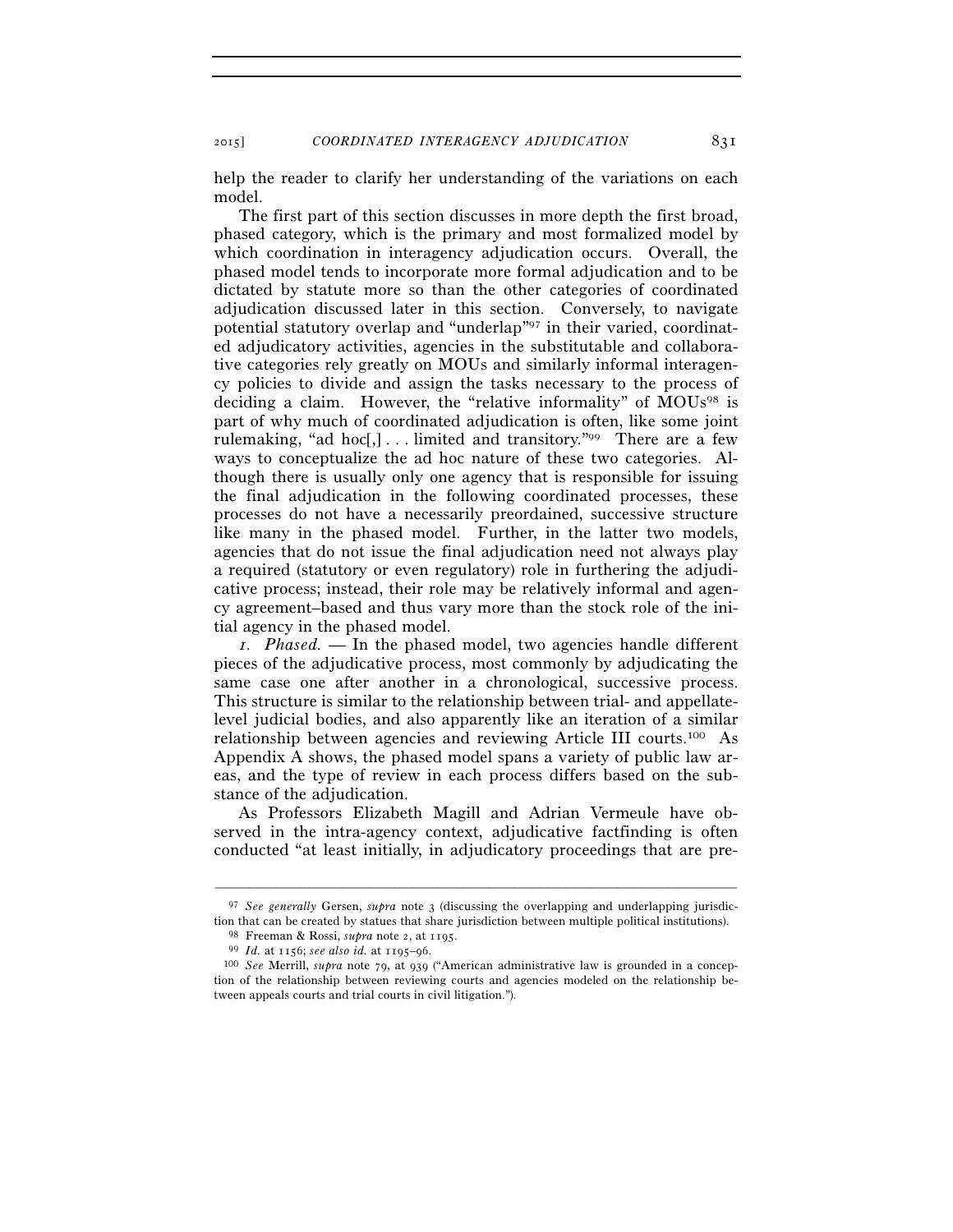help the reader to clarify her understanding of the variations on each model.

The first part of this section discusses in more depth the first broad, phased category, which is the primary and most formalized model by which coordination in interagency adjudication occurs. Overall, the phased model tends to incorporate more formal adjudication and to be dictated by statute more so than the other categories of coordinated adjudication discussed later in this section. Conversely, to navigate potential statutory overlap and "underlap"[97] in their varied, coordinated adjudicatory activities, agencies in the substitutable and collaborative categories rely greatly on MOUs and similarly informal interagency policies to divide and assign the tasks necessary to the process of deciding a claim. However, the "relative informality" of MOUs[98] is part of why much of coordinated adjudication is often, like some joint rulemaking, "ad hoc[,] . . . limited and transitory."[99] There are a few ways to conceptualize the ad hoc nature of these two categories. Although there is usually only one agency that is responsible for issuing the final adjudication in the following coordinated processes, these processes do not have a necessarily preordained, successive structure like many in the phased model. Further, in the latter two models, agencies that do not issue the final adjudication need not always play a required (statutory or even regulatory) role in furthering the adjudicative process; instead, their role may be relatively informal and agency agreement–based and thus vary more than the stock role of the initial agency in the phased model.

*1. Phased.* — In the phased model, two agencies handle different pieces of the adjudicative process, most commonly by adjudicating the same case one after another in a chronological, successive process. This structure is similar to the relationship between trial- and appellate-level judicial bodies, and also apparently like an iteration of a similar relationship between agencies and reviewing Article III courts.[100] As Appendix A shows, the phased model spans a variety of public law areas, and the type of review in each process differs based on the substance of the adjudication.

As Professors Elizabeth Magill and Adrian Vermeule have observed in the intra-agency context, adjudicative factfinding is often conducted "at least initially, in adjudicatory proceedings that are pre-

---

[97] *See generally* Gersen, *supra* note 3 (discussing the overlapping and underlapping jurisdiction that can be created by statues that share jurisdiction between multiple political institutions).

[98] Freeman & Rossi, *supra* note 2, at 1195.

[99] *Id.* at 1156; *see also id.* at 1195–96.

[100] *See* Merrill, *supra* note 79, at 939 ("American administrative law is grounded in a conception of the relationship between reviewing courts and agencies modeled on the relationship between appeals courts and trial courts in civil litigation.").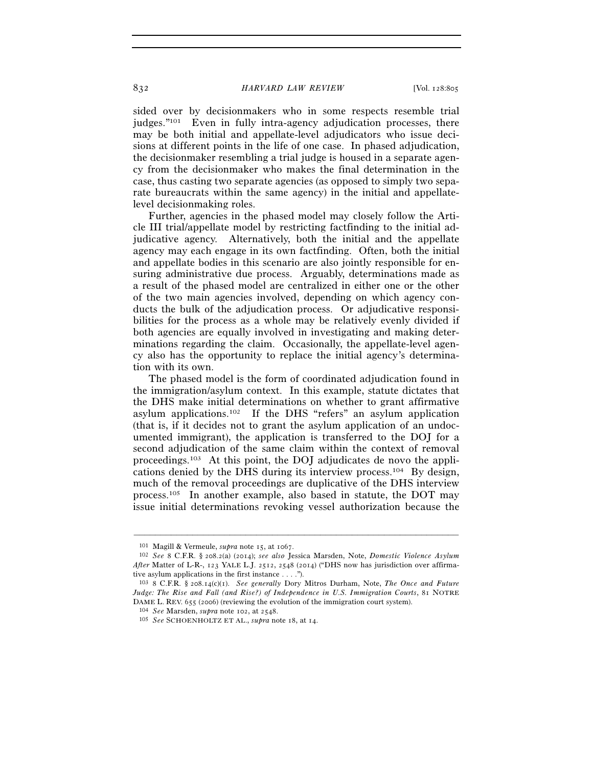sided over by decisionmakers who in some respects resemble trial judges."[101] Even in fully intra-agency adjudication processes, there may be both initial and appellate-level adjudicators who issue decisions at different points in the life of one case. In phased adjudication, the decisionmaker resembling a trial judge is housed in a separate agency from the decisionmaker who makes the final determination in the case, thus casting two separate agencies (as opposed to simply two separate bureaucrats within the same agency) in the initial and appellate-level decisionmaking roles.

Further, agencies in the phased model may closely follow the Article III trial/appellate model by restricting factfinding to the initial adjudicative agency. Alternatively, both the initial and the appellate agency may each engage in its own factfinding. Often, both the initial and appellate bodies in this scenario are also jointly responsible for ensuring administrative due process. Arguably, determinations made as a result of the phased model are centralized in either one or the other of the two main agencies involved, depending on which agency conducts the bulk of the adjudication process. Or adjudicative responsibilities for the process as a whole may be relatively evenly divided if both agencies are equally involved in investigating and making determinations regarding the claim. Occasionally, the appellate-level agency also has the opportunity to replace the initial agency's determination with its own.

The phased model is the form of coordinated adjudication found in the immigration/asylum context. In this example, statute dictates that the DHS make initial determinations on whether to grant affirmative asylum applications.[102] If the DHS "refers" an asylum application (that is, if it decides not to grant the asylum application of an undocumented immigrant), the application is transferred to the DOJ for a second adjudication of the same claim within the context of removal proceedings.[103] At this point, the DOJ adjudicates de novo the applications denied by the DHS during its interview process.[104] By design, much of the removal proceedings are duplicative of the DHS interview process.[105] In another example, also based in statute, the DOT may issue initial determinations revoking vessel authorization because the

---

[101] Magill & Vermeule, *supra* note 15, at 1067.

[102] *See* 8 C.F.R. § 208.2(a) (2014); *see also* Jessica Marsden, Note, *Domestic Violence Asylum After* Matter of L-R-, 123 YALE L.J. 2512, 2548 (2014) ("DHS now has jurisdiction over affirmative asylum applications in the first instance . . . .").

[103] 8 C.F.R. § 208.14(c)(1). *See generally* Dory Mitros Durham, Note, *The Once and Future Judge: The Rise and Fall (and Rise?) of Independence in U.S. Immigration Courts*, 81 NOTRE DAME L. REV. 655 (2006) (reviewing the evolution of the immigration court system).

[104] *See* Marsden, *supra* note 102, at 2548.

[105] *See* SCHOENHOLTZ ET AL., *supra* note 18, at 14.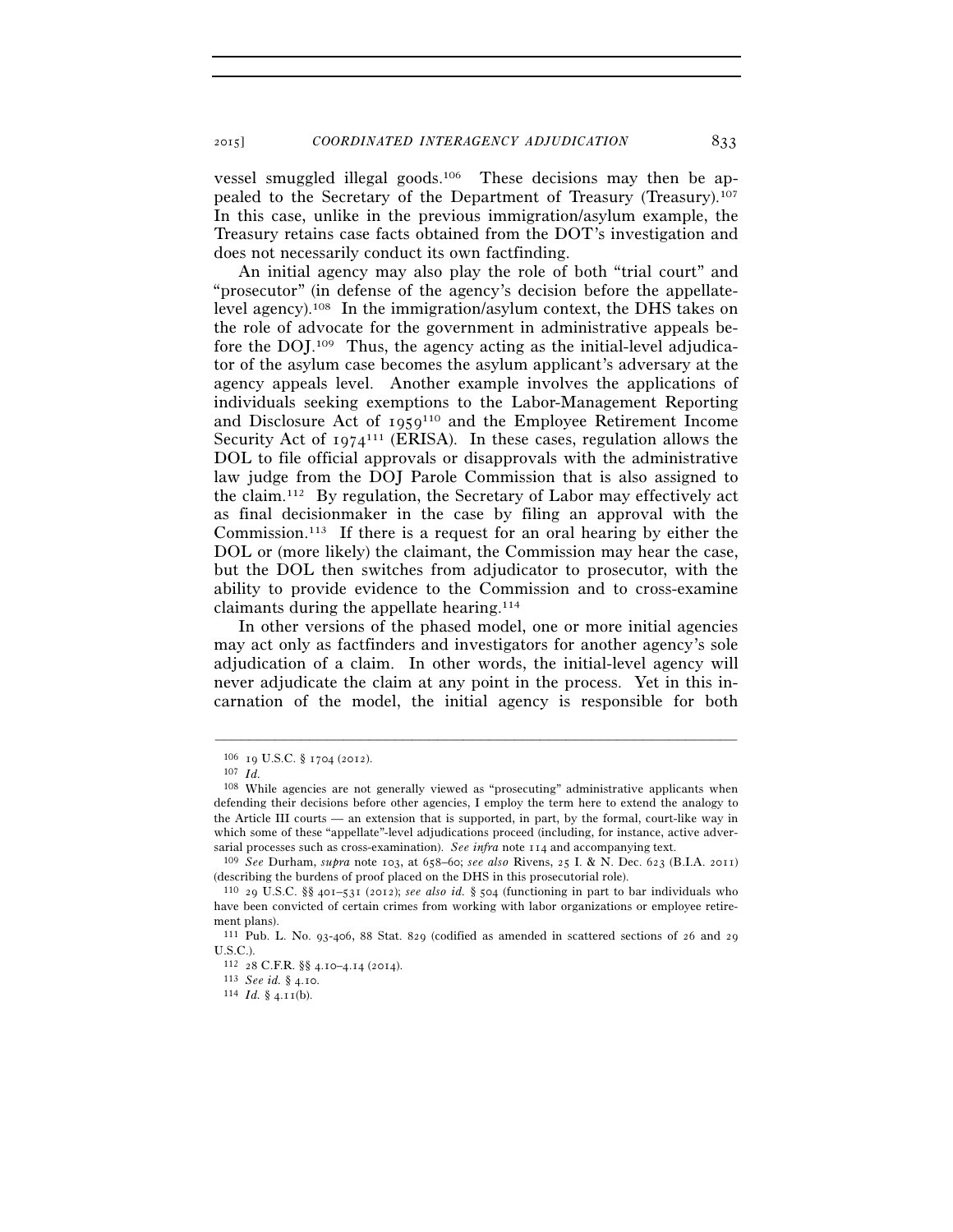vessel smuggled illegal goods.[106] These decisions may then be appealed to the Secretary of the Department of Treasury (Treasury).[107] In this case, unlike in the previous immigration/asylum example, the Treasury retains case facts obtained from the DOT's investigation and does not necessarily conduct its own factfinding.

An initial agency may also play the role of both "trial court" and "prosecutor" (in defense of the agency's decision before the appellate-level agency).[108] In the immigration/asylum context, the DHS takes on the role of advocate for the government in administrative appeals before the DOJ.[109] Thus, the agency acting as the initial-level adjudicator of the asylum case becomes the asylum applicant's adversary at the agency appeals level. Another example involves the applications of individuals seeking exemptions to the Labor-Management Reporting and Disclosure Act of 1959[110] and the Employee Retirement Income Security Act of 1974[111] (ERISA). In these cases, regulation allows the DOL to file official approvals or disapprovals with the administrative law judge from the DOJ Parole Commission that is also assigned to the claim.[112] By regulation, the Secretary of Labor may effectively act as final decisionmaker in the case by filing an approval with the Commission.[113] If there is a request for an oral hearing by either the DOL or (more likely) the claimant, the Commission may hear the case, but the DOL then switches from adjudicator to prosecutor, with the ability to provide evidence to the Commission and to cross-examine claimants during the appellate hearing.[114]

In other versions of the phased model, one or more initial agencies may act only as factfinders and investigators for another agency's sole adjudication of a claim. In other words, the initial-level agency will never adjudicate the claim at any point in the process. Yet in this incarnation of the model, the initial agency is responsible for both

---

[106] 19 U.S.C. § 1704 (2012).

[107] *Id.*

[108] While agencies are not generally viewed as "prosecuting" administrative applicants when defending their decisions before other agencies, I employ the term here to extend the analogy to the Article III courts — an extension that is supported, in part, by the formal, court-like way in which some of these "appellate"-level adjudications proceed (including, for instance, active adversarial processes such as cross-examination). *See infra* note 114 and accompanying text.

[109] *See* Durham, *supra* note 103, at 658–60; *see also* Rivens, 25 I. & N. Dec. 623 (B.I.A. 2011) (describing the burdens of proof placed on the DHS in this prosecutorial role).

[110] 29 U.S.C. §§ 401–531 (2012); *see also id.* § 504 (functioning in part to bar individuals who have been convicted of certain crimes from working with labor organizations or employee retirement plans).

[111] Pub. L. No. 93-406, 88 Stat. 829 (codified as amended in scattered sections of 26 and 29 U.S.C.).

[112] 28 C.F.R. §§ 4.10–4.14 (2014).

[113] *See id.* § 4.10.

[114] *Id.* § 4.11(b).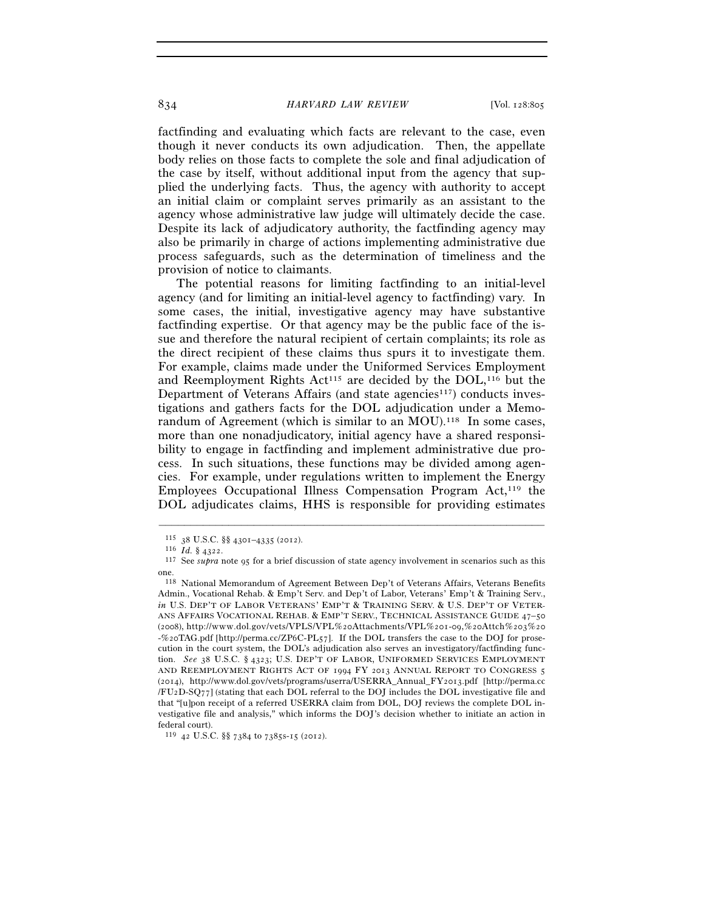factfinding and evaluating which facts are relevant to the case, even though it never conducts its own adjudication. Then, the appellate body relies on those facts to complete the sole and final adjudication of the case by itself, without additional input from the agency that supplied the underlying facts. Thus, the agency with authority to accept an initial claim or complaint serves primarily as an assistant to the agency whose administrative law judge will ultimately decide the case. Despite its lack of adjudicatory authority, the factfinding agency may also be primarily in charge of actions implementing administrative due process safeguards, such as the determination of timeliness and the provision of notice to claimants.

The potential reasons for limiting factfinding to an initial-level agency (and for limiting an initial-level agency to factfinding) vary. In some cases, the initial, investigative agency may have substantive factfinding expertise. Or that agency may be the public face of the issue and therefore the natural recipient of certain complaints; its role as the direct recipient of these claims thus spurs it to investigate them. For example, claims made under the Uniformed Services Employment and Reemployment Rights Act[115] are decided by the DOL,[116] but the Department of Veterans Affairs (and state agencies[117]) conducts investigations and gathers facts for the DOL adjudication under a Memorandum of Agreement (which is similar to an MOU).[118] In some cases, more than one nonadjudicatory, initial agency have a shared responsibility to engage in factfinding and implement administrative due process. In such situations, these functions may be divided among agencies. For example, under regulations written to implement the Energy Employees Occupational Illness Compensation Program Act,[119] the DOL adjudicates claims, HHS is responsible for providing estimates

---

[115] 38 U.S.C. §§ 4301–4335 (2012).

[116] *Id.* § 4322.

[117] See *supra* note 95 for a brief discussion of state agency involvement in scenarios such as this one.

[118] National Memorandum of Agreement Between Dep't of Veterans Affairs, Veterans Benefits Admin., Vocational Rehab. & Emp't Serv. and Dep't of Labor, Veterans' Emp't & Training Serv., *in* U.S. DEP'T OF LABOR VETERANS' EMP'T & TRAINING SERV. & U.S. DEP'T OF VETERANS AFFAIRS VOCATIONAL REHAB. & EMP'T SERV., TECHNICAL ASSISTANCE GUIDE 47–50 (2008), http://www.dol.gov/vets/VPLS/VPL%20Attachments/VPL%201-09,%20Attch%203%20-%20TAG.pdf [http://perma.cc/ZP6C-PL57]. If the DOL transfers the case to the DOJ for prosecution in the court system, the DOL's adjudication also serves an investigatory/factfinding function. *See* 38 U.S.C. § 4323; U.S. DEP'T OF LABOR, UNIFORMED SERVICES EMPLOYMENT AND REEMPLOYMENT RIGHTS ACT OF 1994 FY 2013 ANNUAL REPORT TO CONGRESS 5 (2014), http://www.dol.gov/vets/programs/userra/USERRA_Annual_FY2013.pdf [http://perma.cc/FU2D-SQ77] (stating that each DOL referral to the DOJ includes the DOL investigative file and that "[u]pon receipt of a referred USERRA claim from DOL, DOJ reviews the complete DOL investigative file and analysis," which informs the DOJ's decision whether to initiate an action in federal court).

[119] 42 U.S.C. §§ 7384 to 7385s-15 (2012).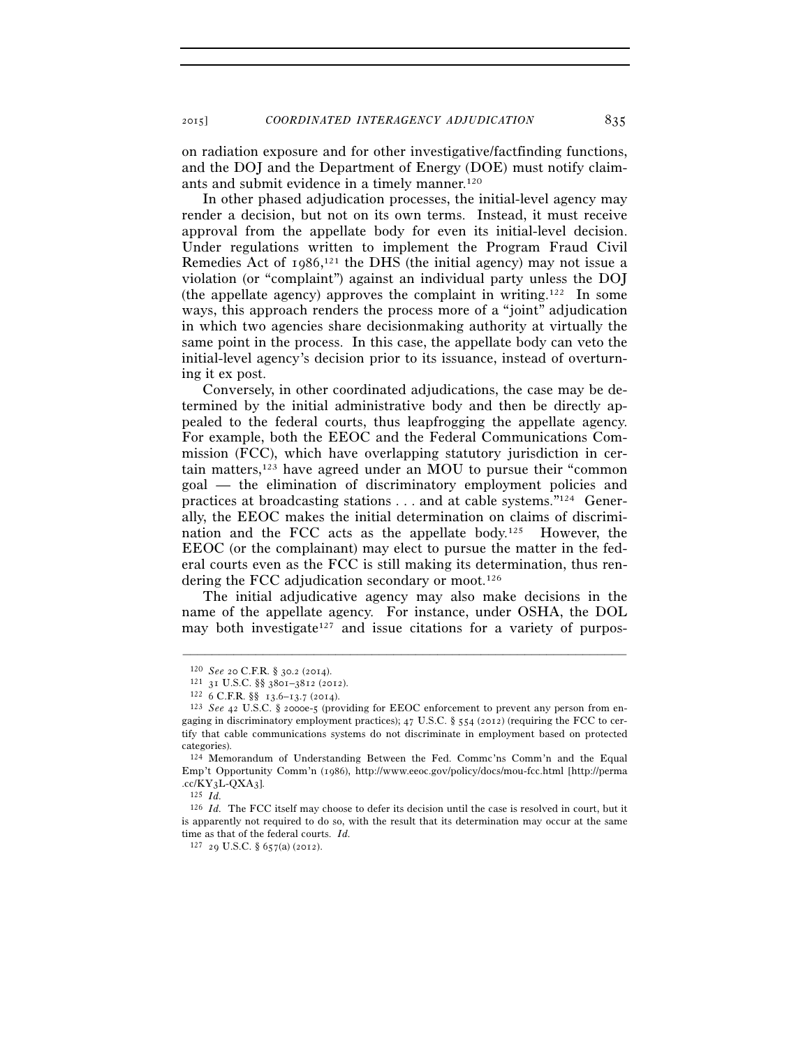on radiation exposure and for other investigative/factfinding functions, and the DOJ and the Department of Energy (DOE) must notify claimants and submit evidence in a timely manner.[120]

In other phased adjudication processes, the initial-level agency may render a decision, but not on its own terms. Instead, it must receive approval from the appellate body for even its initial-level decision. Under regulations written to implement the Program Fraud Civil Remedies Act of 1986,[121] the DHS (the initial agency) may not issue a violation (or "complaint") against an individual party unless the DOJ (the appellate agency) approves the complaint in writing.[122] In some ways, this approach renders the process more of a "joint" adjudication in which two agencies share decisionmaking authority at virtually the same point in the process. In this case, the appellate body can veto the initial-level agency's decision prior to its issuance, instead of overturning it ex post.

Conversely, in other coordinated adjudications, the case may be determined by the initial administrative body and then be directly appealed to the federal courts, thus leapfrogging the appellate agency. For example, both the EEOC and the Federal Communications Commission (FCC), which have overlapping statutory jurisdiction in certain matters,[123] have agreed under an MOU to pursue their "common goal — the elimination of discriminatory employment policies and practices at broadcasting stations . . . and at cable systems."[124] Generally, the EEOC makes the initial determination on claims of discrimination and the FCC acts as the appellate body.[125] However, the EEOC (or the complainant) may elect to pursue the matter in the federal courts even as the FCC is still making its determination, thus rendering the FCC adjudication secondary or moot.[126]

The initial adjudicative agency may also make decisions in the name of the appellate agency. For instance, under OSHA, the DOL may both investigate[127] and issue citations for a variety of purpos-

---

[120] *See* 20 C.F.R. § 30.2 (2014).

[121] 31 U.S.C. §§ 3801–3812 (2012).

[122] 6 C.F.R. §§ 13.6–13.7 (2014).

[123] *See* 42 U.S.C. § 2000e-5 (providing for EEOC enforcement to prevent any person from engaging in discriminatory employment practices); 47 U.S.C. § 554 (2012) (requiring the FCC to certify that cable communications systems do not discriminate in employment based on protected categories).

[124] Memorandum of Understanding Between the Fed. Commc'ns Comm'n and the Equal Emp't Opportunity Comm'n (1986), http://www.eeoc.gov/policy/docs/mou-fcc.html [http://perma.cc/KY3L-QXA3].

[125] *Id.*

[126] *Id.* The FCC itself may choose to defer its decision until the case is resolved in court, but it is apparently not required to do so, with the result that its determination may occur at the same time as that of the federal courts. *Id.*

[127] 29 U.S.C. § 657(a) (2012).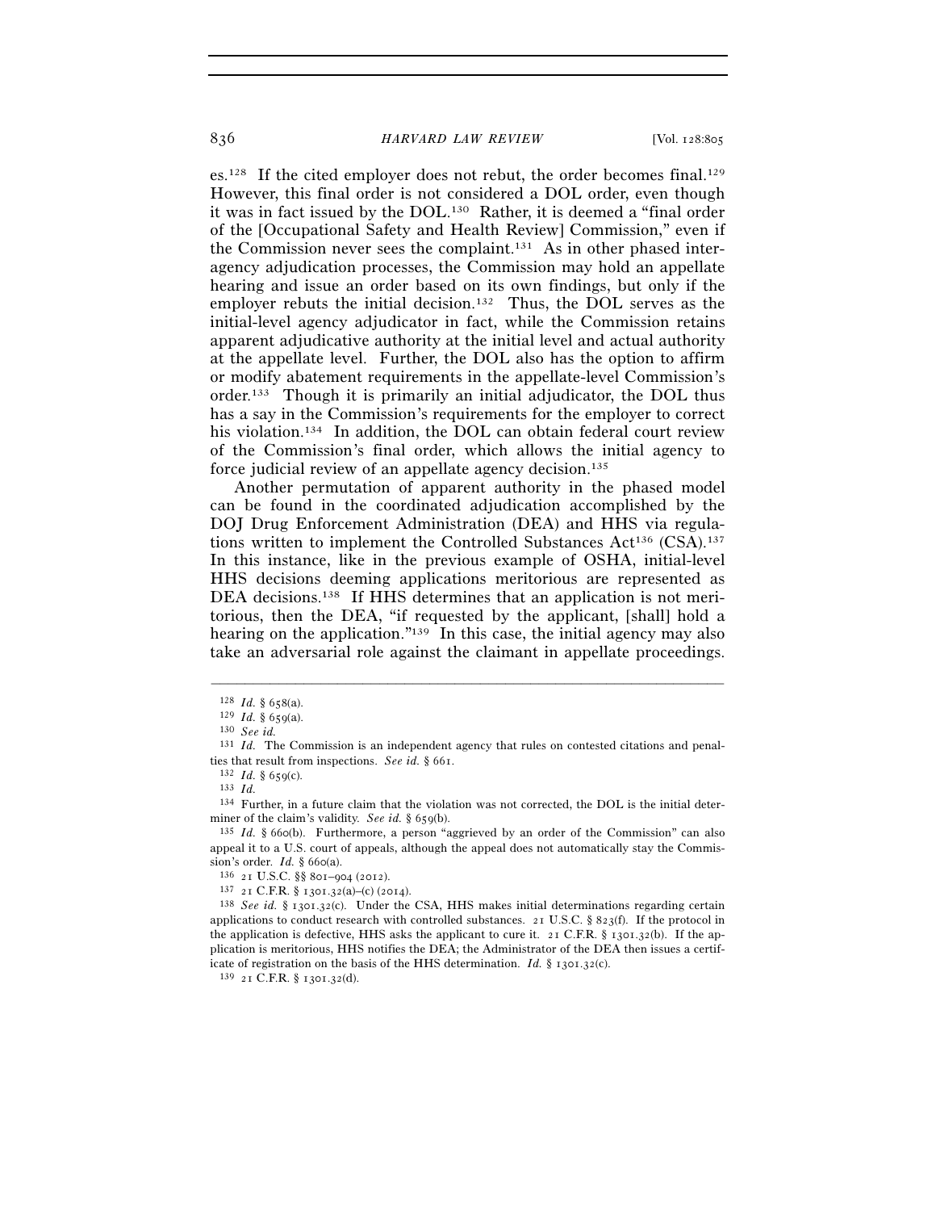es.[128] If the cited employer does not rebut, the order becomes final.[129] However, this final order is not considered a DOL order, even though it was in fact issued by the DOL.[130] Rather, it is deemed a "final order of the [Occupational Safety and Health Review] Commission," even if the Commission never sees the complaint.[131] As in other phased inter-agency adjudication processes, the Commission may hold an appellate hearing and issue an order based on its own findings, but only if the employer rebuts the initial decision.[132] Thus, the DOL serves as the initial-level agency adjudicator in fact, while the Commission retains apparent adjudicative authority at the initial level and actual authority at the appellate level. Further, the DOL also has the option to affirm or modify abatement requirements in the appellate-level Commission's order.[133] Though it is primarily an initial adjudicator, the DOL thus has a say in the Commission's requirements for the employer to correct his violation.[134] In addition, the DOL can obtain federal court review of the Commission's final order, which allows the initial agency to force judicial review of an appellate agency decision.[135]

Another permutation of apparent authority in the phased model can be found in the coordinated adjudication accomplished by the DOJ Drug Enforcement Administration (DEA) and HHS via regulations written to implement the Controlled Substances Act[136] (CSA).[137] In this instance, like in the previous example of OSHA, initial-level HHS decisions deeming applications meritorious are represented as DEA decisions.[138] If HHS determines that an application is not meritorious, then the DEA, "if requested by the applicant, [shall] hold a hearing on the application."[139] In this case, the initial agency may also take an adversarial role against the claimant in appellate proceedings.

---

[128] *Id.* § 658(a).

[129] *Id.* § 659(a).

[130] *See id.*

[131] *Id.* The Commission is an independent agency that rules on contested citations and penalties that result from inspections. *See id.* § 661.

[132] *Id.* § 659(c).

[133] *Id.*

[134] Further, in a future claim that the violation was not corrected, the DOL is the initial determiner of the claim's validity. *See id.* § 659(b).

[135] *Id.* § 660(b). Furthermore, a person "aggrieved by an order of the Commission" can also appeal it to a U.S. court of appeals, although the appeal does not automatically stay the Commission's order. *Id.* § 660(a).

[136] 21 U.S.C. §§ 801–904 (2012).

[137] 21 C.F.R. § 1301.32(a)–(c) (2014).

[138] *See id.* § 1301.32(c). Under the CSA, HHS makes initial determinations regarding certain applications to conduct research with controlled substances. 21 U.S.C. § 823(f). If the protocol in the application is defective, HHS asks the applicant to cure it. 21 C.F.R. § 1301.32(b). If the application is meritorious, HHS notifies the DEA; the Administrator of the DEA then issues a certificate of registration on the basis of the HHS determination. *Id.* § 1301.32(c).

[139] 21 C.F.R. § 1301.32(d).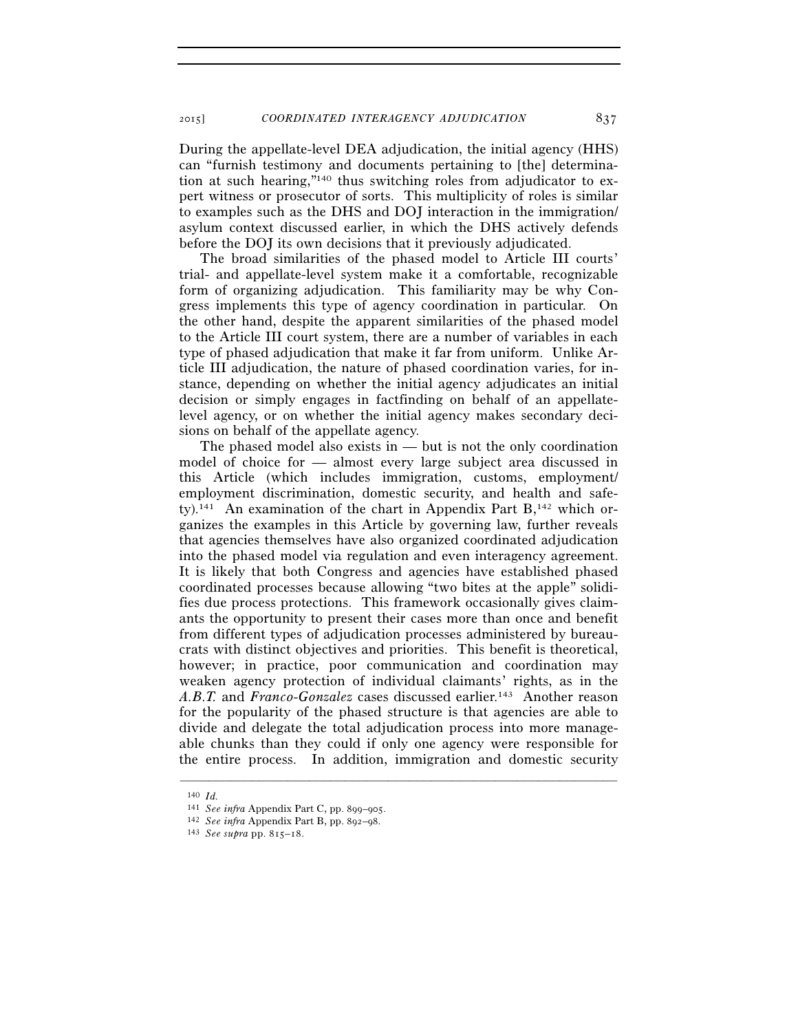During the appellate-level DEA adjudication, the initial agency (HHS) can "furnish testimony and documents pertaining to [the] determination at such hearing,"[140] thus switching roles from adjudicator to expert witness or prosecutor of sorts. This multiplicity of roles is similar to examples such as the DHS and DOJ interaction in the immigration/asylum context discussed earlier, in which the DHS actively defends before the DOJ its own decisions that it previously adjudicated.

The broad similarities of the phased model to Article III courts' trial- and appellate-level system make it a comfortable, recognizable form of organizing adjudication. This familiarity may be why Congress implements this type of agency coordination in particular. On the other hand, despite the apparent similarities of the phased model to the Article III court system, there are a number of variables in each type of phased adjudication that make it far from uniform. Unlike Article III adjudication, the nature of phased coordination varies, for instance, depending on whether the initial agency adjudicates an initial decision or simply engages in factfinding on behalf of an appellate-level agency, or on whether the initial agency makes secondary decisions on behalf of the appellate agency.

The phased model also exists in — but is not the only coordination model of choice for — almost every large subject area discussed in this Article (which includes immigration, customs, employment/employment discrimination, domestic security, and health and safety).[141] An examination of the chart in Appendix Part B,[142] which organizes the examples in this Article by governing law, further reveals that agencies themselves have also organized coordinated adjudication into the phased model via regulation and even interagency agreement. It is likely that both Congress and agencies have established phased coordinated processes because allowing "two bites at the apple" solidifies due process protections. This framework occasionally gives claimants the opportunity to present their cases more than once and benefit from different types of adjudication processes administered by bureaucrats with distinct objectives and priorities. This benefit is theoretical, however; in practice, poor communication and coordination may weaken agency protection of individual claimants' rights, as in the *A.B.T.* and *Franco-Gonzalez* cases discussed earlier.[143] Another reason for the popularity of the phased structure is that agencies are able to divide and delegate the total adjudication process into more manageable chunks than they could if only one agency were responsible for the entire process. In addition, immigration and domestic security

---

[140] *Id.*

[141] *See infra* Appendix Part C, pp. 899–905.

[142] *See infra* Appendix Part B, pp. 892–98.

[143] *See supra* pp. 815–18.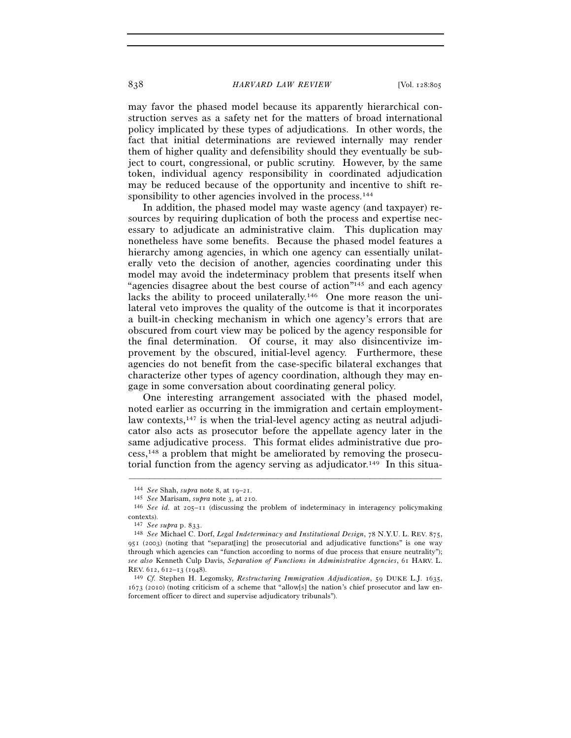may favor the phased model because its apparently hierarchical construction serves as a safety net for the matters of broad international policy implicated by these types of adjudications. In other words, the fact that initial determinations are reviewed internally may render them of higher quality and defensibility should they eventually be subject to court, congressional, or public scrutiny. However, by the same token, individual agency responsibility in coordinated adjudication may be reduced because of the opportunity and incentive to shift responsibility to other agencies involved in the process.[144]

In addition, the phased model may waste agency (and taxpayer) resources by requiring duplication of both the process and expertise necessary to adjudicate an administrative claim. This duplication may nonetheless have some benefits. Because the phased model features a hierarchy among agencies, in which one agency can essentially unilaterally veto the decision of another, agencies coordinating under this model may avoid the indeterminacy problem that presents itself when "agencies disagree about the best course of action"[145] and each agency lacks the ability to proceed unilaterally.[146] One more reason the unilateral veto improves the quality of the outcome is that it incorporates a built-in checking mechanism in which one agency's errors that are obscured from court view may be policed by the agency responsible for the final determination. Of course, it may also disincentivize improvement by the obscured, initial-level agency. Furthermore, these agencies do not benefit from the case-specific bilateral exchanges that characterize other types of agency coordination, although they may engage in some conversation about coordinating general policy.

One interesting arrangement associated with the phased model, noted earlier as occurring in the immigration and certain employment-law contexts,[147] is when the trial-level agency acting as neutral adjudicator also acts as prosecutor before the appellate agency later in the same adjudicative process. This format elides administrative due process,[148] a problem that might be ameliorated by removing the prosecutorial function from the agency serving as adjudicator.[149] In this situa-

---

[144] *See* Shah, *supra* note 8, at 19–21.

[145] *See* Marisam, *supra* note 3, at 210.

[146] *See id.* at 205–11 (discussing the problem of indeterminacy in interagency policymaking contexts).

[147] *See supra* p. 833.

[148] *See* Michael C. Dorf, *Legal Indeterminacy and Institutional Design*, 78 N.Y.U. L. REV. 875, 951 (2003) (noting that "separat[ing] the prosecutorial and adjudicative functions" is one way through which agencies can "function according to norms of due process that ensure neutrality"); *see also* Kenneth Culp Davis, *Separation of Functions in Administrative Agencies*, 61 HARV. L. REV. 612, 612–13 (1948).

[149] *Cf.* Stephen H. Legomsky, *Restructuring Immigration Adjudication*, 59 DUKE L.J. 1635, 1673 (2010) (noting criticism of a scheme that "allow[s] the nation's chief prosecutor and law enforcement officer to direct and supervise adjudicatory tribunals").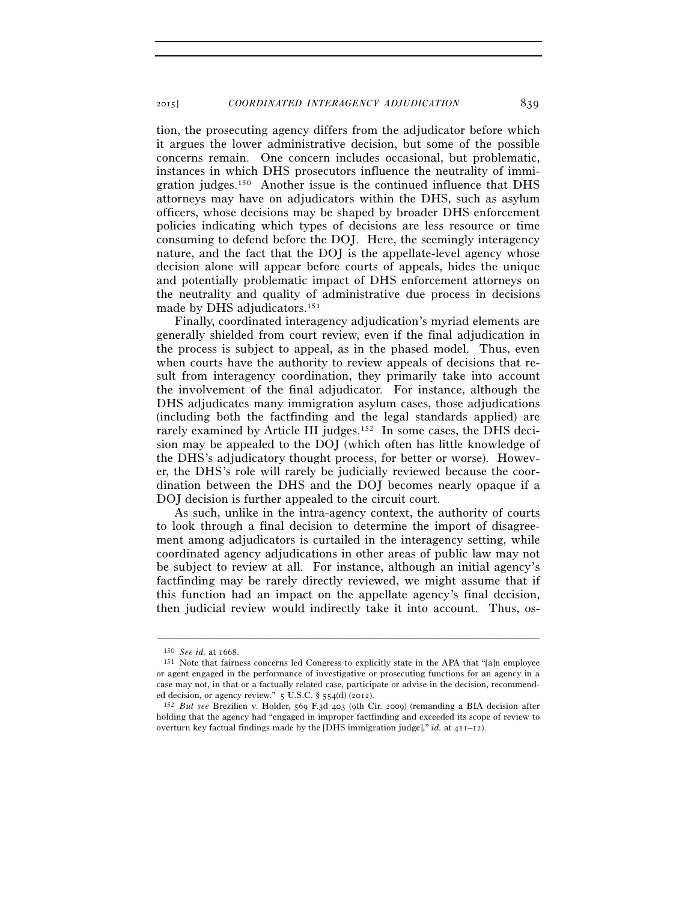tion, the prosecuting agency differs from the adjudicator before which it argues the lower administrative decision, but some of the possible concerns remain. One concern includes occasional, but problematic, instances in which DHS prosecutors influence the neutrality of immigration judges.[150] Another issue is the continued influence that DHS attorneys may have on adjudicators within the DHS, such as asylum officers, whose decisions may be shaped by broader DHS enforcement policies indicating which types of decisions are less resource or time consuming to defend before the DOJ. Here, the seemingly interagency nature, and the fact that the DOJ is the appellate-level agency whose decision alone will appear before courts of appeals, hides the unique and potentially problematic impact of DHS enforcement attorneys on the neutrality and quality of administrative due process in decisions made by DHS adjudicators.[151]

Finally, coordinated interagency adjudication's myriad elements are generally shielded from court review, even if the final adjudication in the process is subject to appeal, as in the phased model. Thus, even when courts have the authority to review appeals of decisions that result from interagency coordination, they primarily take into account the involvement of the final adjudicator. For instance, although the DHS adjudicates many immigration asylum cases, those adjudications (including both the factfinding and the legal standards applied) are rarely examined by Article III judges.[152] In some cases, the DHS decision may be appealed to the DOJ (which often has little knowledge of the DHS's adjudicatory thought process, for better or worse). However, the DHS's role will rarely be judicially reviewed because the coordination between the DHS and the DOJ becomes nearly opaque if a DOJ decision is further appealed to the circuit court.

As such, unlike in the intra-agency context, the authority of courts to look through a final decision to determine the import of disagreement among adjudicators is curtailed in the interagency setting, while coordinated agency adjudications in other areas of public law may not be subject to review at all. For instance, although an initial agency's factfinding may be rarely directly reviewed, we might assume that if this function had an impact on the appellate agency's final decision, then judicial review would indirectly take it into account. Thus, os-

---

150 *See id.* at 1668.

151 Note that fairness concerns led Congress to explicitly state in the APA that "[a]n employee or agent engaged in the performance of investigative or prosecuting functions for an agency in a case may not, in that or a factually related case, participate or advise in the decision, recommended decision, or agency review." 5 U.S.C. § 554(d) (2012).

152 *But see* Brezilien v. Holder, 569 F.3d 403 (9th Cir. 2009) (remanding a BIA decision after holding that the agency had "engaged in improper factfinding and exceeded its scope of review to overturn key factual findings made by the [DHS immigration judge]," *id.* at 411–12).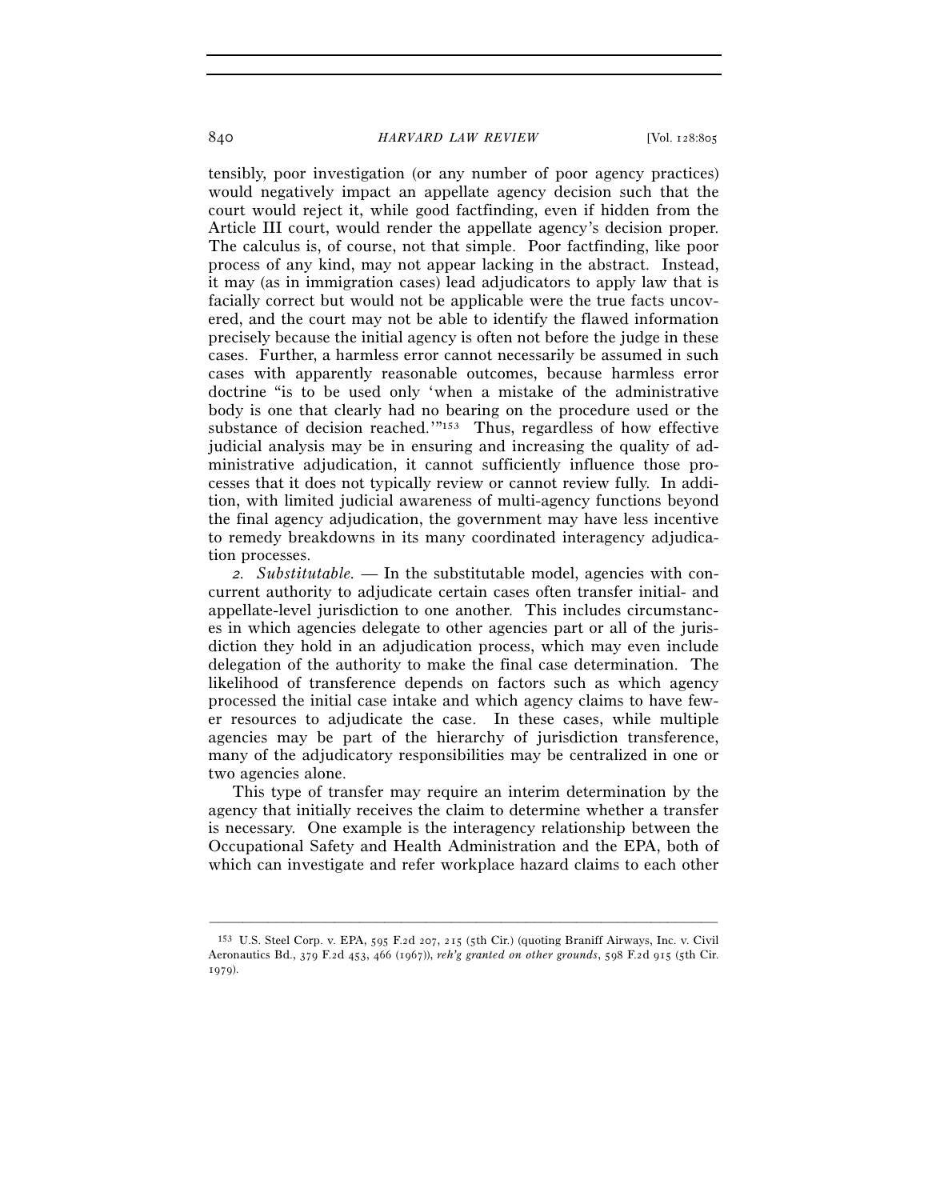tensibly, poor investigation (or any number of poor agency practices) would negatively impact an appellate agency decision such that the court would reject it, while good factfinding, even if hidden from the Article III court, would render the appellate agency's decision proper. The calculus is, of course, not that simple. Poor factfinding, like poor process of any kind, may not appear lacking in the abstract. Instead, it may (as in immigration cases) lead adjudicators to apply law that is facially correct but would not be applicable were the true facts uncovered, and the court may not be able to identify the flawed information precisely because the initial agency is often not before the judge in these cases. Further, a harmless error cannot necessarily be assumed in such cases with apparently reasonable outcomes, because harmless error doctrine "is to be used only 'when a mistake of the administrative body is one that clearly had no bearing on the procedure used or the substance of decision reached.'"[153] Thus, regardless of how effective judicial analysis may be in ensuring and increasing the quality of administrative adjudication, it cannot sufficiently influence those processes that it does not typically review or cannot review fully. In addition, with limited judicial awareness of multi-agency functions beyond the final agency adjudication, the government may have less incentive to remedy breakdowns in its many coordinated interagency adjudication processes.

*2. Substitutable.* — In the substitutable model, agencies with concurrent authority to adjudicate certain cases often transfer initial- and appellate-level jurisdiction to one another. This includes circumstances in which agencies delegate to other agencies part or all of the jurisdiction they hold in an adjudication process, which may even include delegation of the authority to make the final case determination. The likelihood of transference depends on factors such as which agency processed the initial case intake and which agency claims to have fewer resources to adjudicate the case. In these cases, while multiple agencies may be part of the hierarchy of jurisdiction transference, many of the adjudicatory responsibilities may be centralized in one or two agencies alone.

This type of transfer may require an interim determination by the agency that initially receives the claim to determine whether a transfer is necessary. One example is the interagency relationship between the Occupational Safety and Health Administration and the EPA, both of which can investigate and refer workplace hazard claims to each other

---

[153] U.S. Steel Corp. v. EPA, 595 F.2d 207, 215 (5th Cir.) (quoting Braniff Airways, Inc. v. Civil Aeronautics Bd., 379 F.2d 453, 466 (1967)), *reh'g granted on other grounds*, 598 F.2d 915 (5th Cir. 1979).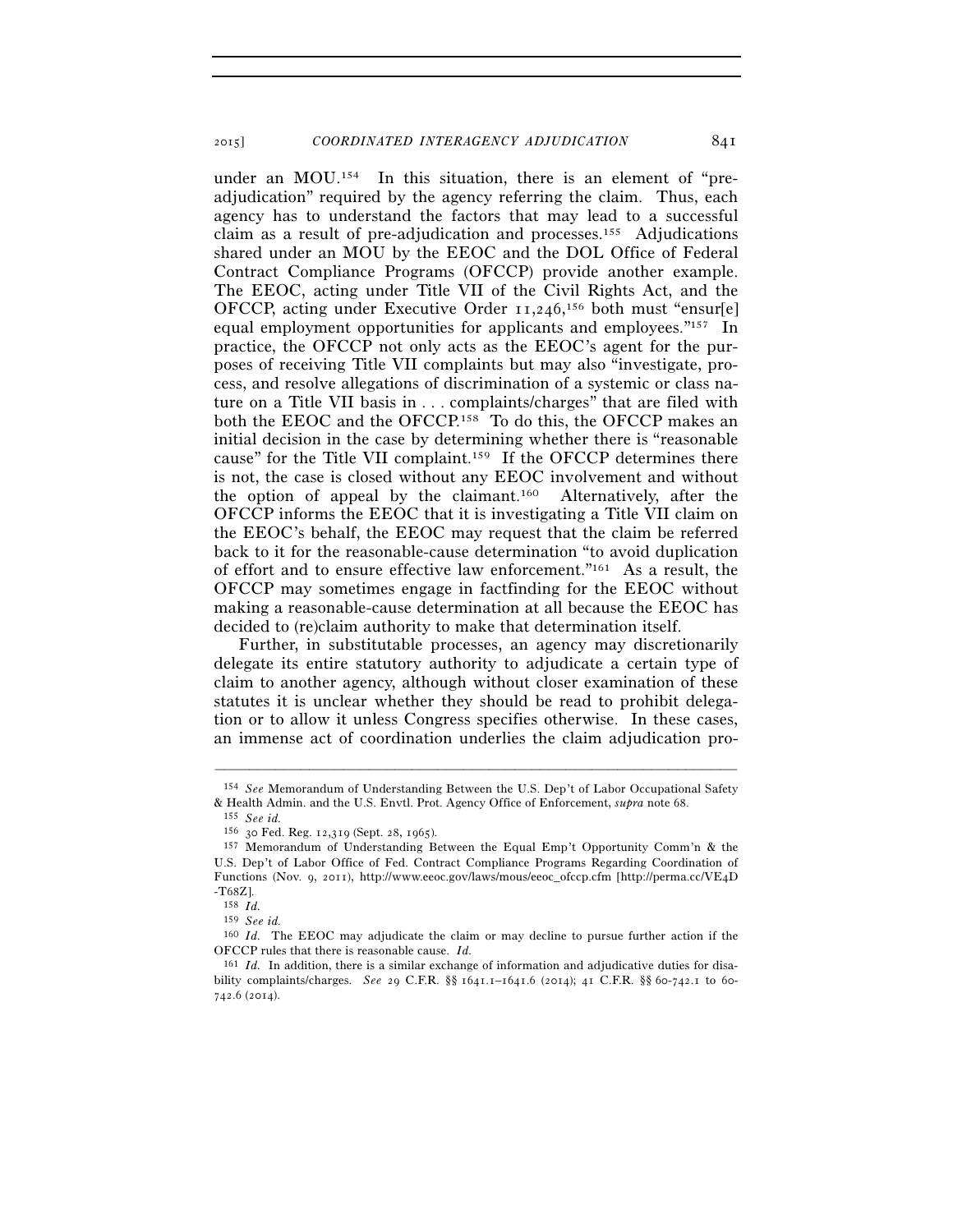under an MOU.[154] In this situation, there is an element of "pre-adjudication" required by the agency referring the claim. Thus, each agency has to understand the factors that may lead to a successful claim as a result of pre-adjudication and processes.[155] Adjudications shared under an MOU by the EEOC and the DOL Office of Federal Contract Compliance Programs (OFCCP) provide another example. The EEOC, acting under Title VII of the Civil Rights Act, and the OFCCP, acting under Executive Order 11,246,[156] both must "ensur[e] equal employment opportunities for applicants and employees."[157] In practice, the OFCCP not only acts as the EEOC's agent for the purposes of receiving Title VII complaints but may also "investigate, process, and resolve allegations of discrimination of a systemic or class nature on a Title VII basis in . . . complaints/charges" that are filed with both the EEOC and the OFCCP.[158] To do this, the OFCCP makes an initial decision in the case by determining whether there is "reasonable cause" for the Title VII complaint.[159] If the OFCCP determines there is not, the case is closed without any EEOC involvement and without the option of appeal by the claimant.[160] Alternatively, after the OFCCP informs the EEOC that it is investigating a Title VII claim on the EEOC's behalf, the EEOC may request that the claim be referred back to it for the reasonable-cause determination "to avoid duplication of effort and to ensure effective law enforcement."[161] As a result, the OFCCP may sometimes engage in factfinding for the EEOC without making a reasonable-cause determination at all because the EEOC has decided to (re)claim authority to make that determination itself.

Further, in substitutable processes, an agency may discretionarily delegate its entire statutory authority to adjudicate a certain type of claim to another agency, although without closer examination of these statutes it is unclear whether they should be read to prohibit delegation or to allow it unless Congress specifies otherwise. In these cases, an immense act of coordination underlies the claim adjudication pro-

---

[154] *See* Memorandum of Understanding Between the U.S. Dep't of Labor Occupational Safety & Health Admin. and the U.S. Envtl. Prot. Agency Office of Enforcement, *supra* note 68.

[155] *See id.*

[156] 30 Fed. Reg. 12,319 (Sept. 28, 1965).

[157] Memorandum of Understanding Between the Equal Emp't Opportunity Comm'n & the U.S. Dep't of Labor Office of Fed. Contract Compliance Programs Regarding Coordination of Functions (Nov. 9, 2011), http://www.eeoc.gov/laws/mous/eeoc_ofccp.cfm [http://perma.cc/VE4D-T68Z].

[158] *Id.*

[159] *See id.*

[160] *Id.* The EEOC may adjudicate the claim or may decline to pursue further action if the OFCCP rules that there is reasonable cause. *Id.*

[161] *Id.* In addition, there is a similar exchange of information and adjudicative duties for disability complaints/charges. *See* 29 C.F.R. §§ 1641.1–1641.6 (2014); 41 C.F.R. §§ 60-742.1 to 60-742.6 (2014).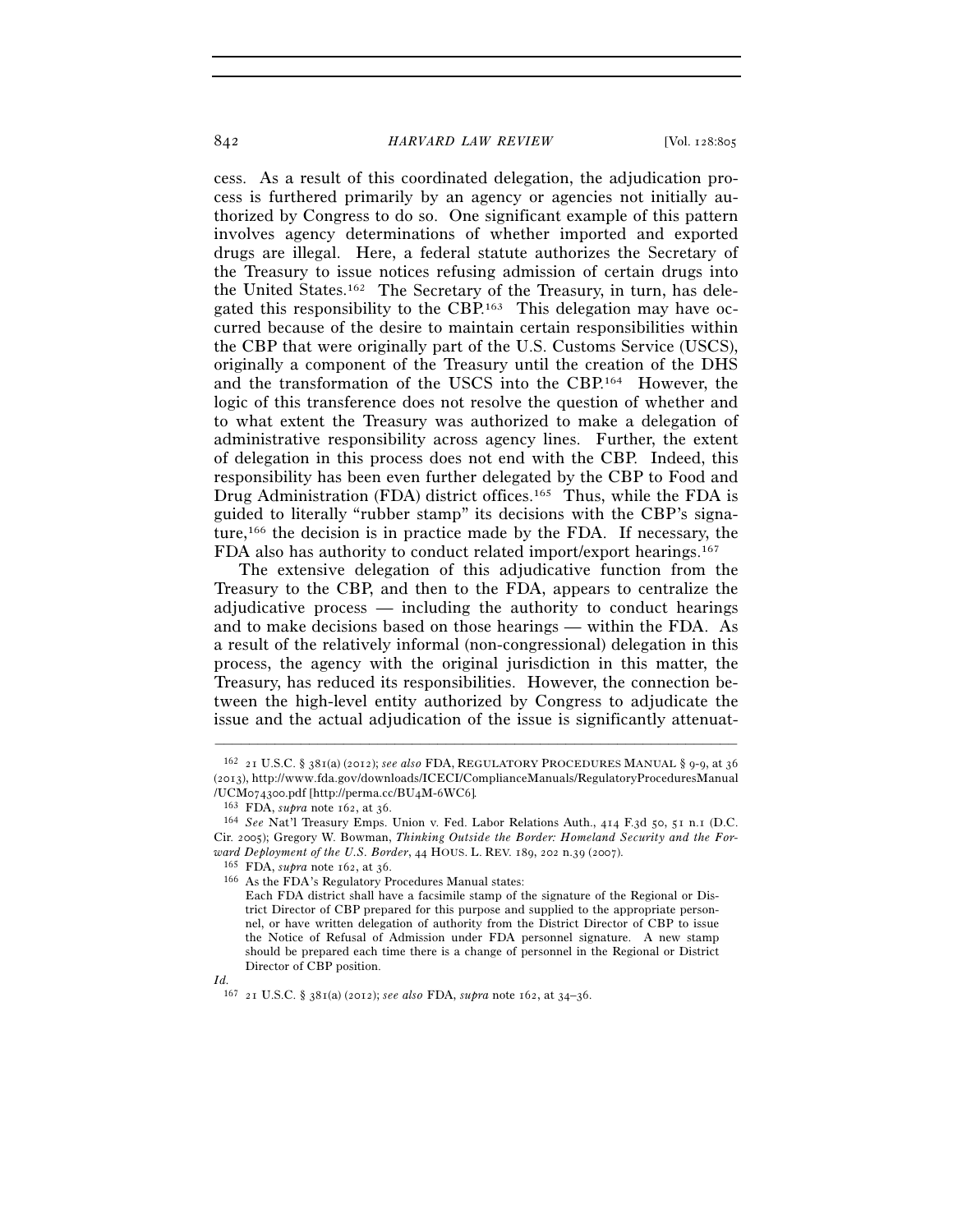cess. As a result of this coordinated delegation, the adjudication process is furthered primarily by an agency or agencies not initially authorized by Congress to do so. One significant example of this pattern involves agency determinations of whether imported and exported drugs are illegal. Here, a federal statute authorizes the Secretary of the Treasury to issue notices refusing admission of certain drugs into the United States.[162] The Secretary of the Treasury, in turn, has delegated this responsibility to the CBP.[163] This delegation may have occurred because of the desire to maintain certain responsibilities within the CBP that were originally part of the U.S. Customs Service (USCS), originally a component of the Treasury until the creation of the DHS and the transformation of the USCS into the CBP.[164] However, the logic of this transference does not resolve the question of whether and to what extent the Treasury was authorized to make a delegation of administrative responsibility across agency lines. Further, the extent of delegation in this process does not end with the CBP. Indeed, this responsibility has been even further delegated by the CBP to Food and Drug Administration (FDA) district offices.[165] Thus, while the FDA is guided to literally "rubber stamp" its decisions with the CBP's signature,[166] the decision is in practice made by the FDA. If necessary, the FDA also has authority to conduct related import/export hearings.[167]

The extensive delegation of this adjudicative function from the Treasury to the CBP, and then to the FDA, appears to centralize the adjudicative process — including the authority to conduct hearings and to make decisions based on those hearings — within the FDA. As a result of the relatively informal (non-congressional) delegation in this process, the agency with the original jurisdiction in this matter, the Treasury, has reduced its responsibilities. However, the connection between the high-level entity authorized by Congress to adjudicate the issue and the actual adjudication of the issue is significantly attenuat-

---

[162] 21 U.S.C. § 381(a) (2012); *see also* FDA, REGULATORY PROCEDURES MANUAL § 9-9, at 36 (2013), http://www.fda.gov/downloads/ICECI/ComplianceManuals/RegulatoryProceduresManual/UCM074300.pdf [http://perma.cc/BU4M-6WC6].

[163] FDA, *supra* note 162, at 36.

[164] *See* Nat'l Treasury Emps. Union v. Fed. Labor Relations Auth., 414 F.3d 50, 51 n.1 (D.C. Cir. 2005); Gregory W. Bowman, *Thinking Outside the Border: Homeland Security and the Forward Deployment of the U.S. Border*, 44 HOUS. L. REV. 189, 202 n.39 (2007).

[165] FDA, *supra* note 162, at 36.

[166] As the FDA's Regulatory Procedures Manual states:

> Each FDA district shall have a facsimile stamp of the signature of the Regional or District Director of CBP prepared for this purpose and supplied to the appropriate personnel, or have written delegation of authority from the District Director of CBP to issue the Notice of Refusal of Admission under FDA personnel signature. A new stamp should be prepared each time there is a change of personnel in the Regional or District Director of CBP position.

*Id.*

[167] 21 U.S.C. § 381(a) (2012); *see also* FDA, *supra* note 162, at 34–36.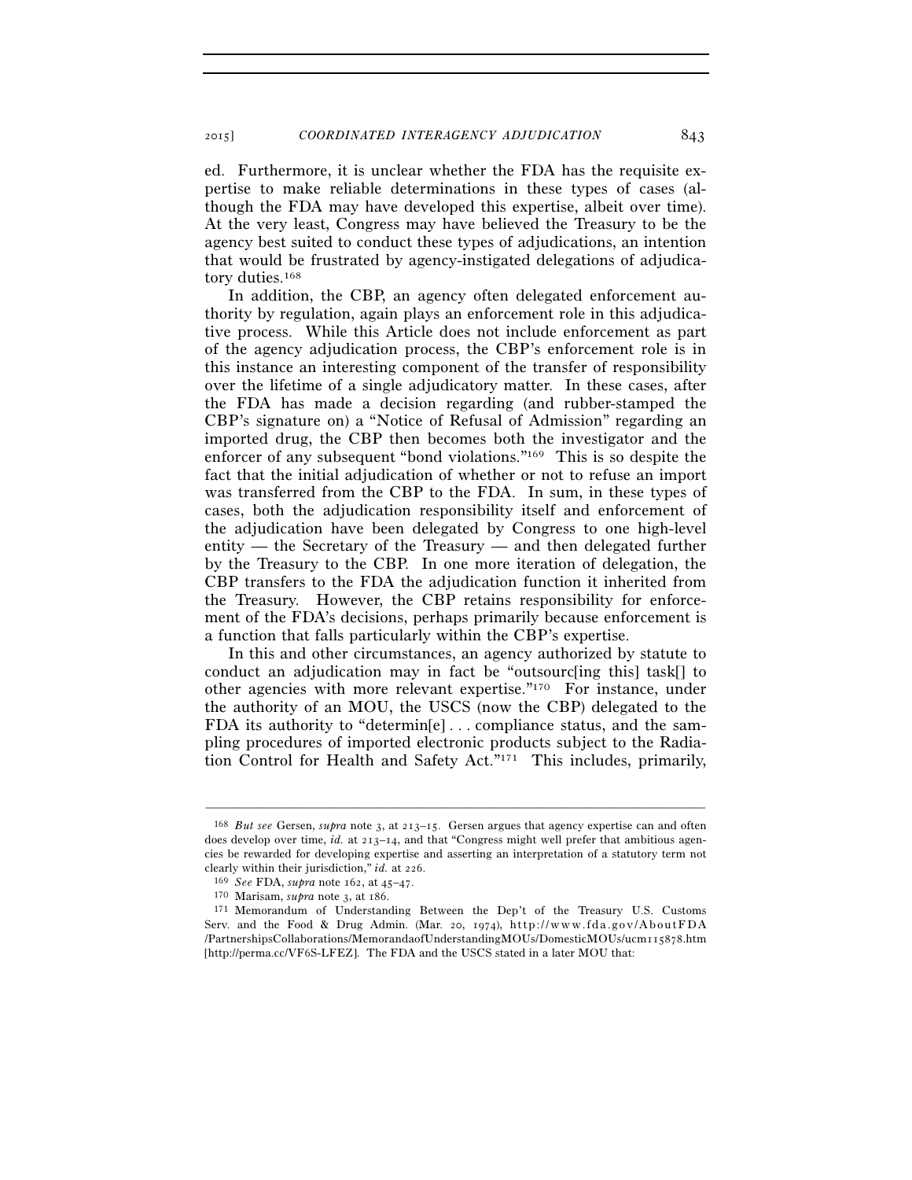ed. Furthermore, it is unclear whether the FDA has the requisite expertise to make reliable determinations in these types of cases (although the FDA may have developed this expertise, albeit over time). At the very least, Congress may have believed the Treasury to be the agency best suited to conduct these types of adjudications, an intention that would be frustrated by agency-instigated delegations of adjudicatory duties.[168]

In addition, the CBP, an agency often delegated enforcement authority by regulation, again plays an enforcement role in this adjudicative process. While this Article does not include enforcement as part of the agency adjudication process, the CBP's enforcement role is in this instance an interesting component of the transfer of responsibility over the lifetime of a single adjudicatory matter. In these cases, after the FDA has made a decision regarding (and rubber-stamped the CBP's signature on) a "Notice of Refusal of Admission" regarding an imported drug, the CBP then becomes both the investigator and the enforcer of any subsequent "bond violations."[169] This is so despite the fact that the initial adjudication of whether or not to refuse an import was transferred from the CBP to the FDA. In sum, in these types of cases, both the adjudication responsibility itself and enforcement of the adjudication have been delegated by Congress to one high-level entity — the Secretary of the Treasury — and then delegated further by the Treasury to the CBP. In one more iteration of delegation, the CBP transfers to the FDA the adjudication function it inherited from the Treasury. However, the CBP retains responsibility for enforcement of the FDA's decisions, perhaps primarily because enforcement is a function that falls particularly within the CBP's expertise.

In this and other circumstances, an agency authorized by statute to conduct an adjudication may in fact be "outsourc[ing this] task[] to other agencies with more relevant expertise."[170] For instance, under the authority of an MOU, the USCS (now the CBP) delegated to the FDA its authority to "determin[e] . . . compliance status, and the sampling procedures of imported electronic products subject to the Radiation Control for Health and Safety Act."[171] This includes, primarily,

---

[168] *But see* Gersen, *supra* note 3, at 213–15. Gersen argues that agency expertise can and often does develop over time, *id.* at 213–14, and that "Congress might well prefer that ambitious agencies be rewarded for developing expertise and asserting an interpretation of a statutory term not clearly within their jurisdiction," *id.* at 226.

[169] *See* FDA, *supra* note 162, at 45–47.

[170] Marisam, *supra* note 3, at 186.

[171] Memorandum of Understanding Between the Dep't of the Treasury U.S. Customs Serv. and the Food & Drug Admin. (Mar. 20, 1974), http://www.fda.gov/AboutFDA/PartnershipsCollaborations/MemorandaofUnderstandingMOUs/DomesticMOUs/ucm115878.htm [http://perma.cc/VF6S-LFEZ]. The FDA and the USCS stated in a later MOU that: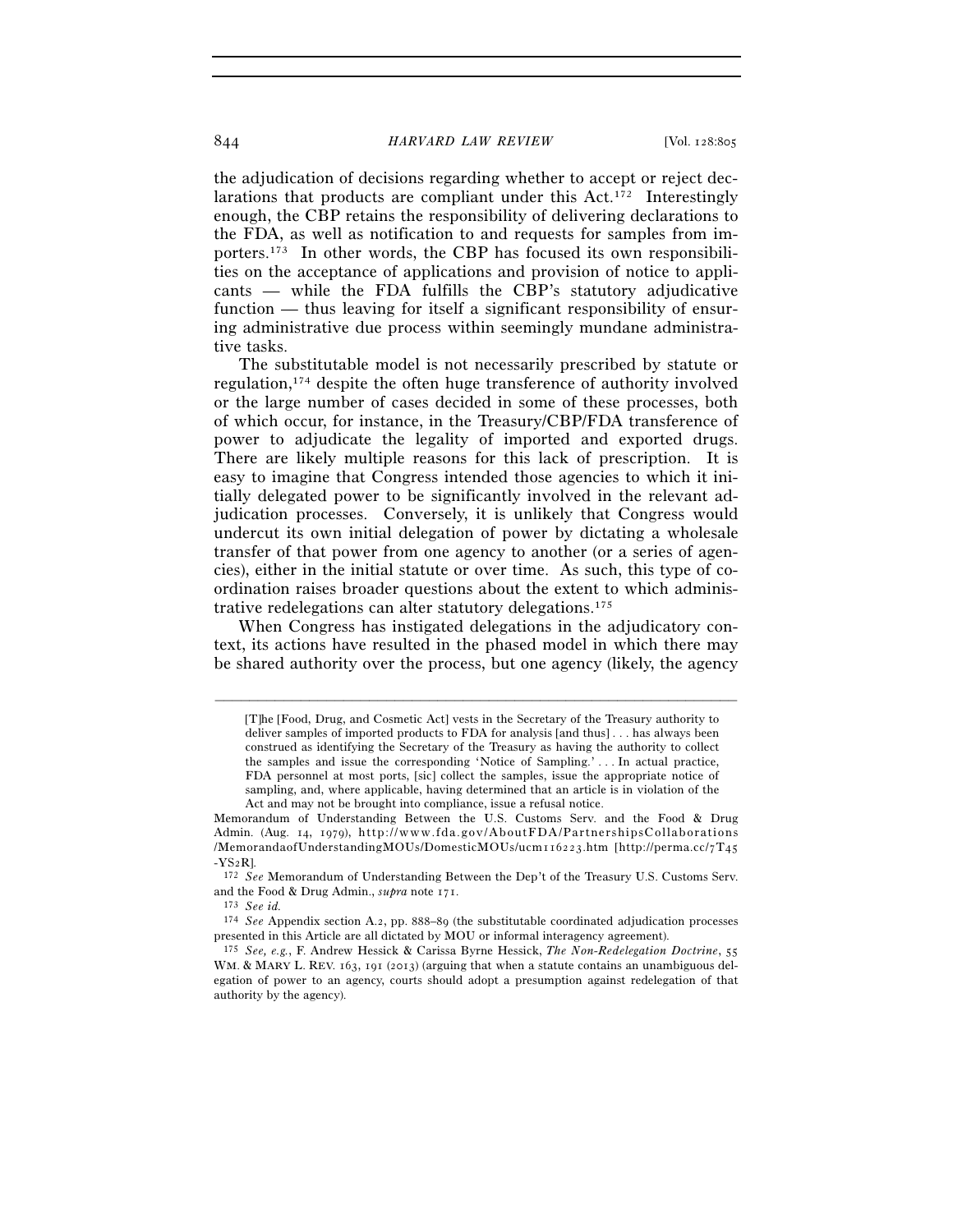the adjudication of decisions regarding whether to accept or reject declarations that products are compliant under this Act.[172] Interestingly enough, the CBP retains the responsibility of delivering declarations to the FDA, as well as notification to and requests for samples from importers.[173] In other words, the CBP has focused its own responsibilities on the acceptance of applications and provision of notice to applicants — while the FDA fulfills the CBP's statutory adjudicative function — thus leaving for itself a significant responsibility of ensuring administrative due process within seemingly mundane administrative tasks.

The substitutable model is not necessarily prescribed by statute or regulation,[174] despite the often huge transference of authority involved or the large number of cases decided in some of these processes, both of which occur, for instance, in the Treasury/CBP/FDA transference of power to adjudicate the legality of imported and exported drugs. There are likely multiple reasons for this lack of prescription. It is easy to imagine that Congress intended those agencies to which it initially delegated power to be significantly involved in the relevant adjudication processes. Conversely, it is unlikely that Congress would undercut its own initial delegation of power by dictating a wholesale transfer of that power from one agency to another (or a series of agencies), either in the initial statute or over time. As such, this type of coordination raises broader questions about the extent to which administrative redelegations can alter statutory delegations.[175]

When Congress has instigated delegations in the adjudicatory context, its actions have resulted in the phased model in which there may be shared authority over the process, but one agency (likely, the agency

---

> [T]he [Food, Drug, and Cosmetic Act] vests in the Secretary of the Treasury authority to deliver samples of imported products to FDA for analysis [and thus] . . . has always been construed as identifying the Secretary of the Treasury as having the authority to collect the samples and issue the corresponding 'Notice of Sampling.' . . . In actual practice, FDA personnel at most ports, [sic] collect the samples, issue the appropriate notice of sampling, and, where applicable, having determined that an article is in violation of the Act and may not be brought into compliance, issue a refusal notice.

Memorandum of Understanding Between the U.S. Customs Serv. and the Food & Drug Admin. (Aug. 14, 1979), http://www.fda.gov/AboutFDA/PartnershipsCollaborations/MemorandaofUnderstandingMOUs/DomesticMOUs/ucm116223.htm [http://perma.cc/7T45-YS2R].

[172] *See* Memorandum of Understanding Between the Dep't of the Treasury U.S. Customs Serv. and the Food & Drug Admin., *supra* note 171.

[173] *See id.*

[174] *See* Appendix section A.2, pp. 888–89 (the substitutable coordinated adjudication processes presented in this Article are all dictated by MOU or informal interagency agreement).

[175] *See, e.g.*, F. Andrew Hessick & Carissa Byrne Hessick, *The Non-Redelegation Doctrine*, 55 WM. & MARY L. REV. 163, 191 (2013) (arguing that when a statute contains an unambiguous delegation of power to an agency, courts should adopt a presumption against redelegation of that authority by the agency).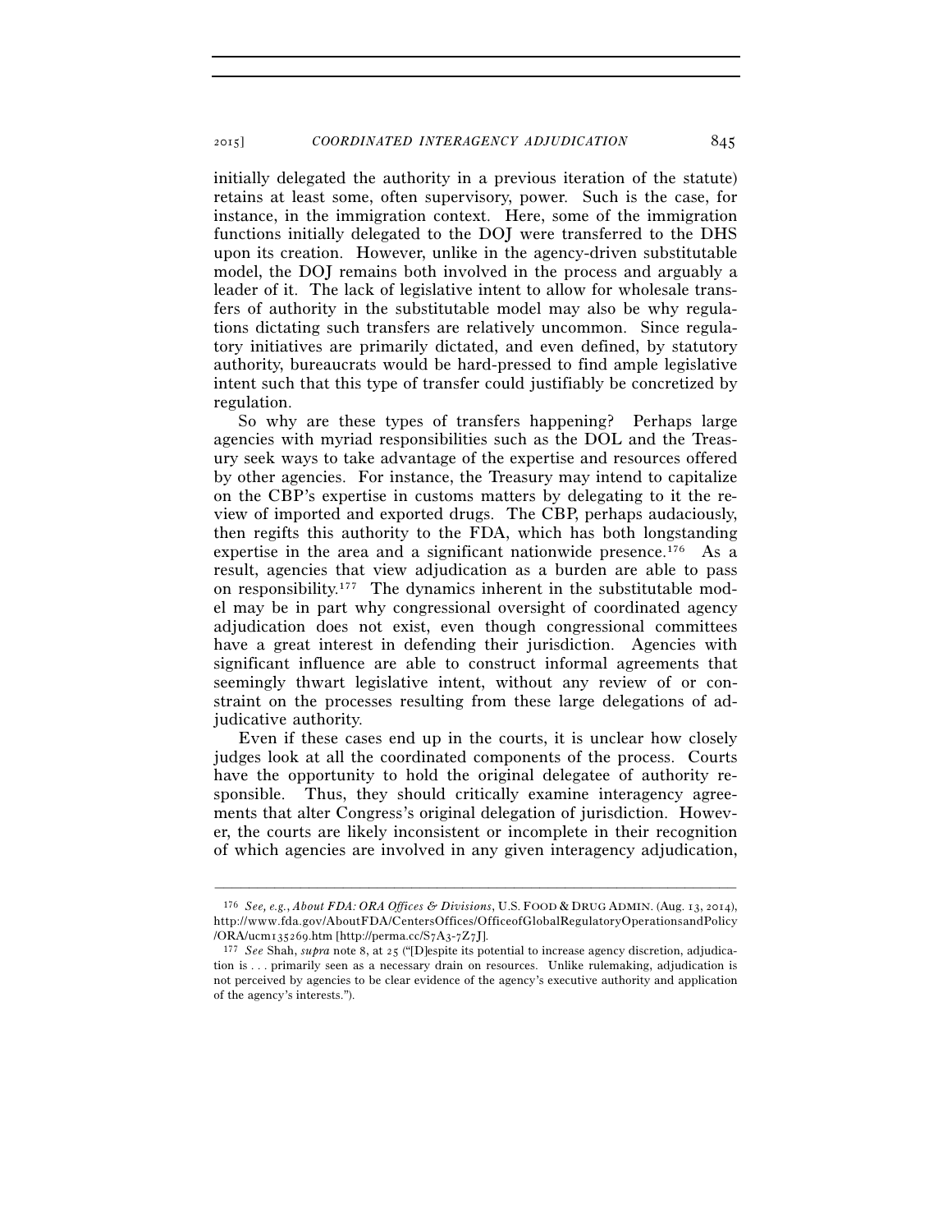initially delegated the authority in a previous iteration of the statute) retains at least some, often supervisory, power. Such is the case, for instance, in the immigration context. Here, some of the immigration functions initially delegated to the DOJ were transferred to the DHS upon its creation. However, unlike in the agency-driven substitutable model, the DOJ remains both involved in the process and arguably a leader of it. The lack of legislative intent to allow for wholesale transfers of authority in the substitutable model may also be why regulations dictating such transfers are relatively uncommon. Since regulatory initiatives are primarily dictated, and even defined, by statutory authority, bureaucrats would be hard-pressed to find ample legislative intent such that this type of transfer could justifiably be concretized by regulation.

So why are these types of transfers happening? Perhaps large agencies with myriad responsibilities such as the DOL and the Treasury seek ways to take advantage of the expertise and resources offered by other agencies. For instance, the Treasury may intend to capitalize on the CBP's expertise in customs matters by delegating to it the review of imported and exported drugs. The CBP, perhaps audaciously, then regifts this authority to the FDA, which has both longstanding expertise in the area and a significant nationwide presence.[176] As a result, agencies that view adjudication as a burden are able to pass on responsibility.[177] The dynamics inherent in the substitutable model may be in part why congressional oversight of coordinated agency adjudication does not exist, even though congressional committees have a great interest in defending their jurisdiction. Agencies with significant influence are able to construct informal agreements that seemingly thwart legislative intent, without any review of or constraint on the processes resulting from these large delegations of adjudicative authority.

Even if these cases end up in the courts, it is unclear how closely judges look at all the coordinated components of the process. Courts have the opportunity to hold the original delegatee of authority responsible. Thus, they should critically examine interagency agreements that alter Congress's original delegation of jurisdiction. However, the courts are likely inconsistent or incomplete in their recognition of which agencies are involved in any given interagency adjudication,

---

[176] *See, e.g.*, *About FDA: ORA Offices & Divisions*, U.S. FOOD & DRUG ADMIN. (Aug. 13, 2014), http://www.fda.gov/AboutFDA/CentersOffices/OfficeofGlobalRegulatoryOperationsandPolicy/ORA/ucm135269.htm [http://perma.cc/S7A3-7Z7J].

[177] *See* Shah, *supra* note 8, at 25 ("[D]espite its potential to increase agency discretion, adjudication is . . . primarily seen as a necessary drain on resources. Unlike rulemaking, adjudication is not perceived by agencies to be clear evidence of the agency's executive authority and application of the agency's interests.").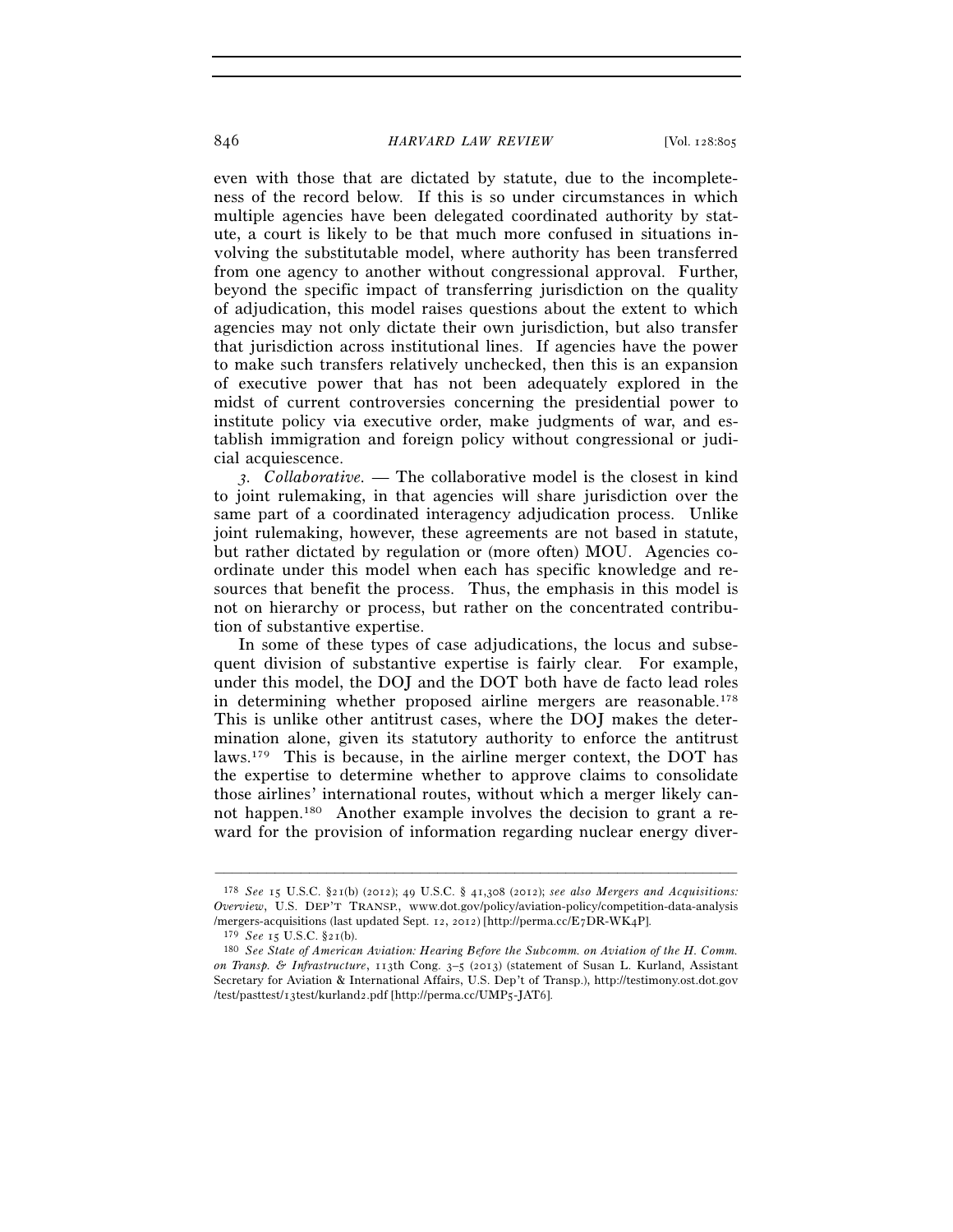even with those that are dictated by statute, due to the incompleteness of the record below. If this is so under circumstances in which multiple agencies have been delegated coordinated authority by statute, a court is likely to be that much more confused in situations involving the substitutable model, where authority has been transferred from one agency to another without congressional approval. Further, beyond the specific impact of transferring jurisdiction on the quality of adjudication, this model raises questions about the extent to which agencies may not only dictate their own jurisdiction, but also transfer that jurisdiction across institutional lines. If agencies have the power to make such transfers relatively unchecked, then this is an expansion of executive power that has not been adequately explored in the midst of current controversies concerning the presidential power to institute policy via executive order, make judgments of war, and establish immigration and foreign policy without congressional or judicial acquiescence.

*3. Collaborative.* — The collaborative model is the closest in kind to joint rulemaking, in that agencies will share jurisdiction over the same part of a coordinated interagency adjudication process. Unlike joint rulemaking, however, these agreements are not based in statute, but rather dictated by regulation or (more often) MOU. Agencies coordinate under this model when each has specific knowledge and resources that benefit the process. Thus, the emphasis in this model is not on hierarchy or process, but rather on the concentrated contribution of substantive expertise.

In some of these types of case adjudications, the locus and subsequent division of substantive expertise is fairly clear. For example, under this model, the DOJ and the DOT both have de facto lead roles in determining whether proposed airline mergers are reasonable.[178] This is unlike other antitrust cases, where the DOJ makes the determination alone, given its statutory authority to enforce the antitrust laws.[179] This is because, in the airline merger context, the DOT has the expertise to determine whether to approve claims to consolidate those airlines' international routes, without which a merger likely cannot happen.[180] Another example involves the decision to grant a reward for the provision of information regarding nuclear energy diver-

---

[178] *See* 15 U.S.C. §21(b) (2012); 49 U.S.C. § 41,308 (2012); *see also Mergers and Acquisitions: Overview*, U.S. DEP'T TRANSP., www.dot.gov/policy/aviation-policy/competition-data-analysis/mergers-acquisitions (last updated Sept. 12, 2012) [http://perma.cc/E7DR-WK4P].

[179] *See* 15 U.S.C. §21(b).

[180] *See State of American Aviation: Hearing Before the Subcomm. on Aviation of the H. Comm. on Transp. & Infrastructure*, 113th Cong. 3–5 (2013) (statement of Susan L. Kurland, Assistant Secretary for Aviation & International Affairs, U.S. Dep't of Transp.), http://testimony.ost.dot.gov/test/pasttest/13test/kurland2.pdf [http://perma.cc/UMP5-JAT6].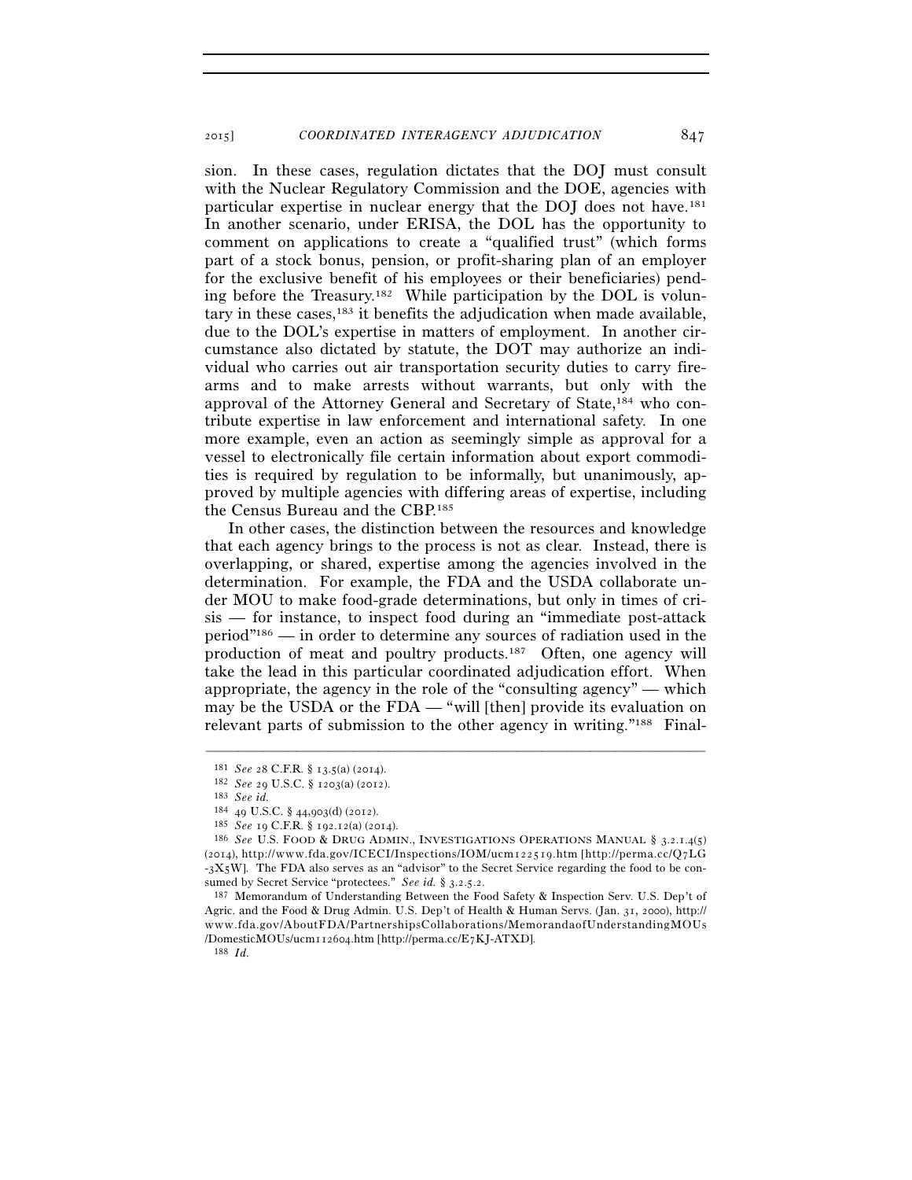sion. In these cases, regulation dictates that the DOJ must consult with the Nuclear Regulatory Commission and the DOE, agencies with particular expertise in nuclear energy that the DOJ does not have.[181] In another scenario, under ERISA, the DOL has the opportunity to comment on applications to create a "qualified trust" (which forms part of a stock bonus, pension, or profit-sharing plan of an employer for the exclusive benefit of his employees or their beneficiaries) pending before the Treasury.[182] While participation by the DOL is voluntary in these cases,[183] it benefits the adjudication when made available, due to the DOL's expertise in matters of employment. In another circumstance also dictated by statute, the DOT may authorize an individual who carries out air transportation security duties to carry firearms and to make arrests without warrants, but only with the approval of the Attorney General and Secretary of State,[184] who contribute expertise in law enforcement and international safety. In one more example, even an action as seemingly simple as approval for a vessel to electronically file certain information about export commodities is required by regulation to be informally, but unanimously, approved by multiple agencies with differing areas of expertise, including the Census Bureau and the CBP.[185]

In other cases, the distinction between the resources and knowledge that each agency brings to the process is not as clear. Instead, there is overlapping, or shared, expertise among the agencies involved in the determination. For example, the FDA and the USDA collaborate under MOU to make food-grade determinations, but only in times of crisis — for instance, to inspect food during an "immediate post-attack period"[186] — in order to determine any sources of radiation used in the production of meat and poultry products.[187] Often, one agency will take the lead in this particular coordinated adjudication effort. When appropriate, the agency in the role of the "consulting agency" — which may be the USDA or the FDA — "will [then] provide its evaluation on relevant parts of submission to the other agency in writing."[188] Final-

---

[181] *See* 28 C.F.R. § 13.5(a) (2014).

[182] *See* 29 U.S.C. § 1203(a) (2012).

[183] *See id.*

[184] 49 U.S.C. § 44,903(d) (2012).

[185] *See* 19 C.F.R. § 192.12(a) (2014).

[186] *See* U.S. FOOD & DRUG ADMIN., INVESTIGATIONS OPERATIONS MANUAL § 3.2.1.4(5) (2014), http://www.fda.gov/ICECI/Inspections/IOM/ucm122519.htm [http://perma.cc/Q7LG-3X5W]. The FDA also serves as an "advisor" to the Secret Service regarding the food to be consumed by Secret Service "protectees." *See id.* § 3.2.5.2.

[187] Memorandum of Understanding Between the Food Safety & Inspection Serv. U.S. Dep't of Agric. and the Food & Drug Admin. U.S. Dep't of Health & Human Servs. (Jan. 31, 2000), http://www.fda.gov/AboutFDA/PartnershipsCollaborations/MemorandaofUnderstandingMOUs/DomesticMOUs/ucm112604.htm [http://perma.cc/E7KJ-ATXD].

[188] *Id.*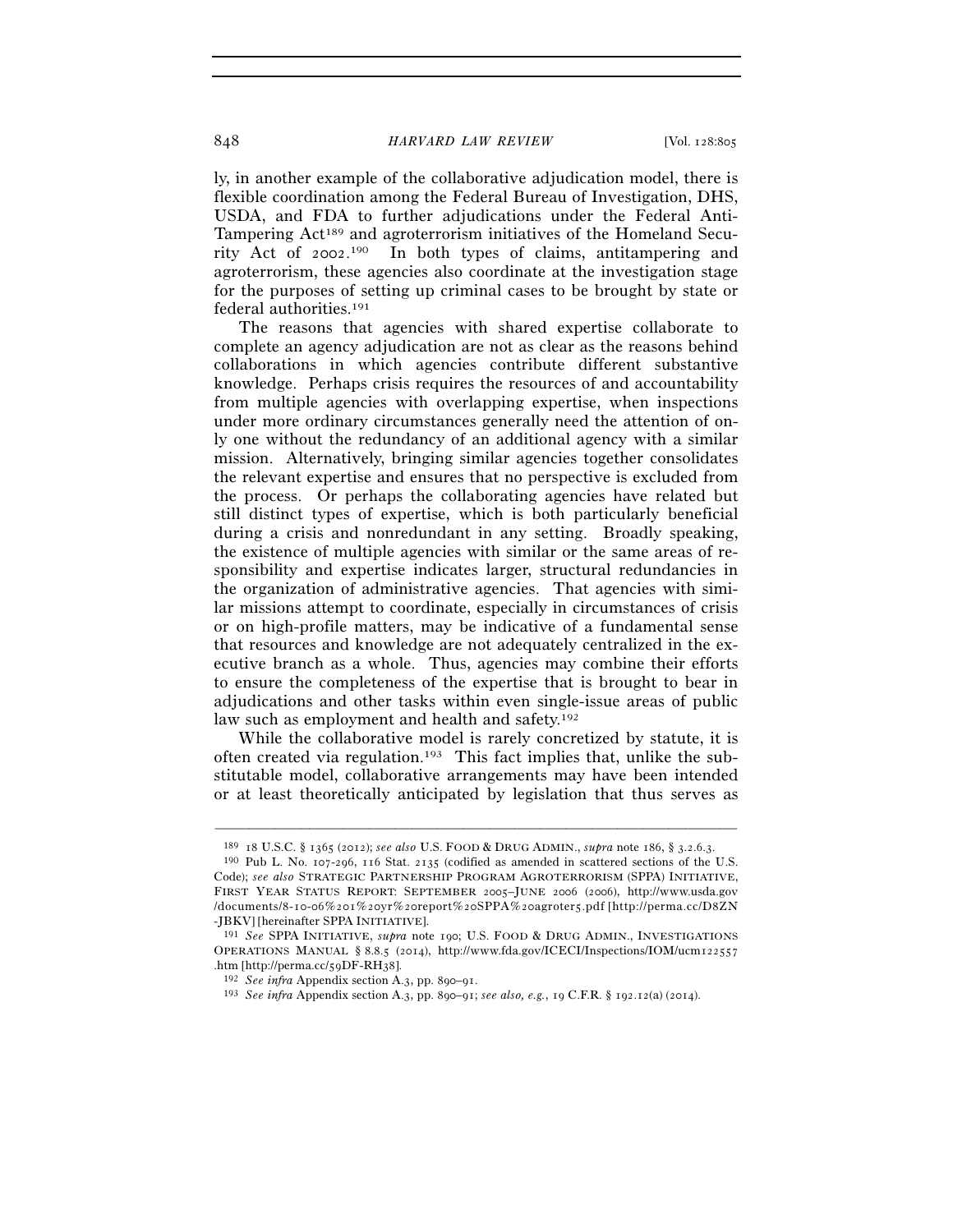ly, in another example of the collaborative adjudication model, there is flexible coordination among the Federal Bureau of Investigation, DHS, USDA, and FDA to further adjudications under the Federal Anti-Tampering Act[189] and agroterrorism initiatives of the Homeland Security Act of 2002.[190] In both types of claims, antitampering and agroterrorism, these agencies also coordinate at the investigation stage for the purposes of setting up criminal cases to be brought by state or federal authorities.[191]

The reasons that agencies with shared expertise collaborate to complete an agency adjudication are not as clear as the reasons behind collaborations in which agencies contribute different substantive knowledge. Perhaps crisis requires the resources of and accountability from multiple agencies with overlapping expertise, when inspections under more ordinary circumstances generally need the attention of only one without the redundancy of an additional agency with a similar mission. Alternatively, bringing similar agencies together consolidates the relevant expertise and ensures that no perspective is excluded from the process. Or perhaps the collaborating agencies have related but still distinct types of expertise, which is both particularly beneficial during a crisis and nonredundant in any setting. Broadly speaking, the existence of multiple agencies with similar or the same areas of responsibility and expertise indicates larger, structural redundancies in the organization of administrative agencies. That agencies with similar missions attempt to coordinate, especially in circumstances of crisis or on high-profile matters, may be indicative of a fundamental sense that resources and knowledge are not adequately centralized in the executive branch as a whole. Thus, agencies may combine their efforts to ensure the completeness of the expertise that is brought to bear in adjudications and other tasks within even single-issue areas of public law such as employment and health and safety.[192]

While the collaborative model is rarely concretized by statute, it is often created via regulation.[193] This fact implies that, unlike the substitutable model, collaborative arrangements may have been intended or at least theoretically anticipated by legislation that thus serves as

---

[189] 18 U.S.C. § 1365 (2012); *see also* U.S. FOOD & DRUG ADMIN., *supra* note 186, § 3.2.6.3.

[190] Pub L. No. 107-296, 116 Stat. 2135 (codified as amended in scattered sections of the U.S. Code); *see also* STRATEGIC PARTNERSHIP PROGRAM AGROTERRORISM (SPPA) INITIATIVE, FIRST YEAR STATUS REPORT: SEPTEMBER 2005–JUNE 2006 (2006), http://www.usda.gov/documents/8-10-06%201%20yr%20report%20SPPA%20agroter5.pdf [http://perma.cc/D8ZN-JBKV] [hereinafter SPPA INITIATIVE].

[191] *See* SPPA INITIATIVE, *supra* note 190; U.S. FOOD & DRUG ADMIN., INVESTIGATIONS OPERATIONS MANUAL § 8.8.5 (2014), http://www.fda.gov/ICECI/Inspections/IOM/ucm122557.htm [http://perma.cc/59DF-RH38].

[192] *See infra* Appendix section A.3, pp. 890–91.

[193] *See infra* Appendix section A.3, pp. 890–91; *see also, e.g.*, 19 C.F.R. § 192.12(a) (2014).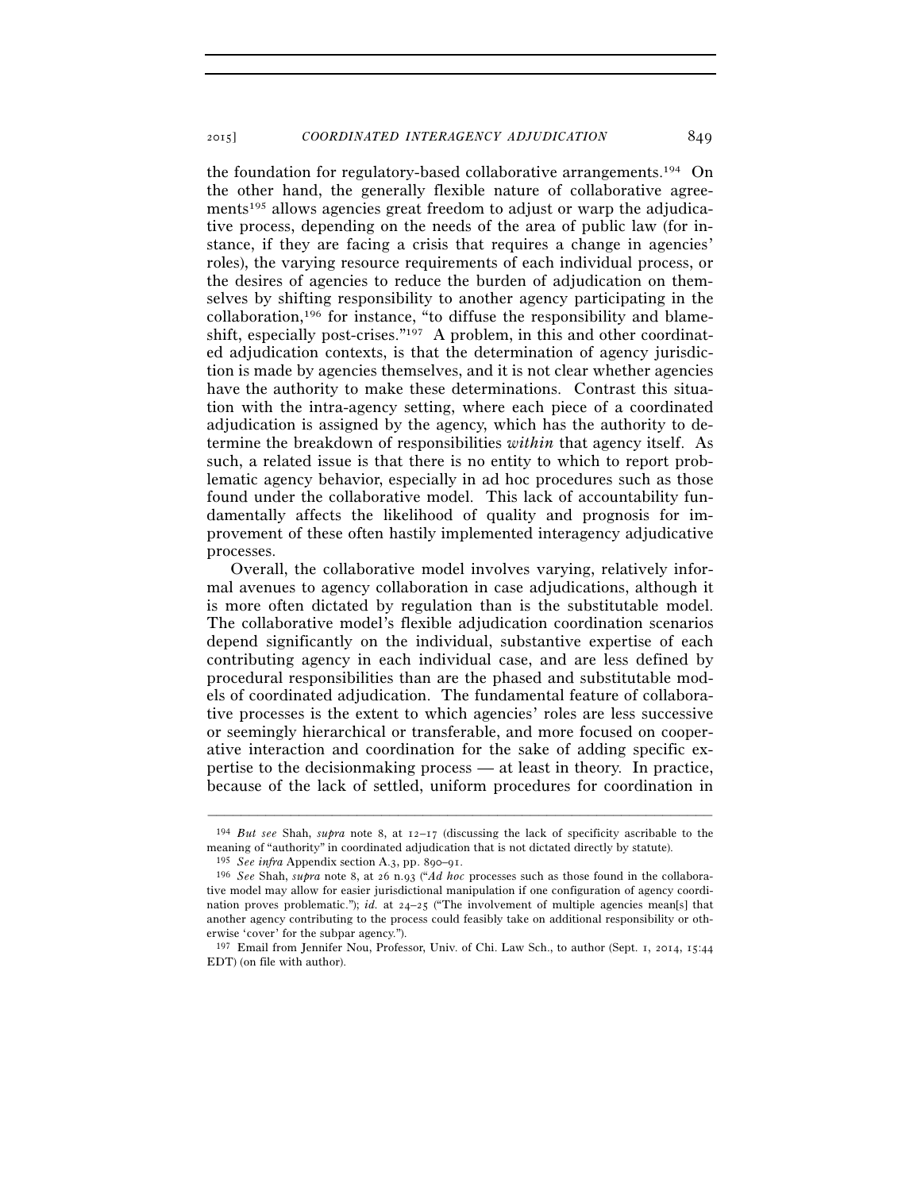the foundation for regulatory-based collaborative arrangements.[194] On the other hand, the generally flexible nature of collaborative agreements[195] allows agencies great freedom to adjust or warp the adjudicative process, depending on the needs of the area of public law (for instance, if they are facing a crisis that requires a change in agencies' roles), the varying resource requirements of each individual process, or the desires of agencies to reduce the burden of adjudication on themselves by shifting responsibility to another agency participating in the collaboration,[196] for instance, "to diffuse the responsibility and blame-shift, especially post-crises."[197] A problem, in this and other coordinated adjudication contexts, is that the determination of agency jurisdiction is made by agencies themselves, and it is not clear whether agencies have the authority to make these determinations. Contrast this situation with the intra-agency setting, where each piece of a coordinated adjudication is assigned by the agency, which has the authority to determine the breakdown of responsibilities *within* that agency itself. As such, a related issue is that there is no entity to which to report problematic agency behavior, especially in ad hoc procedures such as those found under the collaborative model. This lack of accountability fundamentally affects the likelihood of quality and prognosis for improvement of these often hastily implemented interagency adjudicative processes.

Overall, the collaborative model involves varying, relatively informal avenues to agency collaboration in case adjudications, although it is more often dictated by regulation than is the substitutable model. The collaborative model's flexible adjudication coordination scenarios depend significantly on the individual, substantive expertise of each contributing agency in each individual case, and are less defined by procedural responsibilities than are the phased and substitutable models of coordinated adjudication. The fundamental feature of collaborative processes is the extent to which agencies' roles are less successive or seemingly hierarchical or transferable, and more focused on cooperative interaction and coordination for the sake of adding specific expertise to the decisionmaking process — at least in theory. In practice, because of the lack of settled, uniform procedures for coordination in

---

[194] *But see* Shah, *supra* note 8, at 12–17 (discussing the lack of specificity ascribable to the meaning of "authority" in coordinated adjudication that is not dictated directly by statute).

[195] *See infra* Appendix section A.3, pp. 890–91.

[196] *See* Shah, *supra* note 8, at 26 n.93 ("*Ad hoc* processes such as those found in the collaborative model may allow for easier jurisdictional manipulation if one configuration of agency coordination proves problematic."); *id.* at 24–25 ("The involvement of multiple agencies mean[s] that another agency contributing to the process could feasibly take on additional responsibility or otherwise 'cover' for the subpar agency.").

[197] Email from Jennifer Nou, Professor, Univ. of Chi. Law Sch., to author (Sept. 1, 2014, 15:44 EDT) (on file with author).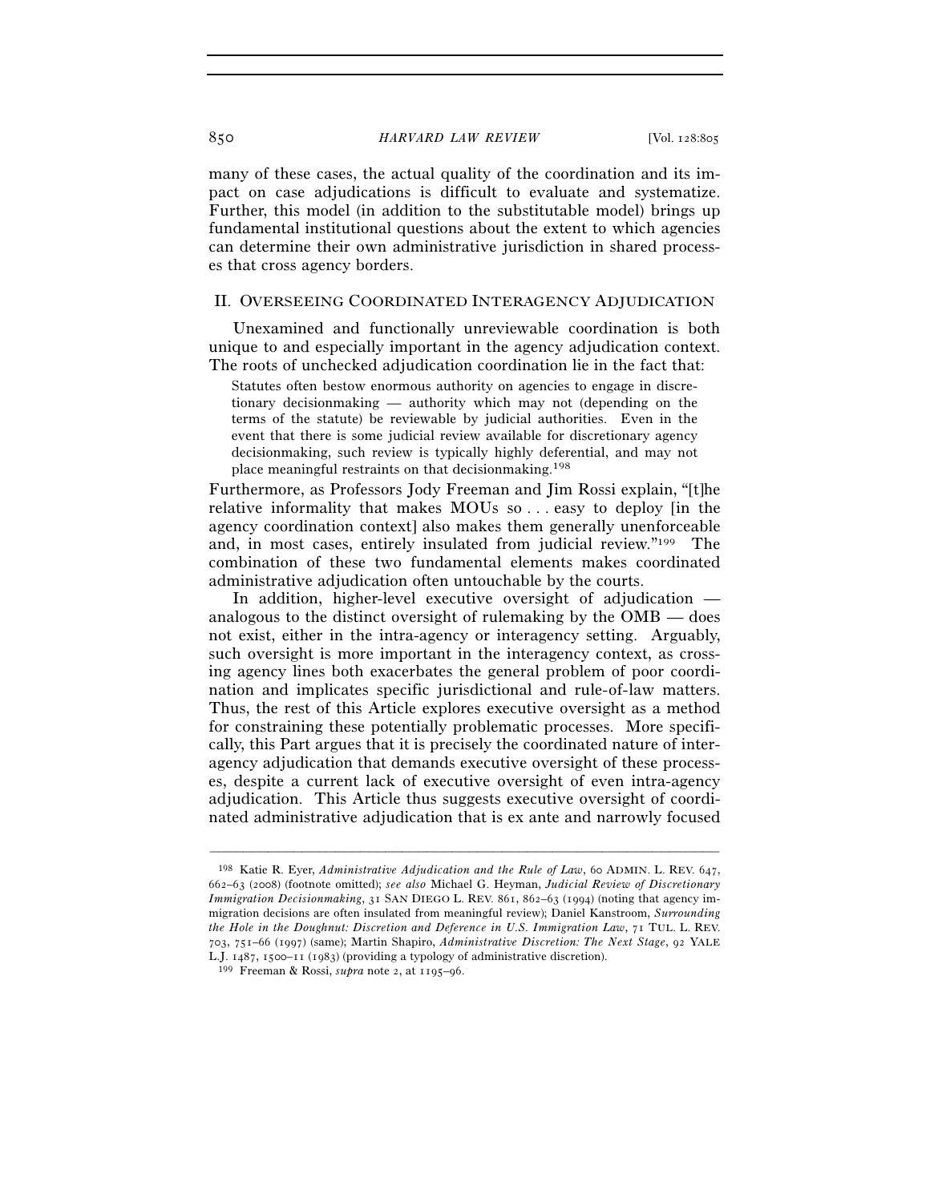many of these cases, the actual quality of the coordination and its impact on case adjudications is difficult to evaluate and systematize. Further, this model (in addition to the substitutable model) brings up fundamental institutional questions about the extent to which agencies can determine their own administrative jurisdiction in shared processes that cross agency borders.

## II. OVERSEEING COORDINATED INTERAGENCY ADJUDICATION

Unexamined and functionally unreviewable coordination is both unique to and especially important in the agency adjudication context. The roots of unchecked adjudication coordination lie in the fact that:

> Statutes often bestow enormous authority on agencies to engage in discretionary decisionmaking — authority which may not (depending on the terms of the statute) be reviewable by judicial authorities. Even in the event that there is some judicial review available for discretionary agency decisionmaking, such review is typically highly deferential, and may not place meaningful restraints on that decisionmaking.[198]

Furthermore, as Professors Jody Freeman and Jim Rossi explain, "[t]he relative informality that makes MOUs so . . . easy to deploy [in the agency coordination context] also makes them generally unenforceable and, in most cases, entirely insulated from judicial review."[199] The combination of these two fundamental elements makes coordinated administrative adjudication often untouchable by the courts.

In addition, higher-level executive oversight of adjudication — analogous to the distinct oversight of rulemaking by the OMB — does not exist, either in the intra-agency or interagency setting. Arguably, such oversight is more important in the interagency context, as crossing agency lines both exacerbates the general problem of poor coordination and implicates specific jurisdictional and rule-of-law matters. Thus, the rest of this Article explores executive oversight as a method for constraining these potentially problematic processes. More specifically, this Part argues that it is precisely the coordinated nature of interagency adjudication that demands executive oversight of these processes, despite a current lack of executive oversight of even intra-agency adjudication. This Article thus suggests executive oversight of coordinated administrative adjudication that is ex ante and narrowly focused

---

[198] Katie R. Eyer, *Administrative Adjudication and the Rule of Law*, 60 ADMIN. L. REV. 647, 662–63 (2008) (footnote omitted); *see also* Michael G. Heyman, *Judicial Review of Discretionary Immigration Decisionmaking*, 31 SAN DIEGO L. REV. 861, 862–63 (1994) (noting that agency immigration decisions are often insulated from meaningful review); Daniel Kanstroom, *Surrounding the Hole in the Doughnut: Discretion and Deference in U.S. Immigration Law*, 71 TUL. L. REV. 703, 751–66 (1997) (same); Martin Shapiro, *Administrative Discretion: The Next Stage*, 92 YALE L.J. 1487, 1500–11 (1983) (providing a typology of administrative discretion).

[199] Freeman & Rossi, *supra* note 2, at 1195–96.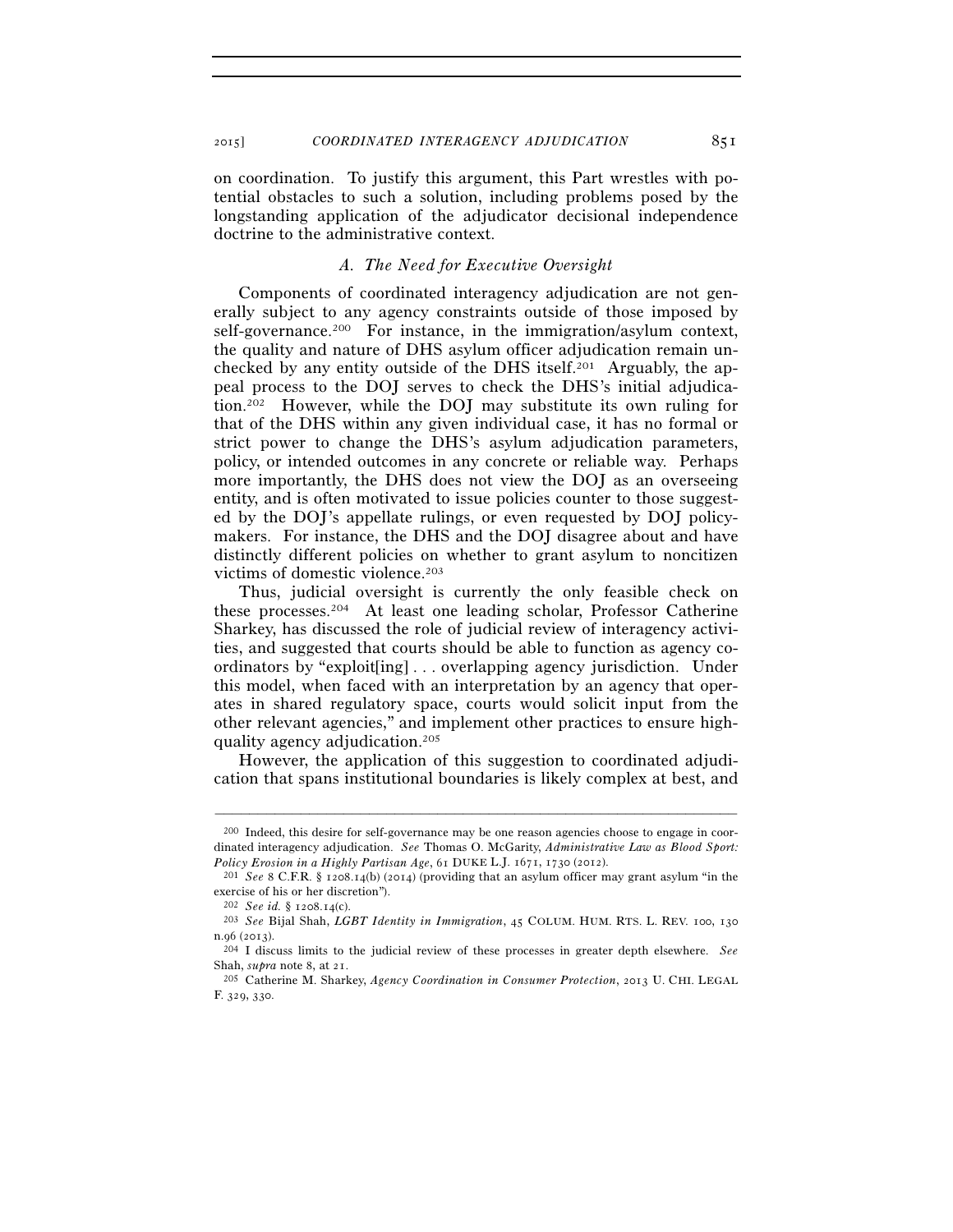on coordination. To justify this argument, this Part wrestles with potential obstacles to such a solution, including problems posed by the longstanding application of the adjudicator decisional independence doctrine to the administrative context.

### *A. The Need for Executive Oversight*

Components of coordinated interagency adjudication are not generally subject to any agency constraints outside of those imposed by self-governance.[200] For instance, in the immigration/asylum context, the quality and nature of DHS asylum officer adjudication remain unchecked by any entity outside of the DHS itself.[201] Arguably, the appeal process to the DOJ serves to check the DHS's initial adjudication.[202] However, while the DOJ may substitute its own ruling for that of the DHS within any given individual case, it has no formal or strict power to change the DHS's asylum adjudication parameters, policy, or intended outcomes in any concrete or reliable way. Perhaps more importantly, the DHS does not view the DOJ as an overseeing entity, and is often motivated to issue policies counter to those suggested by the DOJ's appellate rulings, or even requested by DOJ policymakers. For instance, the DHS and the DOJ disagree about and have distinctly different policies on whether to grant asylum to noncitizen victims of domestic violence.[203]

Thus, judicial oversight is currently the only feasible check on these processes.[204] At least one leading scholar, Professor Catherine Sharkey, has discussed the role of judicial review of interagency activities, and suggested that courts should be able to function as agency coordinators by "exploit[ing] . . . overlapping agency jurisdiction. Under this model, when faced with an interpretation by an agency that operates in shared regulatory space, courts would solicit input from the other relevant agencies," and implement other practices to ensure high-quality agency adjudication.[205]

However, the application of this suggestion to coordinated adjudication that spans institutional boundaries is likely complex at best, and

---

[200] Indeed, this desire for self-governance may be one reason agencies choose to engage in coordinated interagency adjudication. *See* Thomas O. McGarity, *Administrative Law as Blood Sport: Policy Erosion in a Highly Partisan Age*, 61 DUKE L.J. 1671, 1730 (2012).

[201] *See* 8 C.F.R. § 1208.14(b) (2014) (providing that an asylum officer may grant asylum "in the exercise of his or her discretion").

[202] *See id.* § 1208.14(c).

[203] *See* Bijal Shah, *LGBT Identity in Immigration*, 45 COLUM. HUM. RTS. L. REV. 100, 130 n.96 (2013).

[204] I discuss limits to the judicial review of these processes in greater depth elsewhere. *See* Shah, *supra* note 8, at 21.

[205] Catherine M. Sharkey, *Agency Coordination in Consumer Protection*, 2013 U. CHI. LEGAL F. 329, 330.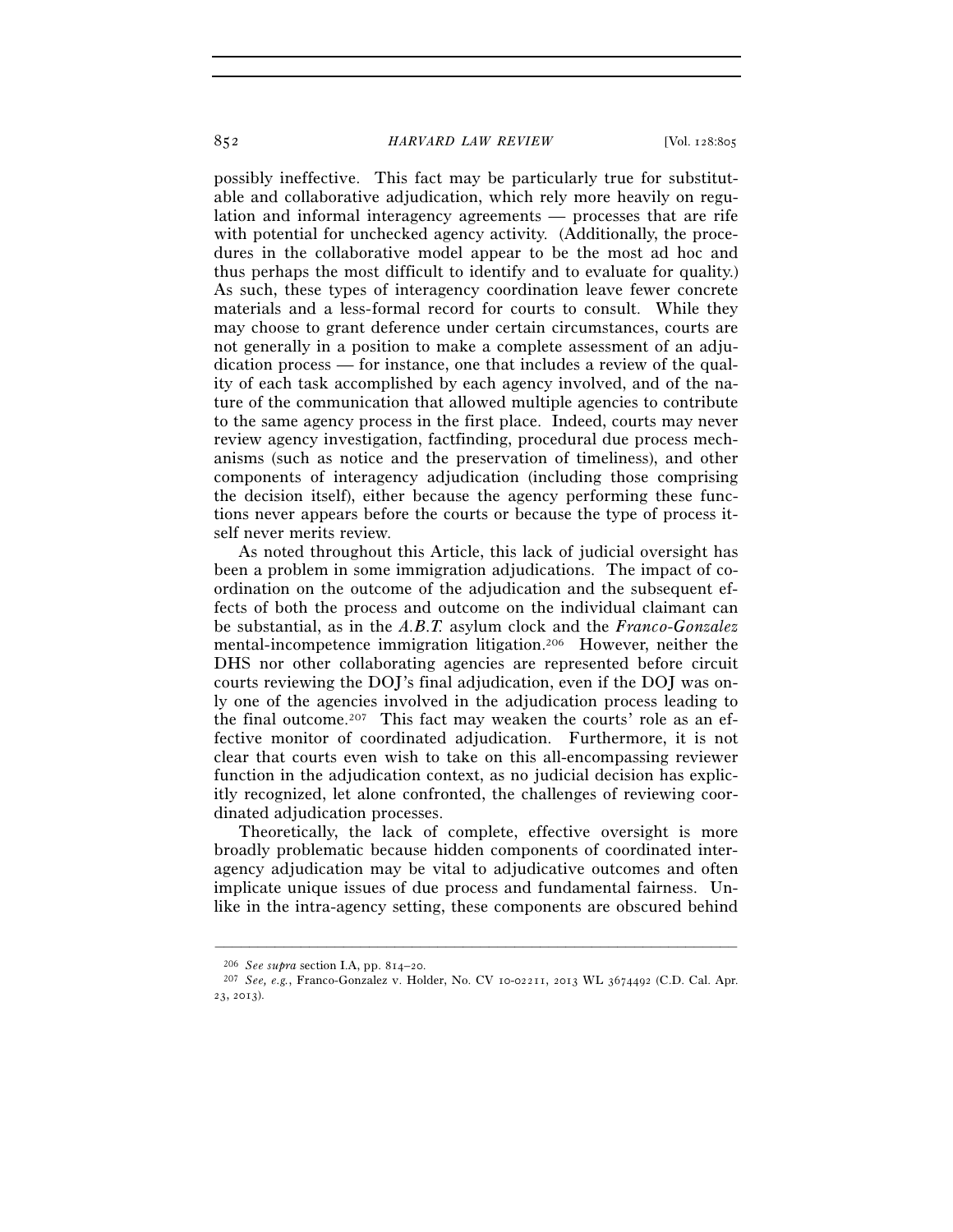possibly ineffective. This fact may be particularly true for substitutable and collaborative adjudication, which rely more heavily on regulation and informal interagency agreements — processes that are rife with potential for unchecked agency activity. (Additionally, the procedures in the collaborative model appear to be the most ad hoc and thus perhaps the most difficult to identify and to evaluate for quality.) As such, these types of interagency coordination leave fewer concrete materials and a less-formal record for courts to consult. While they may choose to grant deference under certain circumstances, courts are not generally in a position to make a complete assessment of an adjudication process — for instance, one that includes a review of the quality of each task accomplished by each agency involved, and of the nature of the communication that allowed multiple agencies to contribute to the same agency process in the first place. Indeed, courts may never review agency investigation, factfinding, procedural due process mechanisms (such as notice and the preservation of timeliness), and other components of interagency adjudication (including those comprising the decision itself), either because the agency performing these functions never appears before the courts or because the type of process itself never merits review.

As noted throughout this Article, this lack of judicial oversight has been a problem in some immigration adjudications. The impact of coordination on the outcome of the adjudication and the subsequent effects of both the process and outcome on the individual claimant can be substantial, as in the *A.B.T.* asylum clock and the *Franco-Gonzalez* mental-incompetence immigration litigation.[206] However, neither the DHS nor other collaborating agencies are represented before circuit courts reviewing the DOJ's final adjudication, even if the DOJ was only one of the agencies involved in the adjudication process leading to the final outcome.[207] This fact may weaken the courts' role as an effective monitor of coordinated adjudication. Furthermore, it is not clear that courts even wish to take on this all-encompassing reviewer function in the adjudication context, as no judicial decision has explicitly recognized, let alone confronted, the challenges of reviewing coordinated adjudication processes.

Theoretically, the lack of complete, effective oversight is more broadly problematic because hidden components of coordinated interagency adjudication may be vital to adjudicative outcomes and often implicate unique issues of due process and fundamental fairness. Unlike in the intra-agency setting, these components are obscured behind

---

[206] *See supra* section I.A, pp. 814–20.

[207] *See, e.g.*, Franco-Gonzalez v. Holder, No. CV 10-02211, 2013 WL 3674492 (C.D. Cal. Apr. 23, 2013).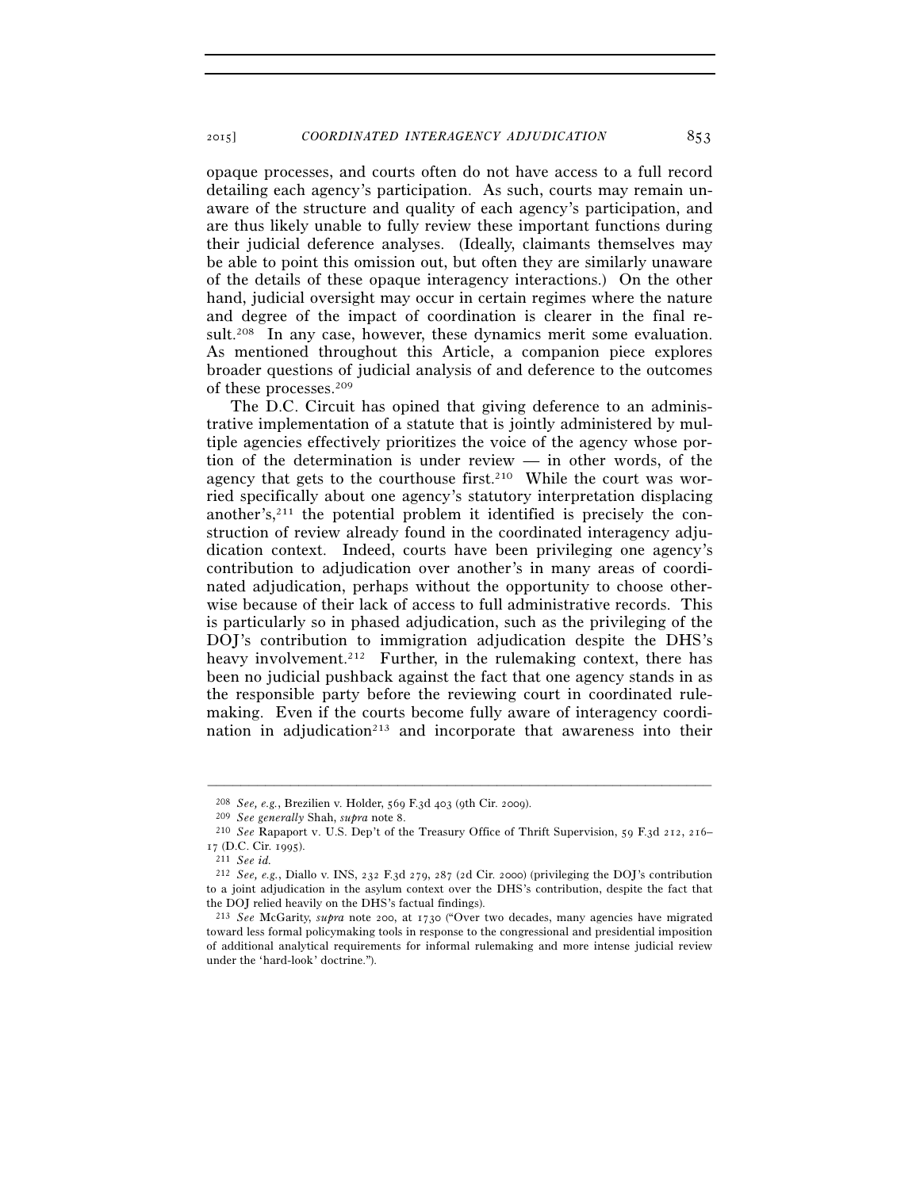opaque processes, and courts often do not have access to a full record detailing each agency's participation. As such, courts may remain unaware of the structure and quality of each agency's participation, and are thus likely unable to fully review these important functions during their judicial deference analyses. (Ideally, claimants themselves may be able to point this omission out, but often they are similarly unaware of the details of these opaque interagency interactions.) On the other hand, judicial oversight may occur in certain regimes where the nature and degree of the impact of coordination is clearer in the final result.[208] In any case, however, these dynamics merit some evaluation. As mentioned throughout this Article, a companion piece explores broader questions of judicial analysis of and deference to the outcomes of these processes.[209]

The D.C. Circuit has opined that giving deference to an administrative implementation of a statute that is jointly administered by multiple agencies effectively prioritizes the voice of the agency whose portion of the determination is under review — in other words, of the agency that gets to the courthouse first.[210] While the court was worried specifically about one agency's statutory interpretation displacing another's,[211] the potential problem it identified is precisely the construction of review already found in the coordinated interagency adjudication context. Indeed, courts have been privileging one agency's contribution to adjudication over another's in many areas of coordinated adjudication, perhaps without the opportunity to choose otherwise because of their lack of access to full administrative records. This is particularly so in phased adjudication, such as the privileging of the DOJ's contribution to immigration adjudication despite the DHS's heavy involvement.[212] Further, in the rulemaking context, there has been no judicial pushback against the fact that one agency stands in as the responsible party before the reviewing court in coordinated rulemaking. Even if the courts become fully aware of interagency coordination in adjudication[213] and incorporate that awareness into their

---

[208] *See, e.g.*, Brezilien v. Holder, 569 F.3d 403 (9th Cir. 2009).

[209] *See generally* Shah, *supra* note 8.

[210] *See* Rapaport v. U.S. Dep't of the Treasury Office of Thrift Supervision, 59 F.3d 212, 216–17 (D.C. Cir. 1995).

[211] *See id.*

[212] *See, e.g.*, Diallo v. INS, 232 F.3d 279, 287 (2d Cir. 2000) (privileging the DOJ's contribution to a joint adjudication in the asylum context over the DHS's contribution, despite the fact that the DOJ relied heavily on the DHS's factual findings).

[213] *See* McGarity, *supra* note 200, at 1730 ("Over two decades, many agencies have migrated toward less formal policymaking tools in response to the congressional and presidential imposition of additional analytical requirements for informal rulemaking and more intense judicial review under the 'hard-look' doctrine.").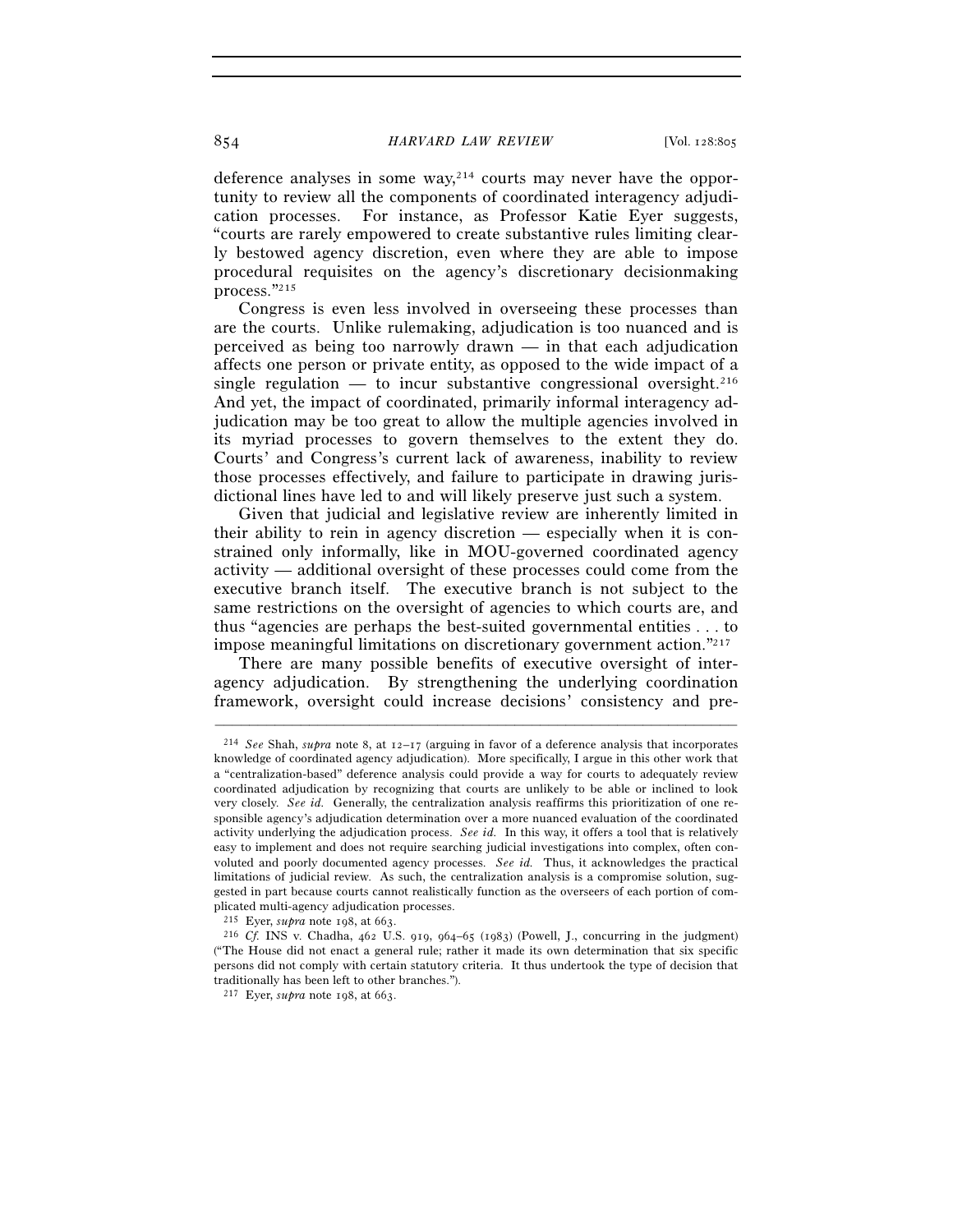deference analyses in some way,[214] courts may never have the opportunity to review all the components of coordinated interagency adjudication processes. For instance, as Professor Katie Eyer suggests, "courts are rarely empowered to create substantive rules limiting clearly bestowed agency discretion, even where they are able to impose procedural requisites on the agency's discretionary decisionmaking process."[215]

Congress is even less involved in overseeing these processes than are the courts. Unlike rulemaking, adjudication is too nuanced and is perceived as being too narrowly drawn — in that each adjudication affects one person or private entity, as opposed to the wide impact of a single regulation — to incur substantive congressional oversight.[216] And yet, the impact of coordinated, primarily informal interagency adjudication may be too great to allow the multiple agencies involved in its myriad processes to govern themselves to the extent they do. Courts' and Congress's current lack of awareness, inability to review those processes effectively, and failure to participate in drawing jurisdictional lines have led to and will likely preserve just such a system.

Given that judicial and legislative review are inherently limited in their ability to rein in agency discretion — especially when it is constrained only informally, like in MOU-governed coordinated agency activity — additional oversight of these processes could come from the executive branch itself. The executive branch is not subject to the same restrictions on the oversight of agencies to which courts are, and thus "agencies are perhaps the best-suited governmental entities . . . to impose meaningful limitations on discretionary government action."[217]

There are many possible benefits of executive oversight of interagency adjudication. By strengthening the underlying coordination framework, oversight could increase decisions' consistency and pre-

---

[214] *See* Shah, *supra* note 8, at 12–17 (arguing in favor of a deference analysis that incorporates knowledge of coordinated agency adjudication). More specifically, I argue in this other work that a "centralization-based" deference analysis could provide a way for courts to adequately review coordinated adjudication by recognizing that courts are unlikely to be able or inclined to look very closely. *See id.* Generally, the centralization analysis reaffirms this prioritization of one responsible agency's adjudication determination over a more nuanced evaluation of the coordinated activity underlying the adjudication process. *See id.* In this way, it offers a tool that is relatively easy to implement and does not require searching judicial investigations into complex, often convoluted and poorly documented agency processes. *See id.* Thus, it acknowledges the practical limitations of judicial review. As such, the centralization analysis is a compromise solution, suggested in part because courts cannot realistically function as the overseers of each portion of complicated multi-agency adjudication processes.

[215] Eyer, *supra* note 198, at 663.

[216] *Cf.* INS v. Chadha, 462 U.S. 919, 964–65 (1983) (Powell, J., concurring in the judgment) ("The House did not enact a general rule; rather it made its own determination that six specific persons did not comply with certain statutory criteria. It thus undertook the type of decision that traditionally has been left to other branches.").

[217] Eyer, *supra* note 198, at 663.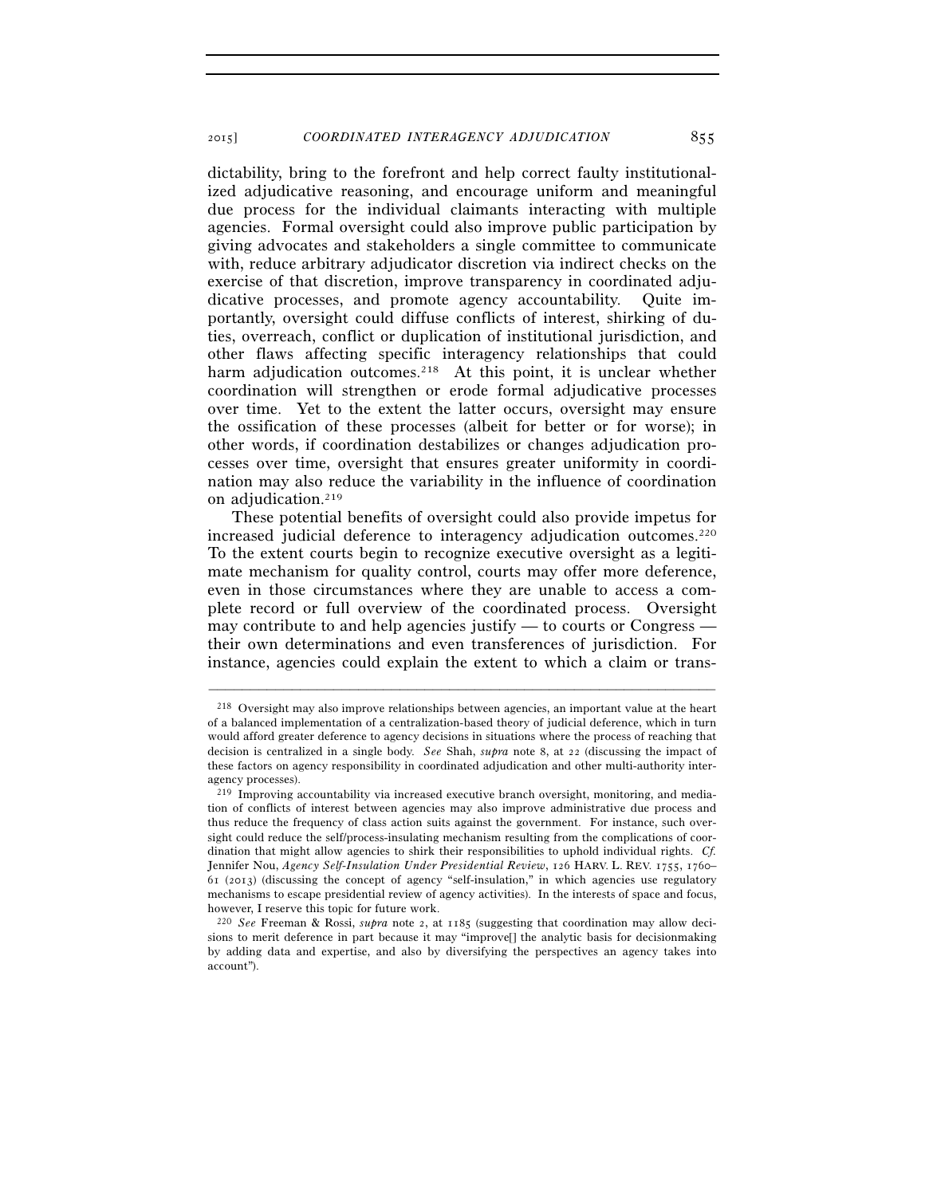dictability, bring to the forefront and help correct faulty institutionalized adjudicative reasoning, and encourage uniform and meaningful due process for the individual claimants interacting with multiple agencies. Formal oversight could also improve public participation by giving advocates and stakeholders a single committee to communicate with, reduce arbitrary adjudicator discretion via indirect checks on the exercise of that discretion, improve transparency in coordinated adjudicative processes, and promote agency accountability. Quite importantly, oversight could diffuse conflicts of interest, shirking of duties, overreach, conflict or duplication of institutional jurisdiction, and other flaws affecting specific interagency relationships that could harm adjudication outcomes.[218] At this point, it is unclear whether coordination will strengthen or erode formal adjudicative processes over time. Yet to the extent the latter occurs, oversight may ensure the ossification of these processes (albeit for better or for worse); in other words, if coordination destabilizes or changes adjudication processes over time, oversight that ensures greater uniformity in coordination may also reduce the variability in the influence of coordination on adjudication.[219]

These potential benefits of oversight could also provide impetus for increased judicial deference to interagency adjudication outcomes.[220] To the extent courts begin to recognize executive oversight as a legitimate mechanism for quality control, courts may offer more deference, even in those circumstances where they are unable to access a complete record or full overview of the coordinated process. Oversight may contribute to and help agencies justify — to courts or Congress — their own determinations and even transferences of jurisdiction. For instance, agencies could explain the extent to which a claim or trans-

---

[218] Oversight may also improve relationships between agencies, an important value at the heart of a balanced implementation of a centralization-based theory of judicial deference, which in turn would afford greater deference to agency decisions in situations where the process of reaching that decision is centralized in a single body. *See* Shah, *supra* note 8, at 22 (discussing the impact of these factors on agency responsibility in coordinated adjudication and other multi-authority interagency processes).

[219] Improving accountability via increased executive branch oversight, monitoring, and mediation of conflicts of interest between agencies may also improve administrative due process and thus reduce the frequency of class action suits against the government. For instance, such oversight could reduce the self/process-insulating mechanism resulting from the complications of coordination that might allow agencies to shirk their responsibilities to uphold individual rights. *Cf.* Jennifer Nou, *Agency Self-Insulation Under Presidential Review*, 126 HARV. L. REV. 1755, 1760–61 (2013) (discussing the concept of agency "self-insulation," in which agencies use regulatory mechanisms to escape presidential review of agency activities). In the interests of space and focus, however, I reserve this topic for future work.

[220] *See* Freeman & Rossi, *supra* note 2, at 1185 (suggesting that coordination may allow decisions to merit deference in part because it may "improve[] the analytic basis for decisionmaking by adding data and expertise, and also by diversifying the perspectives an agency takes into account").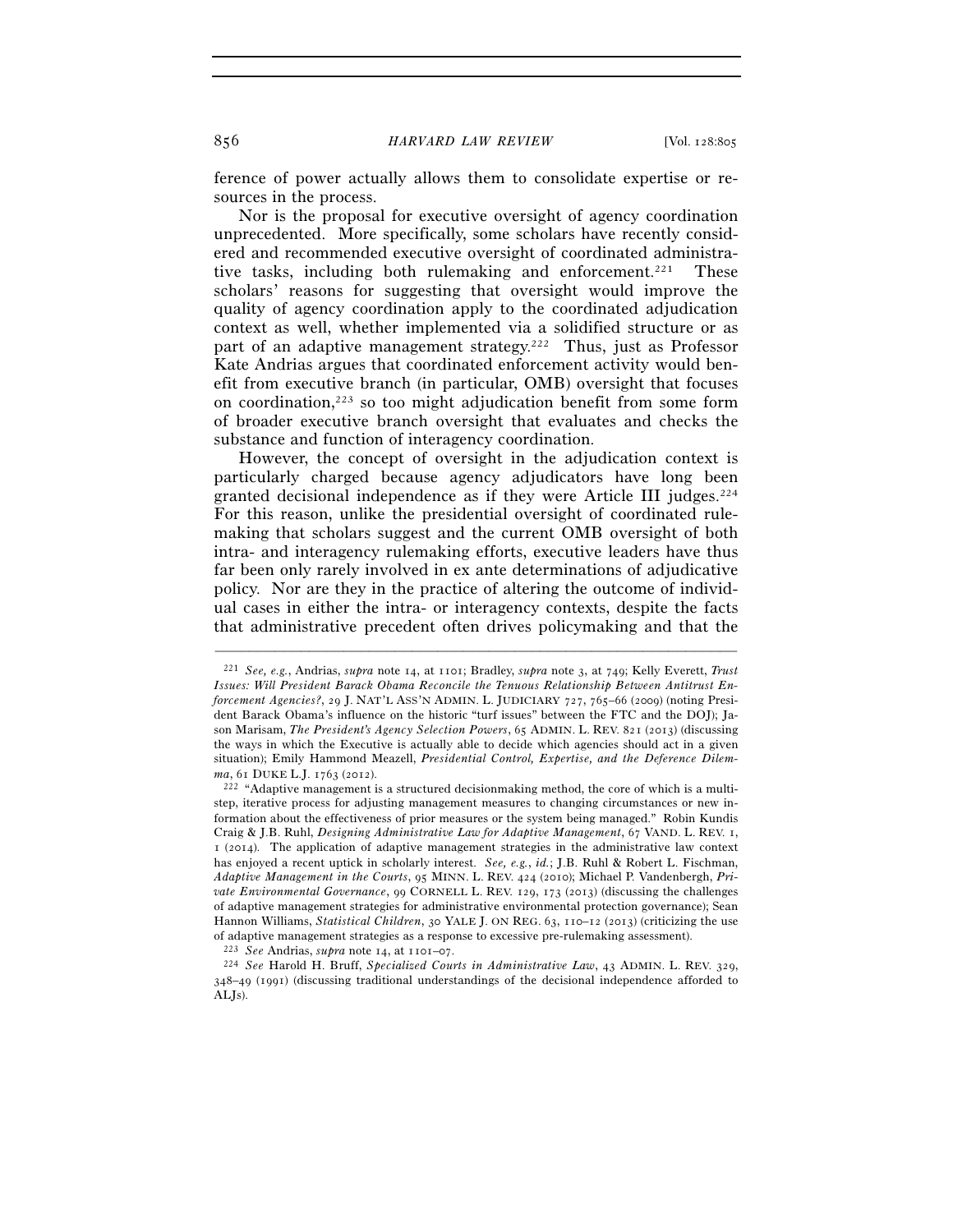ference of power actually allows them to consolidate expertise or resources in the process.

Nor is the proposal for executive oversight of agency coordination unprecedented. More specifically, some scholars have recently considered and recommended executive oversight of coordinated administrative tasks, including both rulemaking and enforcement.[221] These scholars' reasons for suggesting that oversight would improve the quality of agency coordination apply to the coordinated adjudication context as well, whether implemented via a solidified structure or as part of an adaptive management strategy.[222] Thus, just as Professor Kate Andrias argues that coordinated enforcement activity would benefit from executive branch (in particular, OMB) oversight that focuses on coordination,[223] so too might adjudication benefit from some form of broader executive branch oversight that evaluates and checks the substance and function of interagency coordination.

However, the concept of oversight in the adjudication context is particularly charged because agency adjudicators have long been granted decisional independence as if they were Article III judges.[224] For this reason, unlike the presidential oversight of coordinated rulemaking that scholars suggest and the current OMB oversight of both intra- and interagency rulemaking efforts, executive leaders have thus far been only rarely involved in ex ante determinations of adjudicative policy. Nor are they in the practice of altering the outcome of individual cases in either the intra- or interagency contexts, despite the facts that administrative precedent often drives policymaking and that the

---

[221] *See, e.g.*, Andrias, *supra* note 14, at 1101; Bradley, *supra* note 3, at 749; Kelly Everett, *Trust Issues: Will President Barack Obama Reconcile the Tenuous Relationship Between Antitrust Enforcement Agencies?*, 29 J. NAT'L ASS'N ADMIN. L. JUDICIARY 727, 765–66 (2009) (noting President Barack Obama's influence on the historic "turf issues" between the FTC and the DOJ); Jason Marisam, *The President's Agency Selection Powers*, 65 ADMIN. L. REV. 821 (2013) (discussing the ways in which the Executive is actually able to decide which agencies should act in a given situation); Emily Hammond Meazell, *Presidential Control, Expertise, and the Deference Dilemma*, 61 DUKE L.J. 1763 (2012).

[222] "Adaptive management is a structured decisionmaking method, the core of which is a multistep, iterative process for adjusting management measures to changing circumstances or new information about the effectiveness of prior measures or the system being managed." Robin Kundis Craig & J.B. Ruhl, *Designing Administrative Law for Adaptive Management*, 67 VAND. L. REV. 1, 1 (2014). The application of adaptive management strategies in the administrative law context has enjoyed a recent uptick in scholarly interest. *See, e.g.*, *id.*; J.B. Ruhl & Robert L. Fischman, *Adaptive Management in the Courts*, 95 MINN. L. REV. 424 (2010); Michael P. Vandenbergh, *Private Environmental Governance*, 99 CORNELL L. REV. 129, 173 (2013) (discussing the challenges of adaptive management strategies for administrative environmental protection governance); Sean Hannon Williams, *Statistical Children*, 30 YALE J. ON REG. 63, 110–12 (2013) (criticizing the use of adaptive management strategies as a response to excessive pre-rulemaking assessment).

[223] *See* Andrias, *supra* note 14, at 1101–07.

[224] *See* Harold H. Bruff, *Specialized Courts in Administrative Law*, 43 ADMIN. L. REV. 329, 348–49 (1991) (discussing traditional understandings of the decisional independence afforded to ALJs).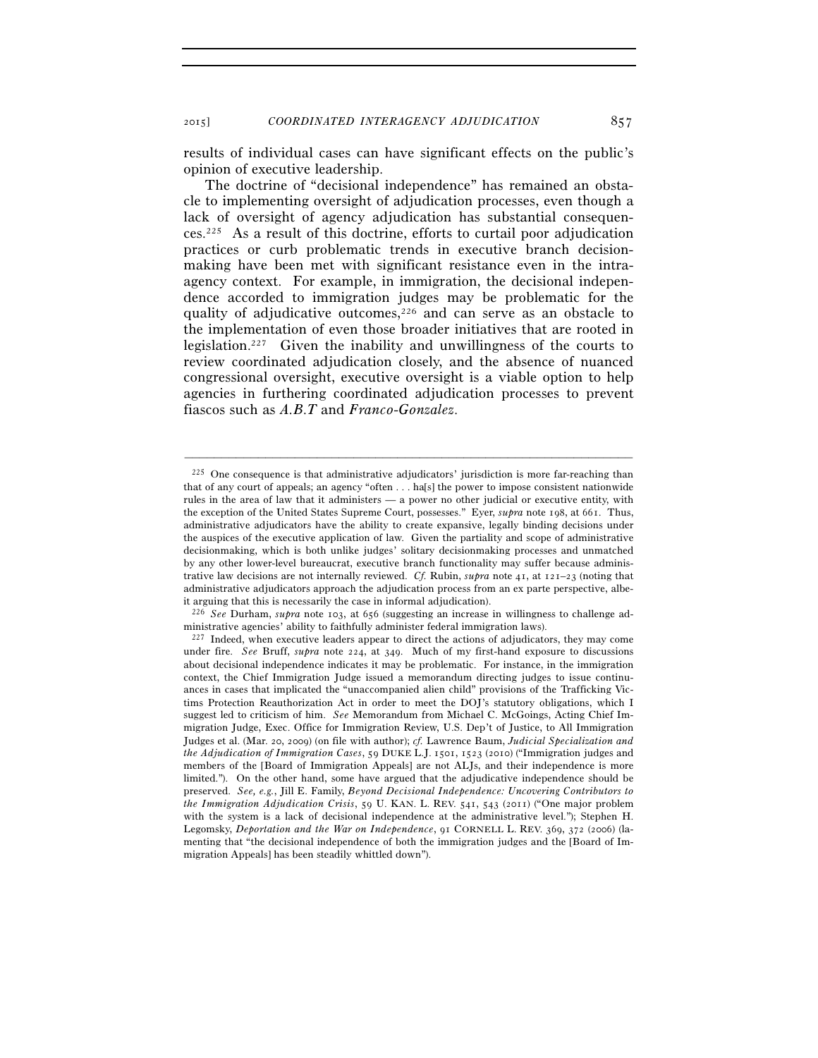results of individual cases can have significant effects on the public's opinion of executive leadership.

The doctrine of "decisional independence" has remained an obstacle to implementing oversight of adjudication processes, even though a lack of oversight of agency adjudication has substantial consequences.[225] As a result of this doctrine, efforts to curtail poor adjudication practices or curb problematic trends in executive branch decisionmaking have been met with significant resistance even in the intra-agency context. For example, in immigration, the decisional independence accorded to immigration judges may be problematic for the quality of adjudicative outcomes,[226] and can serve as an obstacle to the implementation of even those broader initiatives that are rooted in legislation.[227] Given the inability and unwillingness of the courts to review coordinated adjudication closely, and the absence of nuanced congressional oversight, executive oversight is a viable option to help agencies in furthering coordinated adjudication processes to prevent fiascos such as *A.B.T* and *Franco-Gonzalez*.

---

[225] One consequence is that administrative adjudicators' jurisdiction is more far-reaching than that of any court of appeals; an agency "often . . . ha[s] the power to impose consistent nationwide rules in the area of law that it administers — a power no other judicial or executive entity, with the exception of the United States Supreme Court, possesses." Eyer, *supra* note 198, at 661. Thus, administrative adjudicators have the ability to create expansive, legally binding decisions under the auspices of the executive application of law. Given the partiality and scope of administrative decisionmaking, which is both unlike judges' solitary decisionmaking processes and unmatched by any other lower-level bureaucrat, executive branch functionality may suffer because administrative law decisions are not internally reviewed. *Cf.* Rubin, *supra* note 41, at 121–23 (noting that administrative adjudicators approach the adjudication process from an ex parte perspective, albeit arguing that this is necessarily the case in informal adjudication).

[226] *See* Durham, *supra* note 103, at 656 (suggesting an increase in willingness to challenge administrative agencies' ability to faithfully administer federal immigration laws).

[227] Indeed, when executive leaders appear to direct the actions of adjudicators, they may come under fire. *See* Bruff, *supra* note 224, at 349. Much of my first-hand exposure to discussions about decisional independence indicates it may be problematic. For instance, in the immigration context, the Chief Immigration Judge issued a memorandum directing judges to issue continuances in cases that implicated the "unaccompanied alien child" provisions of the Trafficking Victims Protection Reauthorization Act in order to meet the DOJ's statutory obligations, which I suggest led to criticism of him. *See* Memorandum from Michael C. McGoings, Acting Chief Immigration Judge, Exec. Office for Immigration Review, U.S. Dep't of Justice, to All Immigration Judges et al. (Mar. 20, 2009) (on file with author); *cf.* Lawrence Baum, *Judicial Specialization and the Adjudication of Immigration Cases*, 59 DUKE L.J. 1501, 1523 (2010) ("Immigration judges and members of the [Board of Immigration Appeals] are not ALJs, and their independence is more limited."). On the other hand, some have argued that the adjudicative independence should be preserved. *See, e.g.*, Jill E. Family, *Beyond Decisional Independence: Uncovering Contributors to the Immigration Adjudication Crisis*, 59 U. KAN. L. REV. 541, 543 (2011) ("One major problem with the system is a lack of decisional independence at the administrative level."); Stephen H. Legomsky, *Deportation and the War on Independence*, 91 CORNELL L. REV. 369, 372 (2006) (lamenting that "the decisional independence of both the immigration judges and the [Board of Immigration Appeals] has been steadily whittled down").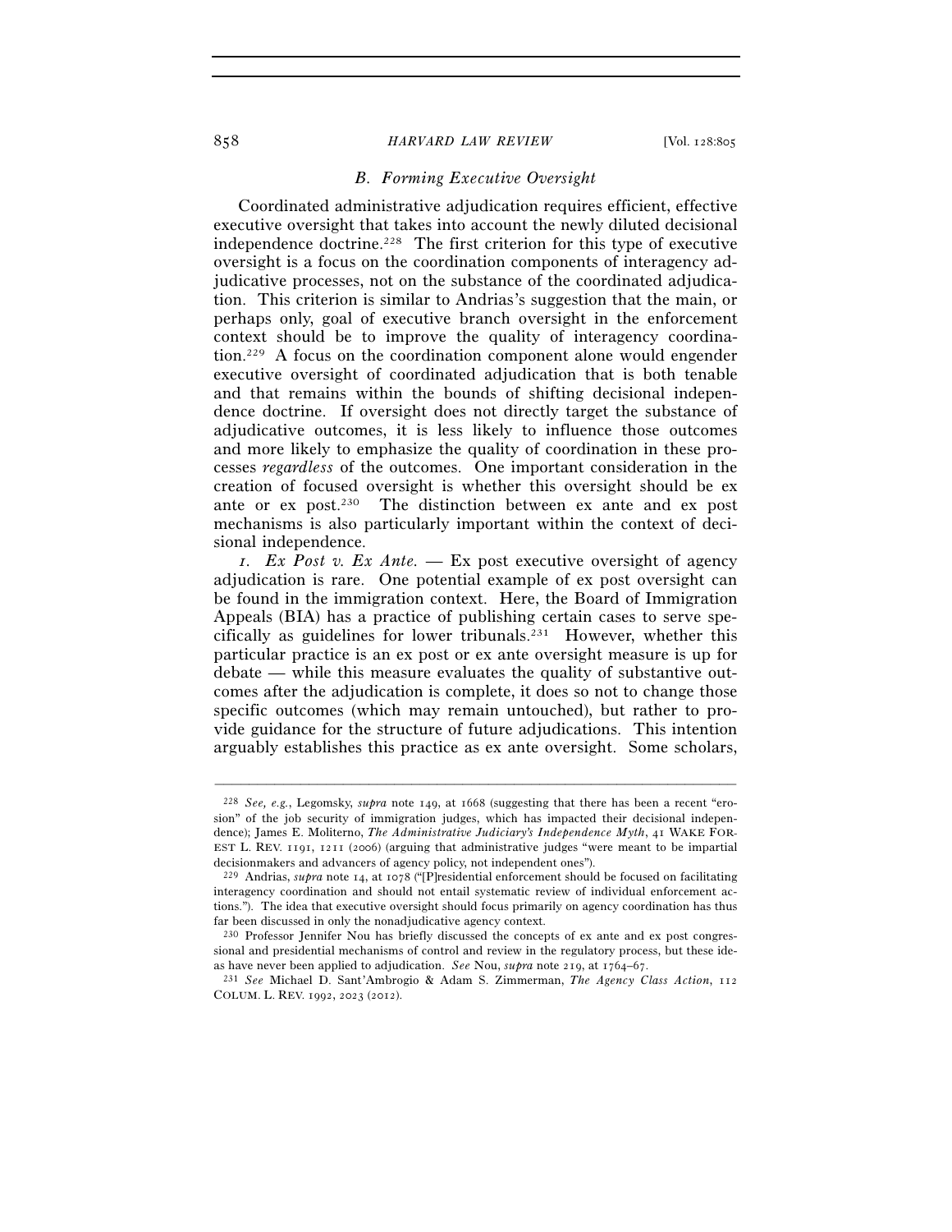### *B. Forming Executive Oversight*

Coordinated administrative adjudication requires efficient, effective executive oversight that takes into account the newly diluted decisional independence doctrine.[228] The first criterion for this type of executive oversight is a focus on the coordination components of interagency adjudicative processes, not on the substance of the coordinated adjudication. This criterion is similar to Andrias's suggestion that the main, or perhaps only, goal of executive branch oversight in the enforcement context should be to improve the quality of interagency coordination.[229] A focus on the coordination component alone would engender executive oversight of coordinated adjudication that is both tenable and that remains within the bounds of shifting decisional independence doctrine. If oversight does not directly target the substance of adjudicative outcomes, it is less likely to influence those outcomes and more likely to emphasize the quality of coordination in these processes *regardless* of the outcomes. One important consideration in the creation of focused oversight is whether this oversight should be ex ante or ex post.[230] The distinction between ex ante and ex post mechanisms is also particularly important within the context of decisional independence.

*1. Ex Post v. Ex Ante.* — Ex post executive oversight of agency adjudication is rare. One potential example of ex post oversight can be found in the immigration context. Here, the Board of Immigration Appeals (BIA) has a practice of publishing certain cases to serve specifically as guidelines for lower tribunals.[231] However, whether this particular practice is an ex post or ex ante oversight measure is up for debate — while this measure evaluates the quality of substantive outcomes after the adjudication is complete, it does so not to change those specific outcomes (which may remain untouched), but rather to provide guidance for the structure of future adjudications. This intention arguably establishes this practice as ex ante oversight. Some scholars,

---

[228] *See, e.g.*, Legomsky, *supra* note 149, at 1668 (suggesting that there has been a recent "erosion" of the job security of immigration judges, which has impacted their decisional independence); James E. Moliterno, *The Administrative Judiciary's Independence Myth*, 41 WAKE FOREST L. REV. 1191, 1211 (2006) (arguing that administrative judges "were meant to be impartial decisionmakers and advancers of agency policy, not independent ones").

[229] Andrias, *supra* note 14, at 1078 ("[P]residential enforcement should be focused on facilitating interagency coordination and should not entail systematic review of individual enforcement actions."). The idea that executive oversight should focus primarily on agency coordination has thus far been discussed in only the nonadjudicative agency context.

[230] Professor Jennifer Nou has briefly discussed the concepts of ex ante and ex post congressional and presidential mechanisms of control and review in the regulatory process, but these ideas have never been applied to adjudication. *See* Nou, *supra* note 219, at 1764–67.

[231] *See* Michael D. Sant'Ambrogio & Adam S. Zimmerman, *The Agency Class Action*, 112 COLUM. L. REV. 1992, 2023 (2012).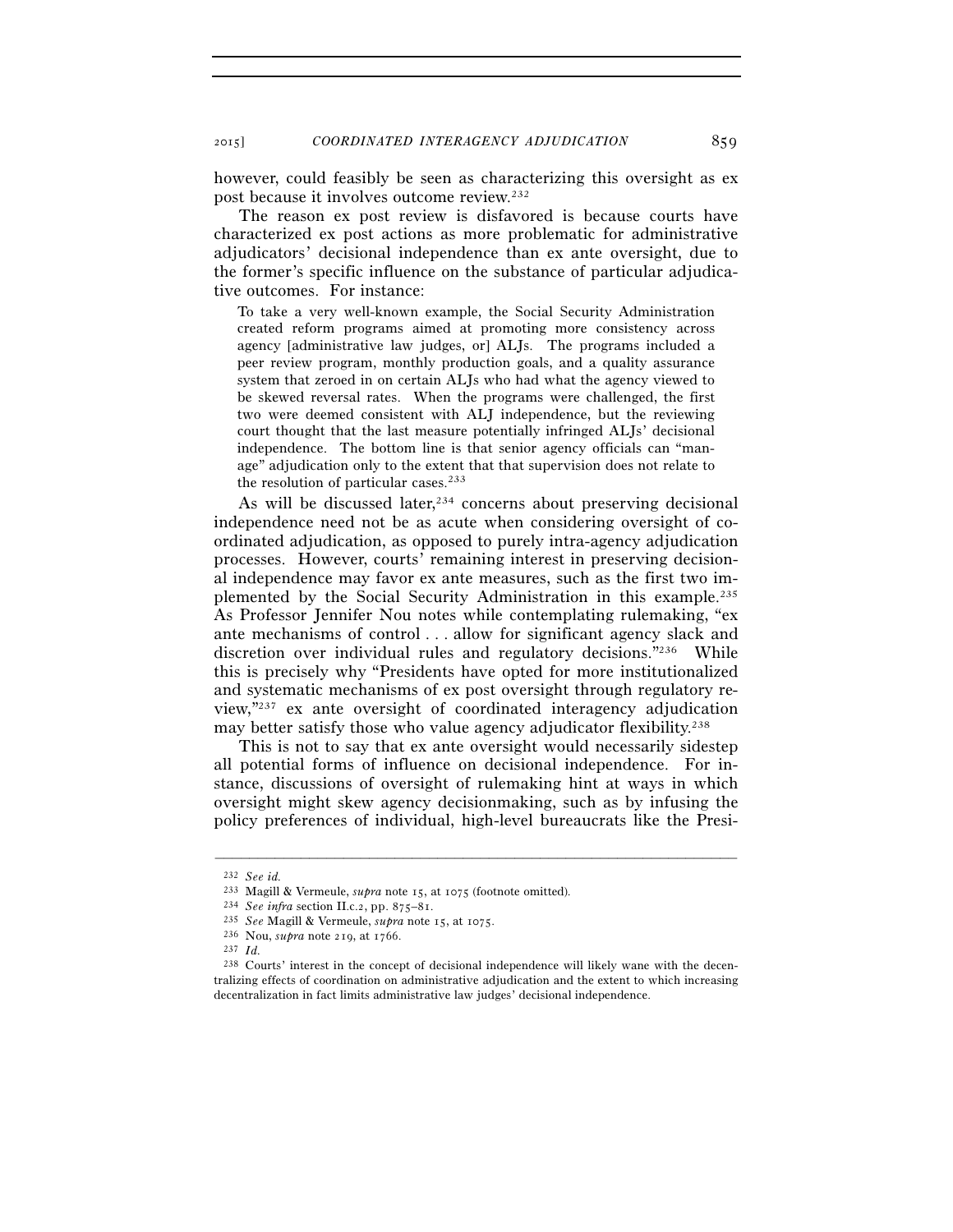however, could feasibly be seen as characterizing this oversight as ex post because it involves outcome review.[232]

The reason ex post review is disfavored is because courts have characterized ex post actions as more problematic for administrative adjudicators' decisional independence than ex ante oversight, due to the former's specific influence on the substance of particular adjudicative outcomes. For instance:

> To take a very well-known example, the Social Security Administration created reform programs aimed at promoting more consistency across agency [administrative law judges, or] ALJs. The programs included a peer review program, monthly production goals, and a quality assurance system that zeroed in on certain ALJs who had what the agency viewed to be skewed reversal rates. When the programs were challenged, the first two were deemed consistent with ALJ independence, but the reviewing court thought that the last measure potentially infringed ALJs' decisional independence. The bottom line is that senior agency officials can "manage" adjudication only to the extent that that supervision does not relate to the resolution of particular cases.[233]

As will be discussed later,[234] concerns about preserving decisional independence need not be as acute when considering oversight of coordinated adjudication, as opposed to purely intra-agency adjudication processes. However, courts' remaining interest in preserving decisional independence may favor ex ante measures, such as the first two implemented by the Social Security Administration in this example.[235] As Professor Jennifer Nou notes while contemplating rulemaking, "ex ante mechanisms of control . . . allow for significant agency slack and discretion over individual rules and regulatory decisions."[236] While this is precisely why "Presidents have opted for more institutionalized and systematic mechanisms of ex post oversight through regulatory review,"[237] ex ante oversight of coordinated interagency adjudication may better satisfy those who value agency adjudicator flexibility.[238]

This is not to say that ex ante oversight would necessarily sidestep all potential forms of influence on decisional independence. For instance, discussions of oversight of rulemaking hint at ways in which oversight might skew agency decisionmaking, such as by infusing the policy preferences of individual, high-level bureaucrats like the Presi-

---

[232] *See id.*

[233] Magill & Vermeule, *supra* note 15, at 1075 (footnote omitted).

[234] *See infra* section II.c.2, pp. 875–81.

[235] *See* Magill & Vermeule, *supra* note 15, at 1075.

[236] Nou, *supra* note 219, at 1766.

[237] *Id.*

[238] Courts' interest in the concept of decisional independence will likely wane with the decentralizing effects of coordination on administrative adjudication and the extent to which increasing decentralization in fact limits administrative law judges' decisional independence.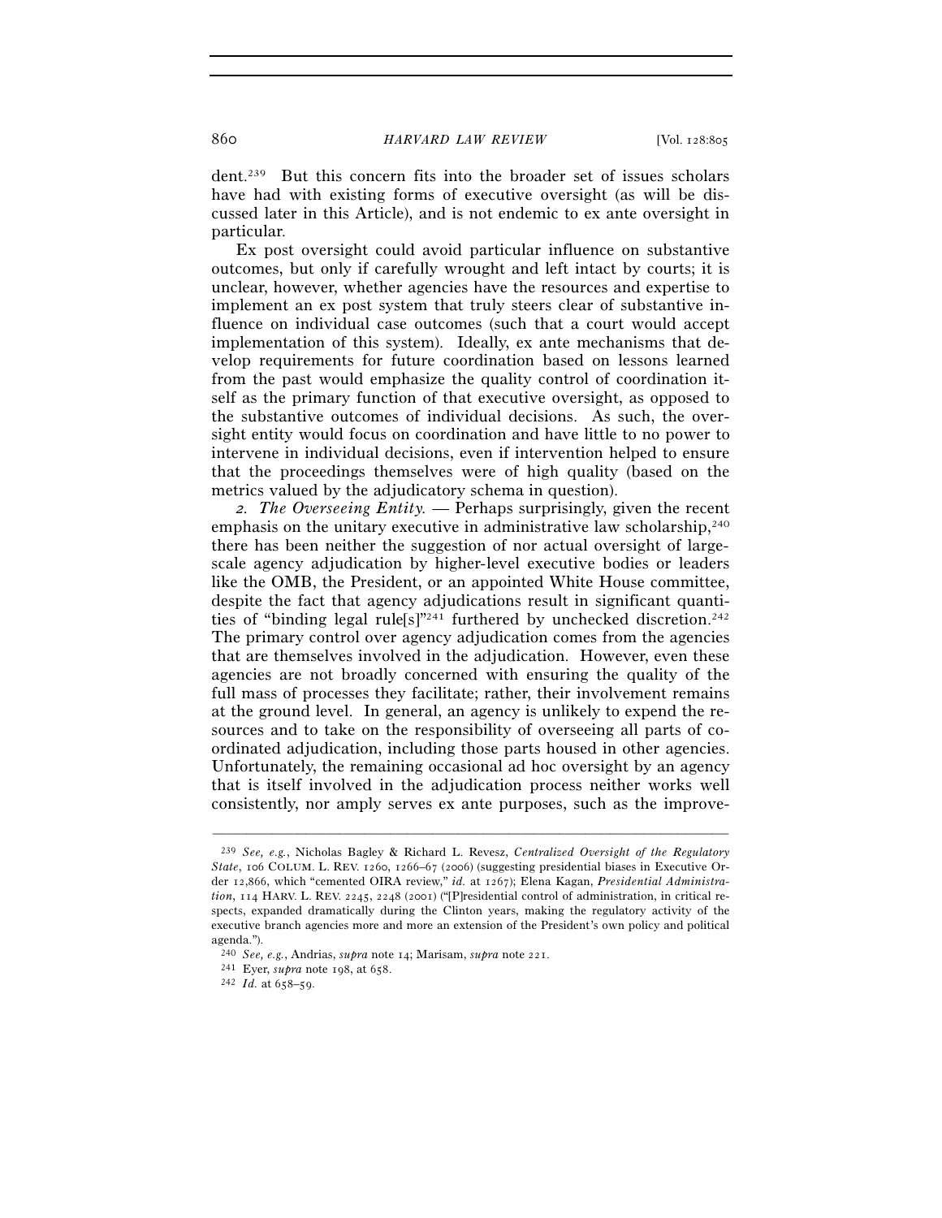dent.[239] But this concern fits into the broader set of issues scholars have had with existing forms of executive oversight (as will be discussed later in this Article), and is not endemic to ex ante oversight in particular.

Ex post oversight could avoid particular influence on substantive outcomes, but only if carefully wrought and left intact by courts; it is unclear, however, whether agencies have the resources and expertise to implement an ex post system that truly steers clear of substantive influence on individual case outcomes (such that a court would accept implementation of this system). Ideally, ex ante mechanisms that develop requirements for future coordination based on lessons learned from the past would emphasize the quality control of coordination itself as the primary function of that executive oversight, as opposed to the substantive outcomes of individual decisions. As such, the oversight entity would focus on coordination and have little to no power to intervene in individual decisions, even if intervention helped to ensure that the proceedings themselves were of high quality (based on the metrics valued by the adjudicatory schema in question).

*2. The Overseeing Entity.* — Perhaps surprisingly, given the recent emphasis on the unitary executive in administrative law scholarship,[240] there has been neither the suggestion of nor actual oversight of large-scale agency adjudication by higher-level executive bodies or leaders like the OMB, the President, or an appointed White House committee, despite the fact that agency adjudications result in significant quantities of "binding legal rule[s]"[241] furthered by unchecked discretion.[242] The primary control over agency adjudication comes from the agencies that are themselves involved in the adjudication. However, even these agencies are not broadly concerned with ensuring the quality of the full mass of processes they facilitate; rather, their involvement remains at the ground level. In general, an agency is unlikely to expend the resources and to take on the responsibility of overseeing all parts of coordinated adjudication, including those parts housed in other agencies. Unfortunately, the remaining occasional ad hoc oversight by an agency that is itself involved in the adjudication process neither works well consistently, nor amply serves ex ante purposes, such as the improve-

---

[239] *See, e.g.*, Nicholas Bagley & Richard L. Revesz, *Centralized Oversight of the Regulatory State*, 106 COLUM. L. REV. 1260, 1266–67 (2006) (suggesting presidential biases in Executive Order 12,866, which "cemented OIRA review," *id.* at 1267); Elena Kagan, *Presidential Administration*, 114 HARV. L. REV. 2245, 2248 (2001) ("[P]residential control of administration, in critical respects, expanded dramatically during the Clinton years, making the regulatory activity of the executive branch agencies more and more an extension of the President's own policy and political agenda.").

[240] *See, e.g.*, Andrias, *supra* note 14; Marisam, *supra* note 221.

[241] Eyer, *supra* note 198, at 658.

[242] *Id.* at 658–59.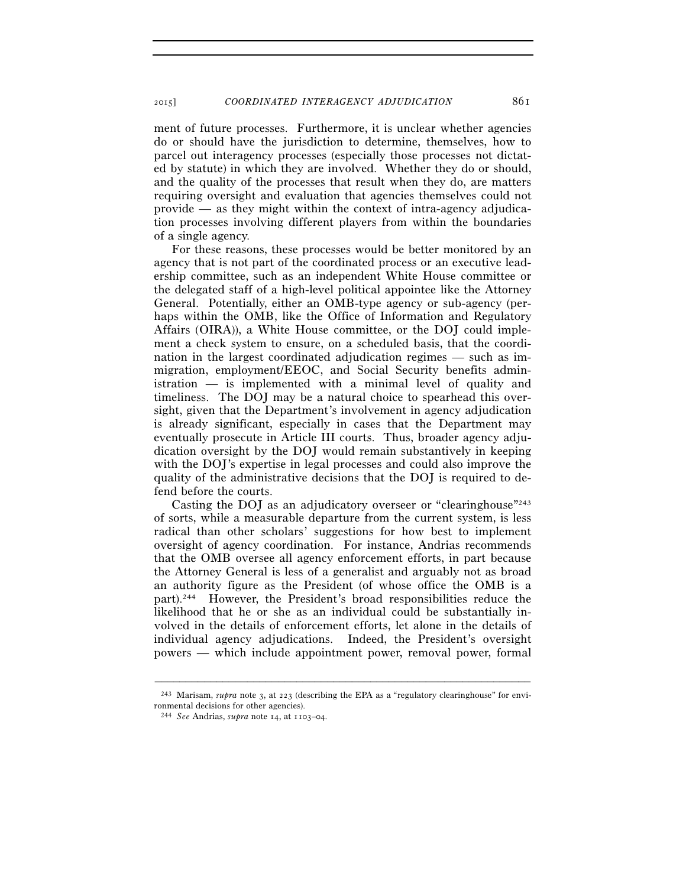ment of future processes. Furthermore, it is unclear whether agencies do or should have the jurisdiction to determine, themselves, how to parcel out interagency processes (especially those processes not dictated by statute) in which they are involved. Whether they do or should, and the quality of the processes that result when they do, are matters requiring oversight and evaluation that agencies themselves could not provide — as they might within the context of intra-agency adjudication processes involving different players from within the boundaries of a single agency.

For these reasons, these processes would be better monitored by an agency that is not part of the coordinated process or an executive leadership committee, such as an independent White House committee or the delegated staff of a high-level political appointee like the Attorney General. Potentially, either an OMB-type agency or sub-agency (perhaps within the OMB, like the Office of Information and Regulatory Affairs (OIRA)), a White House committee, or the DOJ could implement a check system to ensure, on a scheduled basis, that the coordination in the largest coordinated adjudication regimes — such as immigration, employment/EEOC, and Social Security benefits administration — is implemented with a minimal level of quality and timeliness. The DOJ may be a natural choice to spearhead this oversight, given that the Department's involvement in agency adjudication is already significant, especially in cases that the Department may eventually prosecute in Article III courts. Thus, broader agency adjudication oversight by the DOJ would remain substantively in keeping with the DOJ's expertise in legal processes and could also improve the quality of the administrative decisions that the DOJ is required to defend before the courts.

Casting the DOJ as an adjudicatory overseer or "clearinghouse"[243] of sorts, while a measurable departure from the current system, is less radical than other scholars' suggestions for how best to implement oversight of agency coordination. For instance, Andrias recommends that the OMB oversee all agency enforcement efforts, in part because the Attorney General is less of a generalist and arguably not as broad an authority figure as the President (of whose office the OMB is a part).[244] However, the President's broad responsibilities reduce the likelihood that he or she as an individual could be substantially involved in the details of enforcement efforts, let alone in the details of individual agency adjudications. Indeed, the President's oversight powers — which include appointment power, removal power, formal

---

[243] Marisam, *supra* note 3, at 223 (describing the EPA as a "regulatory clearinghouse" for environmental decisions for other agencies).

[244] *See* Andrias, *supra* note 14, at 1103–04.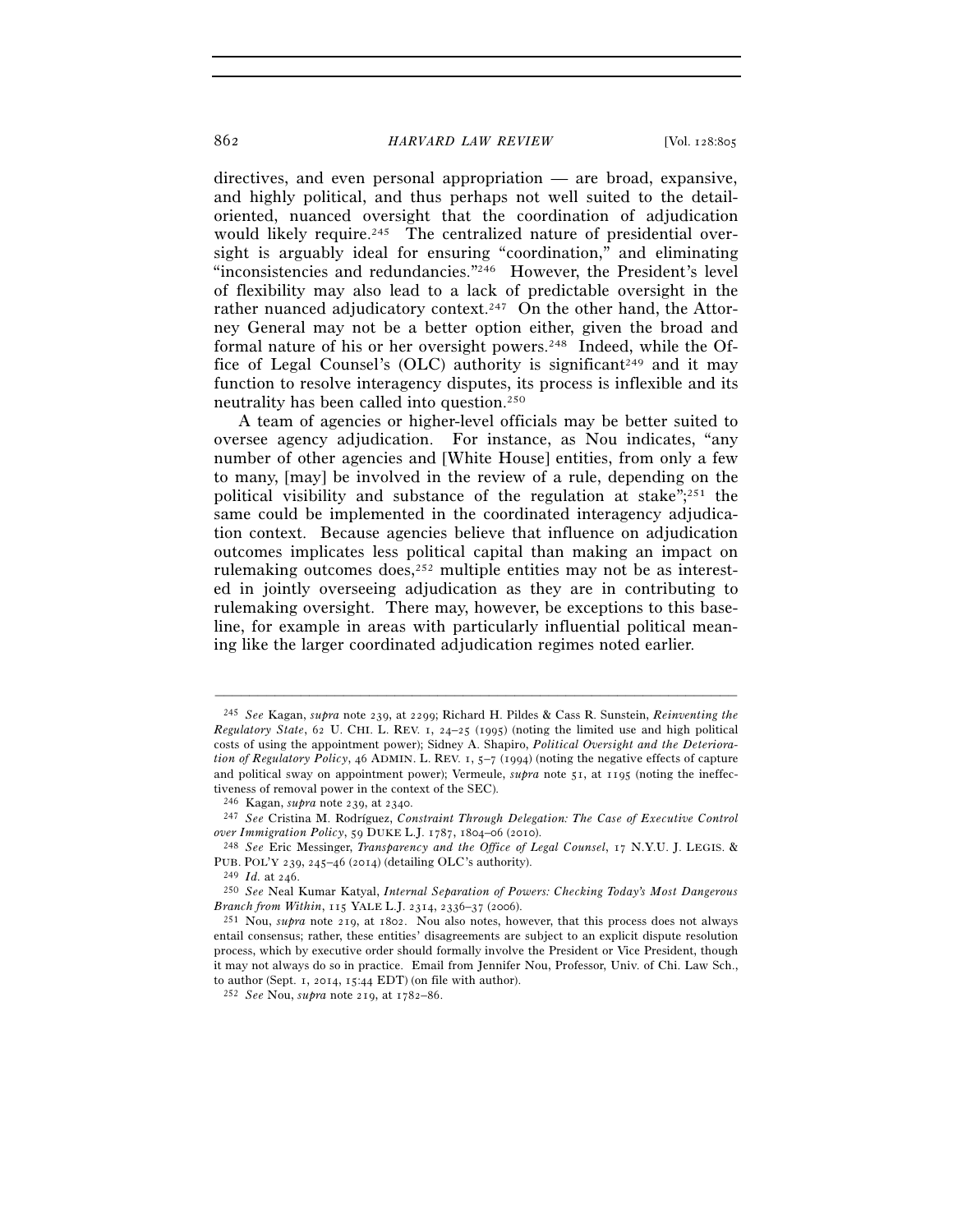directives, and even personal appropriation — are broad, expansive, and highly political, and thus perhaps not well suited to the detail-oriented, nuanced oversight that the coordination of adjudication would likely require.[245] The centralized nature of presidential oversight is arguably ideal for ensuring "coordination," and eliminating "inconsistencies and redundancies."[246] However, the President's level of flexibility may also lead to a lack of predictable oversight in the rather nuanced adjudicatory context.[247] On the other hand, the Attorney General may not be a better option either, given the broad and formal nature of his or her oversight powers.[248] Indeed, while the Office of Legal Counsel's (OLC) authority is significant[249] and it may function to resolve interagency disputes, its process is inflexible and its neutrality has been called into question.[250]

A team of agencies or higher-level officials may be better suited to oversee agency adjudication. For instance, as Nou indicates, "any number of other agencies and [White House] entities, from only a few to many, [may] be involved in the review of a rule, depending on the political visibility and substance of the regulation at stake";[251] the same could be implemented in the coordinated interagency adjudication context. Because agencies believe that influence on adjudication outcomes implicates less political capital than making an impact on rulemaking outcomes does,[252] multiple entities may not be as interested in jointly overseeing adjudication as they are in contributing to rulemaking oversight. There may, however, be exceptions to this baseline, for example in areas with particularly influential political meaning like the larger coordinated adjudication regimes noted earlier.

---

[245] *See* Kagan, *supra* note 239, at 2299; Richard H. Pildes & Cass R. Sunstein, *Reinventing the Regulatory State*, 62 U. CHI. L. REV. 1, 24–25 (1995) (noting the limited use and high political costs of using the appointment power); Sidney A. Shapiro, *Political Oversight and the Deterioration of Regulatory Policy*, 46 ADMIN. L. REV. 1, 5–7 (1994) (noting the negative effects of capture and political sway on appointment power); Vermeule, *supra* note 51, at 1195 (noting the ineffectiveness of removal power in the context of the SEC).

[246] Kagan, *supra* note 239, at 2340.

[247] *See* Cristina M. Rodríguez, *Constraint Through Delegation: The Case of Executive Control over Immigration Policy*, 59 DUKE L.J. 1787, 1804–06 (2010).

[248] *See* Eric Messinger, *Transparency and the Office of Legal Counsel*, 17 N.Y.U. J. LEGIS. & PUB. POL'Y 239, 245–46 (2014) (detailing OLC's authority).

[249] *Id.* at 246.

[250] *See* Neal Kumar Katyal, *Internal Separation of Powers: Checking Today's Most Dangerous Branch from Within*, 115 YALE L.J. 2314, 2336–37 (2006).

[251] Nou, *supra* note 219, at 1802. Nou also notes, however, that this process does not always entail consensus; rather, these entities' disagreements are subject to an explicit dispute resolution process, which by executive order should formally involve the President or Vice President, though it may not always do so in practice. Email from Jennifer Nou, Professor, Univ. of Chi. Law Sch., to author (Sept. 1, 2014, 15:44 EDT) (on file with author).

[252] *See* Nou, *supra* note 219, at 1782–86.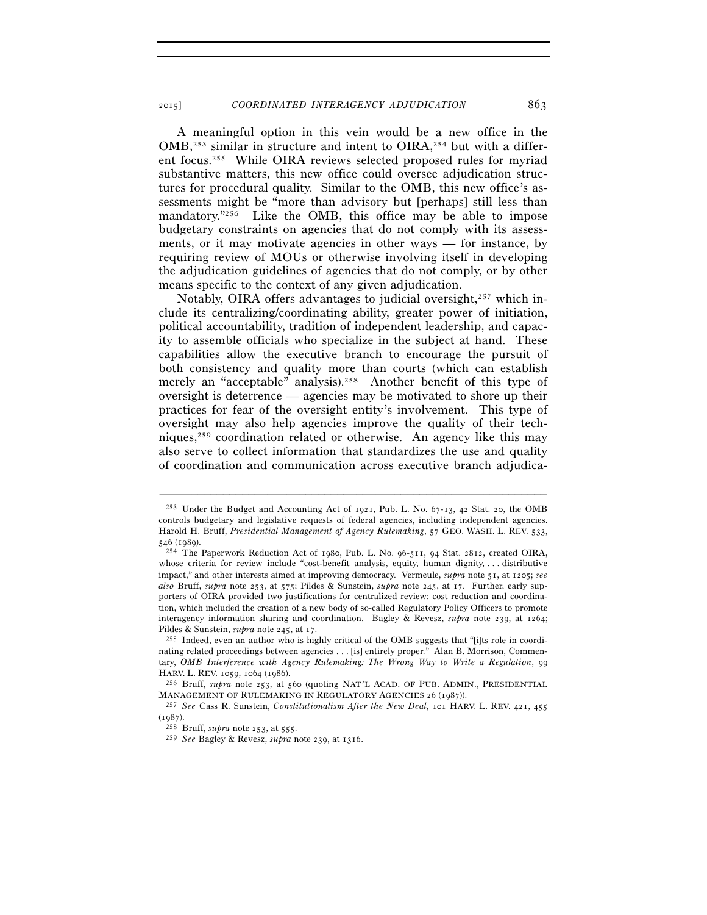A meaningful option in this vein would be a new office in the OMB,[253] similar in structure and intent to OIRA,[254] but with a different focus.[255] While OIRA reviews selected proposed rules for myriad substantive matters, this new office could oversee adjudication structures for procedural quality. Similar to the OMB, this new office's assessments might be "more than advisory but [perhaps] still less than mandatory."[256] Like the OMB, this office may be able to impose budgetary constraints on agencies that do not comply with its assessments, or it may motivate agencies in other ways — for instance, by requiring review of MOUs or otherwise involving itself in developing the adjudication guidelines of agencies that do not comply, or by other means specific to the context of any given adjudication.

Notably, OIRA offers advantages to judicial oversight,[257] which include its centralizing/coordinating ability, greater power of initiation, political accountability, tradition of independent leadership, and capacity to assemble officials who specialize in the subject at hand. These capabilities allow the executive branch to encourage the pursuit of both consistency and quality more than courts (which can establish merely an "acceptable" analysis).[258] Another benefit of this type of oversight is deterrence — agencies may be motivated to shore up their practices for fear of the oversight entity's involvement. This type of oversight may also help agencies improve the quality of their techniques,[259] coordination related or otherwise. An agency like this may also serve to collect information that standardizes the use and quality of coordination and communication across executive branch adjudica-

---

[253] Under the Budget and Accounting Act of 1921, Pub. L. No. 67-13, 42 Stat. 20, the OMB controls budgetary and legislative requests of federal agencies, including independent agencies. Harold H. Bruff, *Presidential Management of Agency Rulemaking*, 57 GEO. WASH. L. REV. 533, 546 (1989).

[254] The Paperwork Reduction Act of 1980, Pub. L. No. 96-511, 94 Stat. 2812, created OIRA, whose criteria for review include "cost-benefit analysis, equity, human dignity, . . . distributive impact," and other interests aimed at improving democracy. Vermeule, *supra* note 51, at 1205; *see also* Bruff, *supra* note 253, at 575; Pildes & Sunstein, *supra* note 245, at 17. Further, early supporters of OIRA provided two justifications for centralized review: cost reduction and coordination, which included the creation of a new body of so-called Regulatory Policy Officers to promote interagency information sharing and coordination. Bagley & Revesz, *supra* note 239, at 1264; Pildes & Sunstein, *supra* note 245, at 17.

[255] Indeed, even an author who is highly critical of the OMB suggests that "[i]ts role in coordinating related proceedings between agencies . . . [is] entirely proper." Alan B. Morrison, Commentary, *OMB Interference with Agency Rulemaking: The Wrong Way to Write a Regulation*, 99 HARV. L. REV. 1059, 1064 (1986).

[256] Bruff, *supra* note 253, at 560 (quoting NAT'L ACAD. OF PUB. ADMIN., PRESIDENTIAL MANAGEMENT OF RULEMAKING IN REGULATORY AGENCIES 26 (1987)).

[257] *See* Cass R. Sunstein, *Constitutionalism After the New Deal*, 101 HARV. L. REV. 421, 455 (1987).

[258] Bruff, *supra* note 253, at 555.

[259] *See* Bagley & Revesz, *supra* note 239, at 1316.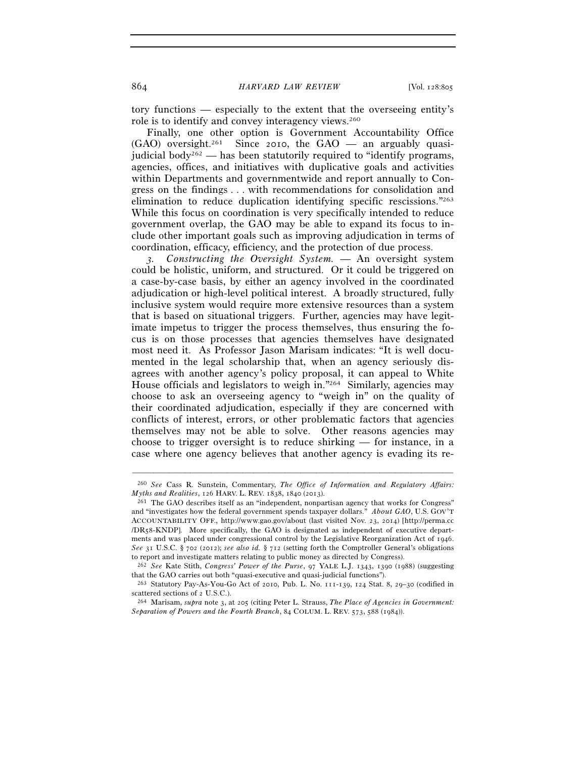tory functions — especially to the extent that the overseeing entity's role is to identify and convey interagency views.[260]

Finally, one other option is Government Accountability Office (GAO) oversight.[261] Since 2010, the GAO — an arguably quasi-judicial body[262] — has been statutorily required to "identify programs, agencies, offices, and initiatives with duplicative goals and activities within Departments and governmentwide and report annually to Congress on the findings . . . with recommendations for consolidation and elimination to reduce duplication identifying specific rescissions."[263] While this focus on coordination is very specifically intended to reduce government overlap, the GAO may be able to expand its focus to include other important goals such as improving adjudication in terms of coordination, efficacy, efficiency, and the protection of due process.

*3. Constructing the Oversight System.* — An oversight system could be holistic, uniform, and structured. Or it could be triggered on a case-by-case basis, by either an agency involved in the coordinated adjudication or high-level political interest. A broadly structured, fully inclusive system would require more extensive resources than a system that is based on situational triggers. Further, agencies may have legitimate impetus to trigger the process themselves, thus ensuring the focus is on those processes that agencies themselves have designated most need it. As Professor Jason Marisam indicates: "It is well documented in the legal scholarship that, when an agency seriously disagrees with another agency's policy proposal, it can appeal to White House officials and legislators to weigh in."[264] Similarly, agencies may choose to ask an overseeing agency to "weigh in" on the quality of their coordinated adjudication, especially if they are concerned with conflicts of interest, errors, or other problematic factors that agencies themselves may not be able to solve. Other reasons agencies may choose to trigger oversight is to reduce shirking — for instance, in a case where one agency believes that another agency is evading its re-

---

[260] *See* Cass R. Sunstein, Commentary, *The Office of Information and Regulatory Affairs: Myths and Realities*, 126 HARV. L. REV. 1838, 1840 (2013).

[261] The GAO describes itself as an "independent, nonpartisan agency that works for Congress" and "investigates how the federal government spends taxpayer dollars." *About GAO*, U.S. GOV'T ACCOUNTABILITY OFF., http://www.gao.gov/about (last visited Nov. 23, 2014) [http://perma.cc/DR58-KNDP]. More specifically, the GAO is designated as independent of executive departments and was placed under congressional control by the Legislative Reorganization Act of 1946. *See* 31 U.S.C. § 702 (2012); *see also id.* § 712 (setting forth the Comptroller General's obligations to report and investigate matters relating to public money as directed by Congress).

[262] *See* Kate Stith, *Congress' Power of the Purse*, 97 YALE L.J. 1343, 1390 (1988) (suggesting that the GAO carries out both "quasi-executive and quasi-judicial functions").

[263] Statutory Pay-As-You-Go Act of 2010, Pub. L. No. 111-139, 124 Stat. 8, 29–30 (codified in scattered sections of 2 U.S.C.).

[264] Marisam, *supra* note 3, at 205 (citing Peter L. Strauss, *The Place of Agencies in Government: Separation of Powers and the Fourth Branch*, 84 COLUM. L. REV. 573, 588 (1984)).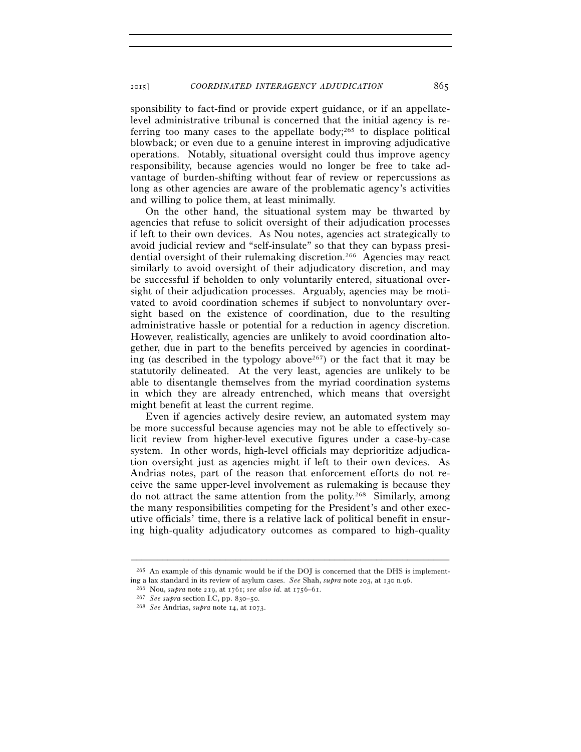sponsibility to fact-find or provide expert guidance, or if an appellate-level administrative tribunal is concerned that the initial agency is referring too many cases to the appellate body;[265] to displace political blowback; or even due to a genuine interest in improving adjudicative operations. Notably, situational oversight could thus improve agency responsibility, because agencies would no longer be free to take advantage of burden-shifting without fear of review or repercussions as long as other agencies are aware of the problematic agency's activities and willing to police them, at least minimally.

On the other hand, the situational system may be thwarted by agencies that refuse to solicit oversight of their adjudication processes if left to their own devices. As Nou notes, agencies act strategically to avoid judicial review and "self-insulate" so that they can bypass presidential oversight of their rulemaking discretion.[266] Agencies may react similarly to avoid oversight of their adjudicatory discretion, and may be successful if beholden to only voluntarily entered, situational oversight of their adjudication processes. Arguably, agencies may be motivated to avoid coordination schemes if subject to nonvoluntary oversight based on the existence of coordination, due to the resulting administrative hassle or potential for a reduction in agency discretion. However, realistically, agencies are unlikely to avoid coordination altogether, due in part to the benefits perceived by agencies in coordinating (as described in the typology above[267]) or the fact that it may be statutorily delineated. At the very least, agencies are unlikely to be able to disentangle themselves from the myriad coordination systems in which they are already entrenched, which means that oversight might benefit at least the current regime.

Even if agencies actively desire review, an automated system may be more successful because agencies may not be able to effectively solicit review from higher-level executive figures under a case-by-case system. In other words, high-level officials may deprioritize adjudication oversight just as agencies might if left to their own devices. As Andrias notes, part of the reason that enforcement efforts do not receive the same upper-level involvement as rulemaking is because they do not attract the same attention from the polity.[268] Similarly, among the many responsibilities competing for the President's and other executive officials' time, there is a relative lack of political benefit in ensuring high-quality adjudicatory outcomes as compared to high-quality

---

[265] An example of this dynamic would be if the DOJ is concerned that the DHS is implementing a lax standard in its review of asylum cases. *See* Shah, *supra* note 203, at 130 n.96.

[266] Nou, *supra* note 219, at 1761; *see also id.* at 1756–61.

[267] *See supra* section I.C, pp. 830–50.

[268] *See* Andrias, *supra* note 14, at 1073.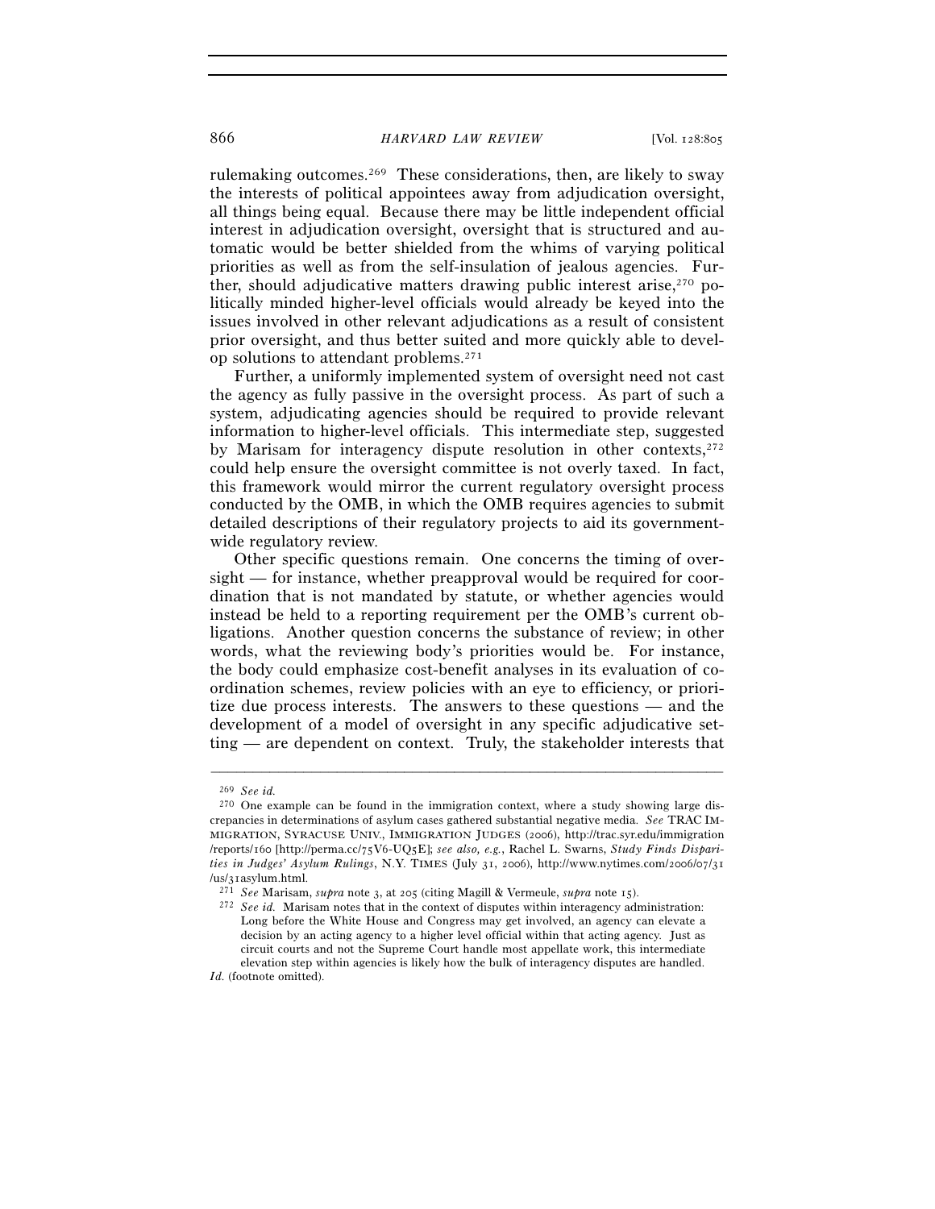rulemaking outcomes.[269] These considerations, then, are likely to sway the interests of political appointees away from adjudication oversight, all things being equal. Because there may be little independent official interest in adjudication oversight, oversight that is structured and automatic would be better shielded from the whims of varying political priorities as well as from the self-insulation of jealous agencies. Further, should adjudicative matters drawing public interest arise,[270] politically minded higher-level officials would already be keyed into the issues involved in other relevant adjudications as a result of consistent prior oversight, and thus better suited and more quickly able to develop solutions to attendant problems.[271]

Further, a uniformly implemented system of oversight need not cast the agency as fully passive in the oversight process. As part of such a system, adjudicating agencies should be required to provide relevant information to higher-level officials. This intermediate step, suggested by Marisam for interagency dispute resolution in other contexts,[272] could help ensure the oversight committee is not overly taxed. In fact, this framework would mirror the current regulatory oversight process conducted by the OMB, in which the OMB requires agencies to submit detailed descriptions of their regulatory projects to aid its government-wide regulatory review.

Other specific questions remain. One concerns the timing of oversight — for instance, whether preapproval would be required for coordination that is not mandated by statute, or whether agencies would instead be held to a reporting requirement per the OMB's current obligations. Another question concerns the substance of review; in other words, what the reviewing body's priorities would be. For instance, the body could emphasize cost-benefit analyses in its evaluation of coordination schemes, review policies with an eye to efficiency, or prioritize due process interests. The answers to these questions — and the development of a model of oversight in any specific adjudicative setting — are dependent on context. Truly, the stakeholder interests that

---

[269] *See id.*

[270] One example can be found in the immigration context, where a study showing large discrepancies in determinations of asylum cases gathered substantial negative media. *See* TRAC IMMIGRATION, SYRACUSE UNIV., IMMIGRATION JUDGES (2006), http://trac.syr.edu/immigration/reports/160 [http://perma.cc/75V6-UQ5E]; *see also, e.g.*, Rachel L. Swarns, *Study Finds Disparities in Judges' Asylum Rulings*, N.Y. TIMES (July 31, 2006), http://www.nytimes.com/2006/07/31/us/31asylum.html.

[271] *See* Marisam, *supra* note 3, at 205 (citing Magill & Vermeule, *supra* note 15).

[272] *See id.* Marisam notes that in the context of disputes within interagency administration:

> Long before the White House and Congress may get involved, an agency can elevate a decision by an acting agency to a higher level official within that acting agency. Just as circuit courts and not the Supreme Court handle most appellate work, this intermediate elevation step within agencies is likely how the bulk of interagency disputes are handled.

*Id.* (footnote omitted).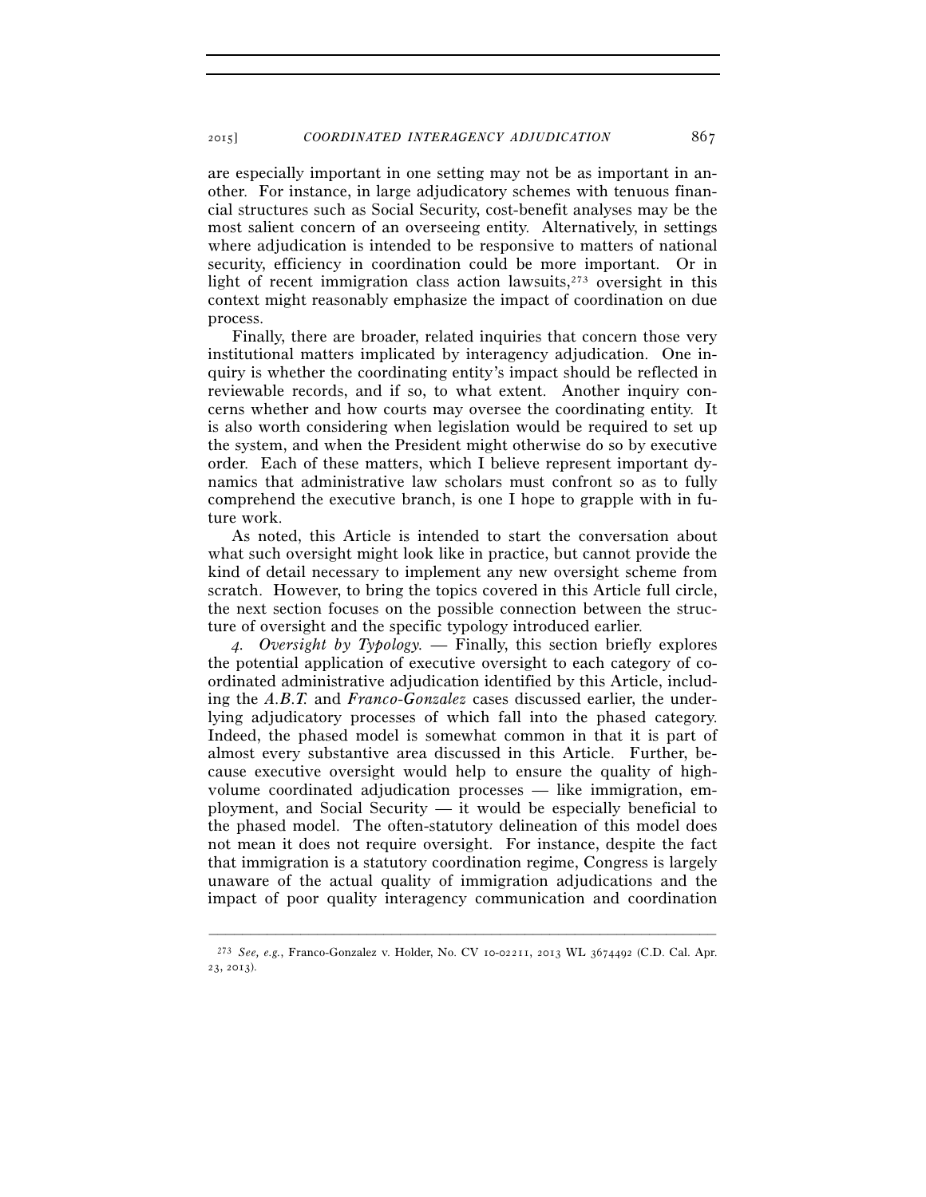are especially important in one setting may not be as important in another. For instance, in large adjudicatory schemes with tenuous financial structures such as Social Security, cost-benefit analyses may be the most salient concern of an overseeing entity. Alternatively, in settings where adjudication is intended to be responsive to matters of national security, efficiency in coordination could be more important. Or in light of recent immigration class action lawsuits,[273] oversight in this context might reasonably emphasize the impact of coordination on due process.

Finally, there are broader, related inquiries that concern those very institutional matters implicated by interagency adjudication. One inquiry is whether the coordinating entity's impact should be reflected in reviewable records, and if so, to what extent. Another inquiry concerns whether and how courts may oversee the coordinating entity. It is also worth considering when legislation would be required to set up the system, and when the President might otherwise do so by executive order. Each of these matters, which I believe represent important dynamics that administrative law scholars must confront so as to fully comprehend the executive branch, is one I hope to grapple with in future work.

As noted, this Article is intended to start the conversation about what such oversight might look like in practice, but cannot provide the kind of detail necessary to implement any new oversight scheme from scratch. However, to bring the topics covered in this Article full circle, the next section focuses on the possible connection between the structure of oversight and the specific typology introduced earlier.

*4. Oversight by Typology.* — Finally, this section briefly explores the potential application of executive oversight to each category of coordinated administrative adjudication identified by this Article, including the *A.B.T.* and *Franco-Gonzalez* cases discussed earlier, the underlying adjudicatory processes of which fall into the phased category. Indeed, the phased model is somewhat common in that it is part of almost every substantive area discussed in this Article. Further, because executive oversight would help to ensure the quality of high-volume coordinated adjudication processes — like immigration, employment, and Social Security — it would be especially beneficial to the phased model. The often-statutory delineation of this model does not mean it does not require oversight. For instance, despite the fact that immigration is a statutory coordination regime, Congress is largely unaware of the actual quality of immigration adjudications and the impact of poor quality interagency communication and coordination

---

[273] *See, e.g.*, Franco-Gonzalez v. Holder, No. CV 10-02211, 2013 WL 3674492 (C.D. Cal. Apr. 23, 2013).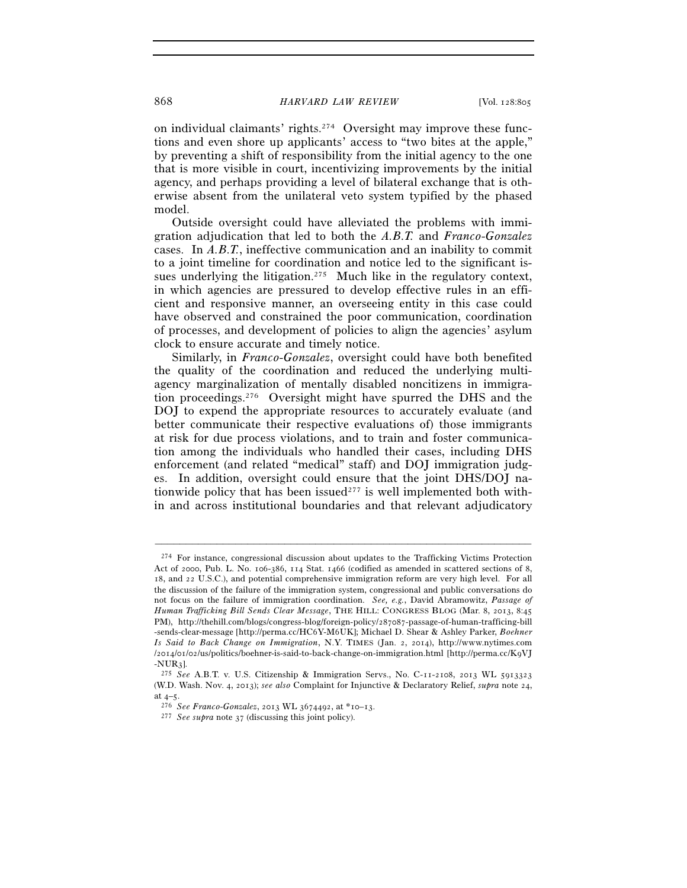on individual claimants' rights.[274] Oversight may improve these functions and even shore up applicants' access to "two bites at the apple," by preventing a shift of responsibility from the initial agency to the one that is more visible in court, incentivizing improvements by the initial agency, and perhaps providing a level of bilateral exchange that is otherwise absent from the unilateral veto system typified by the phased model.

Outside oversight could have alleviated the problems with immigration adjudication that led to both the *A.B.T.* and *Franco-Gonzalez* cases. In *A.B.T.*, ineffective communication and an inability to commit to a joint timeline for coordination and notice led to the significant issues underlying the litigation.[275] Much like in the regulatory context, in which agencies are pressured to develop effective rules in an efficient and responsive manner, an overseeing entity in this case could have observed and constrained the poor communication, coordination of processes, and development of policies to align the agencies' asylum clock to ensure accurate and timely notice.

Similarly, in *Franco-Gonzalez*, oversight could have both benefited the quality of the coordination and reduced the underlying multi-agency marginalization of mentally disabled noncitizens in immigration proceedings.[276] Oversight might have spurred the DHS and the DOJ to expend the appropriate resources to accurately evaluate (and better communicate their respective evaluations of) those immigrants at risk for due process violations, and to train and foster communication among the individuals who handled their cases, including DHS enforcement (and related "medical" staff) and DOJ immigration judges. In addition, oversight could ensure that the joint DHS/DOJ nationwide policy that has been issued[277] is well implemented both within and across institutional boundaries and that relevant adjudicatory

---

[274] For instance, congressional discussion about updates to the Trafficking Victims Protection Act of 2000, Pub. L. No. 106-386, 114 Stat. 1466 (codified as amended in scattered sections of 8, 18, and 22 U.S.C.), and potential comprehensive immigration reform are very high level. For all the discussion of the failure of the immigration system, congressional and public conversations do not focus on the failure of immigration coordination. *See, e.g.*, David Abramowitz, *Passage of Human Trafficking Bill Sends Clear Message*, THE HILL: CONGRESS BLOG (Mar. 8, 2013, 8:45 PM), http://thehill.com/blogs/congress-blog/foreign-policy/287087-passage-of-human-trafficking-bill-sends-clear-message [http://perma.cc/HC6Y-M6UK]; Michael D. Shear & Ashley Parker, *Boehner Is Said to Back Change on Immigration*, N.Y. TIMES (Jan. 2, 2014), http://www.nytimes.com/2014/01/02/us/politics/boehner-is-said-to-back-change-on-immigration.html [http://perma.cc/K9VJ-NUR3].

[275] *See* A.B.T. v. U.S. Citizenship & Immigration Servs., No. C-11-2108, 2013 WL 5913323 (W.D. Wash. Nov. 4, 2013); *see also* Complaint for Injunctive & Declaratory Relief, *supra* note 24, at 4–5.

[276] *See Franco-Gonzalez*, 2013 WL 3674492, at *10–13.

[277] *See supra* note 37 (discussing this joint policy).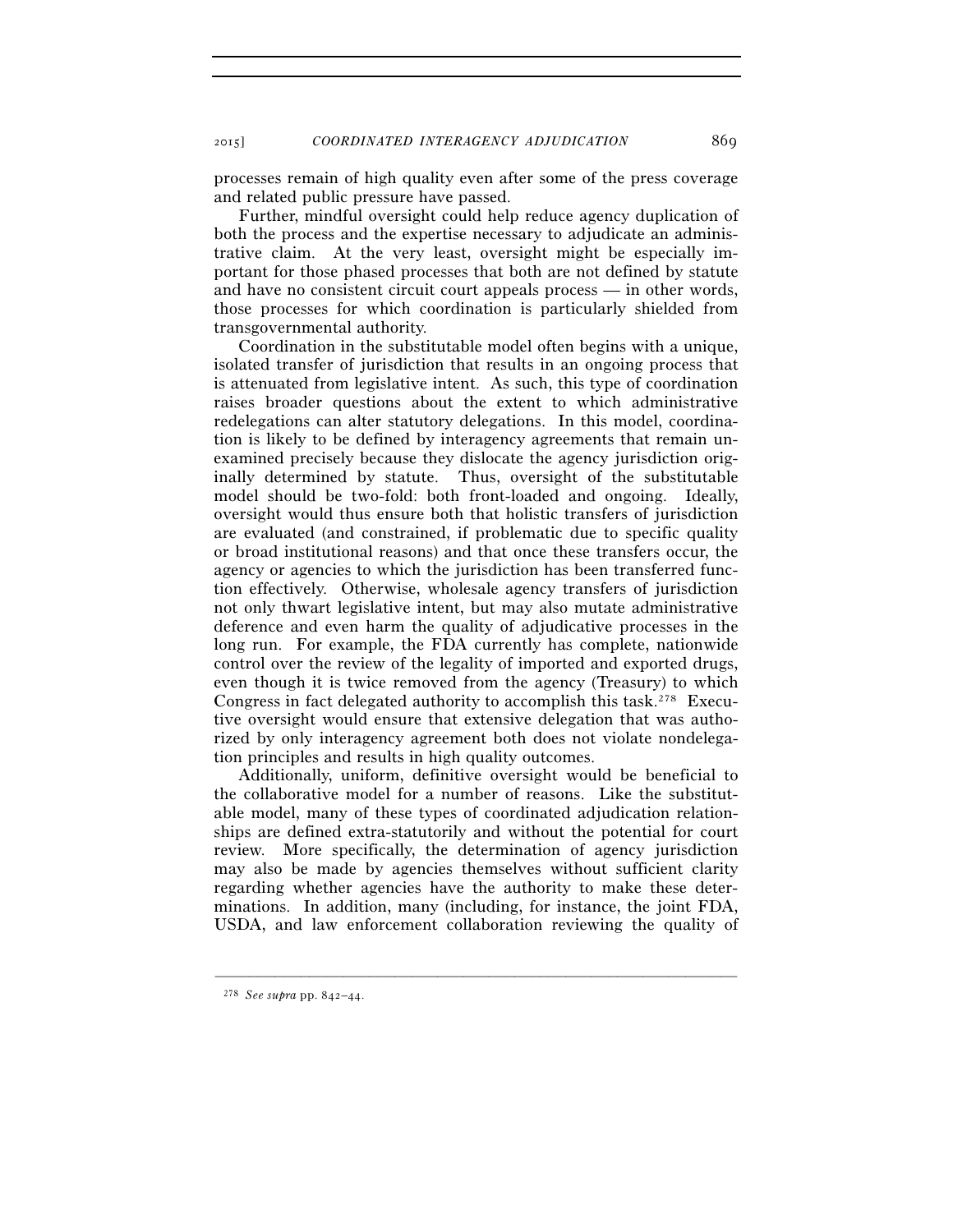processes remain of high quality even after some of the press coverage and related public pressure have passed.

Further, mindful oversight could help reduce agency duplication of both the process and the expertise necessary to adjudicate an administrative claim. At the very least, oversight might be especially important for those phased processes that both are not defined by statute and have no consistent circuit court appeals process — in other words, those processes for which coordination is particularly shielded from transgovernmental authority.

Coordination in the substitutable model often begins with a unique, isolated transfer of jurisdiction that results in an ongoing process that is attenuated from legislative intent. As such, this type of coordination raises broader questions about the extent to which administrative redelegations can alter statutory delegations. In this model, coordination is likely to be defined by interagency agreements that remain unexamined precisely because they dislocate the agency jurisdiction originally determined by statute. Thus, oversight of the substitutable model should be two-fold: both front-loaded and ongoing. Ideally, oversight would thus ensure both that holistic transfers of jurisdiction are evaluated (and constrained, if problematic due to specific quality or broad institutional reasons) and that once these transfers occur, the agency or agencies to which the jurisdiction has been transferred function effectively. Otherwise, wholesale agency transfers of jurisdiction not only thwart legislative intent, but may also mutate administrative deference and even harm the quality of adjudicative processes in the long run. For example, the FDA currently has complete, nationwide control over the review of the legality of imported and exported drugs, even though it is twice removed from the agency (Treasury) to which Congress in fact delegated authority to accomplish this task.[278] Executive oversight would ensure that extensive delegation that was authorized by only interagency agreement both does not violate nondelegation principles and results in high quality outcomes.

Additionally, uniform, definitive oversight would be beneficial to the collaborative model for a number of reasons. Like the substitutable model, many of these types of coordinated adjudication relationships are defined extra-statutorily and without the potential for court review. More specifically, the determination of agency jurisdiction may also be made by agencies themselves without sufficient clarity regarding whether agencies have the authority to make these determinations. In addition, many (including, for instance, the joint FDA, USDA, and law enforcement collaboration reviewing the quality of

---

[278] *See supra* pp. 842–44.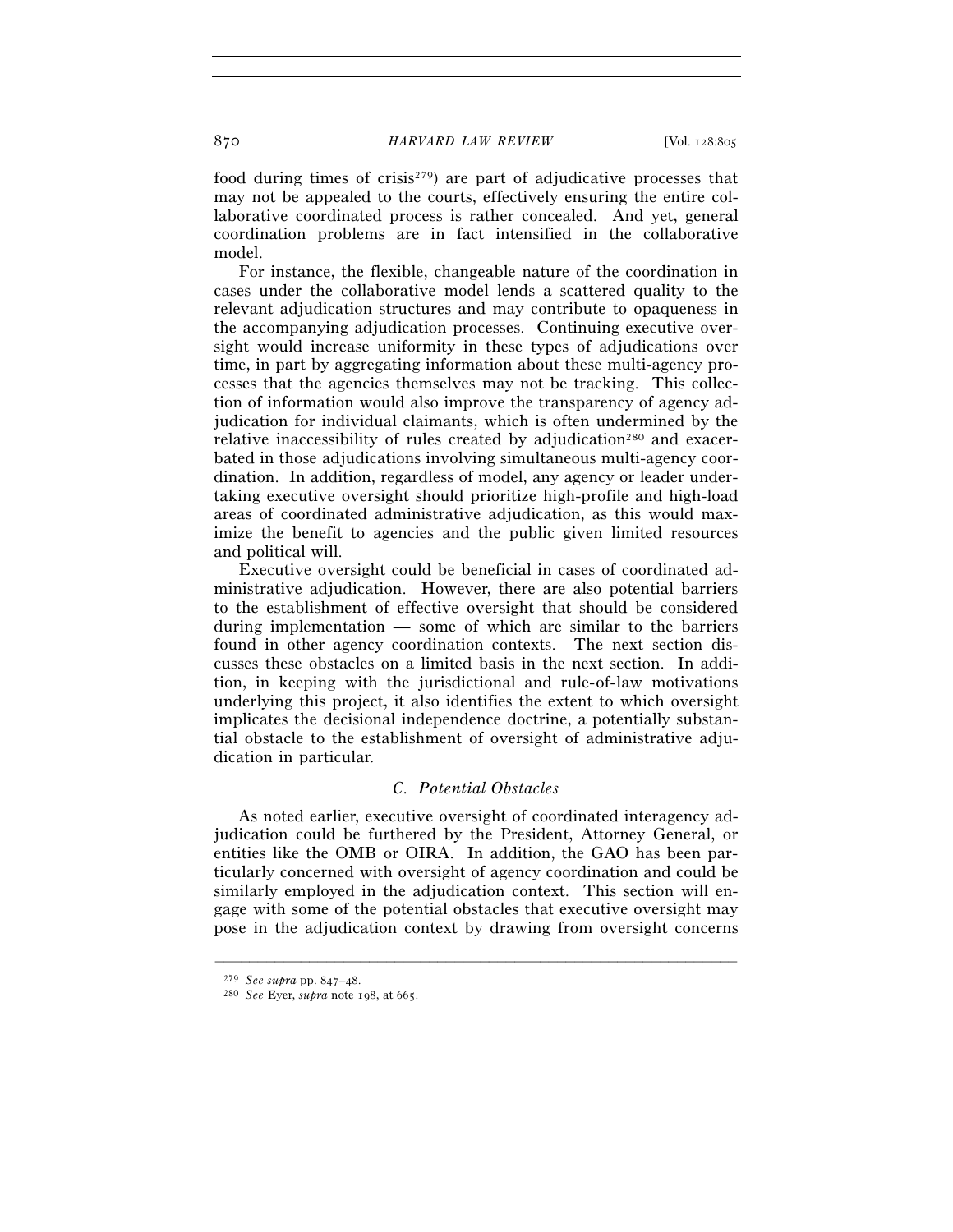food during times of crisis[279]) are part of adjudicative processes that may not be appealed to the courts, effectively ensuring the entire collaborative coordinated process is rather concealed. And yet, general coordination problems are in fact intensified in the collaborative model.

For instance, the flexible, changeable nature of the coordination in cases under the collaborative model lends a scattered quality to the relevant adjudication structures and may contribute to opaqueness in the accompanying adjudication processes. Continuing executive oversight would increase uniformity in these types of adjudications over time, in part by aggregating information about these multi-agency processes that the agencies themselves may not be tracking. This collection of information would also improve the transparency of agency adjudication for individual claimants, which is often undermined by the relative inaccessibility of rules created by adjudication[280] and exacerbated in those adjudications involving simultaneous multi-agency coordination. In addition, regardless of model, any agency or leader undertaking executive oversight should prioritize high-profile and high-load areas of coordinated administrative adjudication, as this would maximize the benefit to agencies and the public given limited resources and political will.

Executive oversight could be beneficial in cases of coordinated administrative adjudication. However, there are also potential barriers to the establishment of effective oversight that should be considered during implementation — some of which are similar to the barriers found in other agency coordination contexts. The next section discusses these obstacles on a limited basis in the next section. In addition, in keeping with the jurisdictional and rule-of-law motivations underlying this project, it also identifies the extent to which oversight implicates the decisional independence doctrine, a potentially substantial obstacle to the establishment of oversight of administrative adjudication in particular.

### *C. Potential Obstacles*

As noted earlier, executive oversight of coordinated interagency adjudication could be furthered by the President, Attorney General, or entities like the OMB or OIRA. In addition, the GAO has been particularly concerned with oversight of agency coordination and could be similarly employed in the adjudication context. This section will engage with some of the potential obstacles that executive oversight may pose in the adjudication context by drawing from oversight concerns

---

[279] *See supra* pp. 847–48.

[280] *See* Eyer, *supra* note 198, at 665.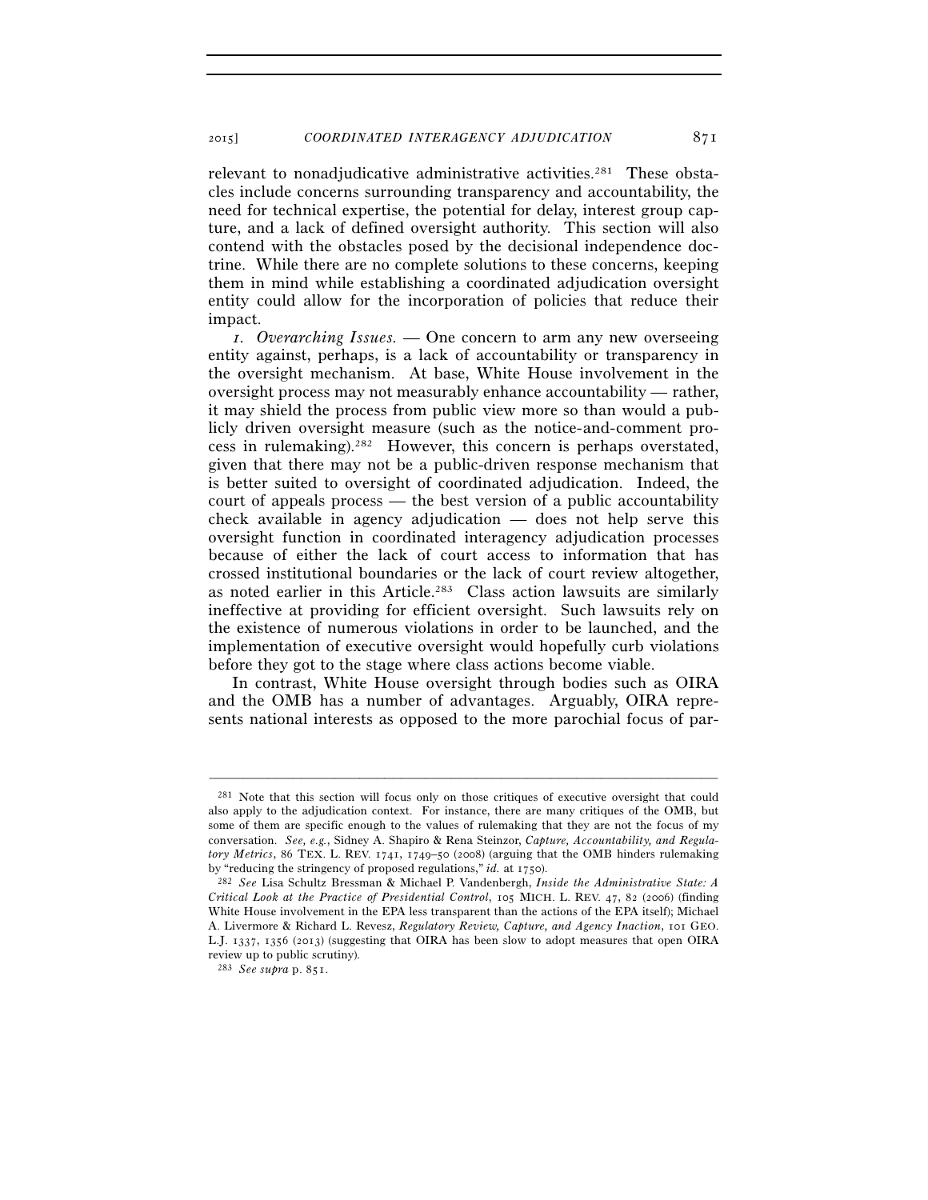relevant to nonadjudicative administrative activities.[281] These obstacles include concerns surrounding transparency and accountability, the need for technical expertise, the potential for delay, interest group capture, and a lack of defined oversight authority. This section will also contend with the obstacles posed by the decisional independence doctrine. While there are no complete solutions to these concerns, keeping them in mind while establishing a coordinated adjudication oversight entity could allow for the incorporation of policies that reduce their impact.

*1. Overarching Issues.* — One concern to arm any new overseeing entity against, perhaps, is a lack of accountability or transparency in the oversight mechanism. At base, White House involvement in the oversight process may not measurably enhance accountability — rather, it may shield the process from public view more so than would a publicly driven oversight measure (such as the notice-and-comment process in rulemaking).[282] However, this concern is perhaps overstated, given that there may not be a public-driven response mechanism that is better suited to oversight of coordinated adjudication. Indeed, the court of appeals process — the best version of a public accountability check available in agency adjudication — does not help serve this oversight function in coordinated interagency adjudication processes because of either the lack of court access to information that has crossed institutional boundaries or the lack of court review altogether, as noted earlier in this Article.[283] Class action lawsuits are similarly ineffective at providing for efficient oversight. Such lawsuits rely on the existence of numerous violations in order to be launched, and the implementation of executive oversight would hopefully curb violations before they got to the stage where class actions become viable.

In contrast, White House oversight through bodies such as OIRA and the OMB has a number of advantages. Arguably, OIRA represents national interests as opposed to the more parochial focus of par-

---

[281] Note that this section will focus only on those critiques of executive oversight that could also apply to the adjudication context. For instance, there are many critiques of the OMB, but some of them are specific enough to the values of rulemaking that they are not the focus of my conversation. *See, e.g.*, Sidney A. Shapiro & Rena Steinzor, *Capture, Accountability, and Regulatory Metrics*, 86 TEX. L. REV. 1741, 1749–50 (2008) (arguing that the OMB hinders rulemaking by "reducing the stringency of proposed regulations," *id.* at 1750).

[282] *See* Lisa Schultz Bressman & Michael P. Vandenbergh, *Inside the Administrative State: A Critical Look at the Practice of Presidential Control*, 105 MICH. L. REV. 47, 82 (2006) (finding White House involvement in the EPA less transparent than the actions of the EPA itself); Michael A. Livermore & Richard L. Revesz, *Regulatory Review, Capture, and Agency Inaction*, 101 GEO. L.J. 1337, 1356 (2013) (suggesting that OIRA has been slow to adopt measures that open OIRA review up to public scrutiny).

[283] *See supra* p. 851.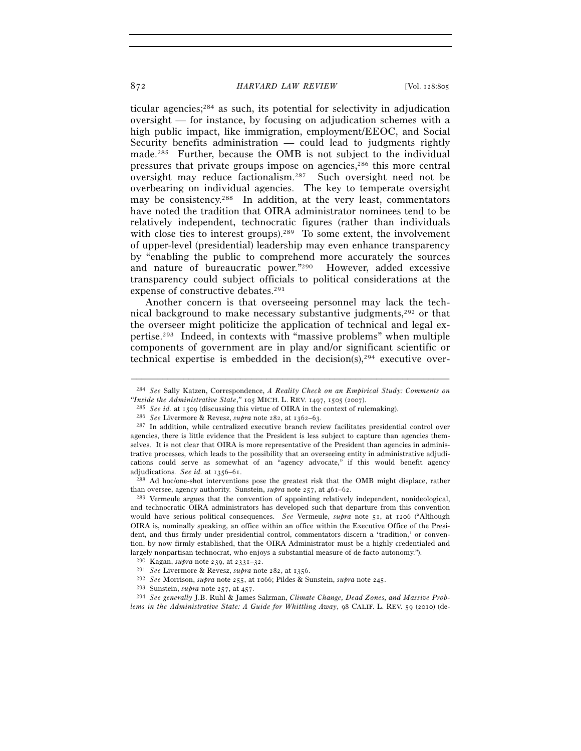ticular agencies;[284] as such, its potential for selectivity in adjudication oversight — for instance, by focusing on adjudication schemes with a high public impact, like immigration, employment/EEOC, and Social Security benefits administration — could lead to judgments rightly made.[285] Further, because the OMB is not subject to the individual pressures that private groups impose on agencies,[286] this more central oversight may reduce factionalism.[287] Such oversight need not be overbearing on individual agencies. The key to temperate oversight may be consistency.[288] In addition, at the very least, commentators have noted the tradition that OIRA administrator nominees tend to be relatively independent, technocratic figures (rather than individuals with close ties to interest groups).[289] To some extent, the involvement of upper-level (presidential) leadership may even enhance transparency by "enabling the public to comprehend more accurately the sources and nature of bureaucratic power."[290] However, added excessive transparency could subject officials to political considerations at the expense of constructive debates.[291]

Another concern is that overseeing personnel may lack the technical background to make necessary substantive judgments,[292] or that the overseer might politicize the application of technical and legal expertise.[293] Indeed, in contexts with "massive problems" when multiple components of government are in play and/or significant scientific or technical expertise is embedded in the decision(s),[294] executive over-

---

[284] *See* Sally Katzen, Correspondence, *A Reality Check on an Empirical Study: Comments on "Inside the Administrative State,"* 105 MICH. L. REV. 1497, 1505 (2007).

[285] *See id.* at 1509 (discussing this virtue of OIRA in the context of rulemaking).

[286] *See* Livermore & Revesz, *supra* note 282, at 1362–63.

[287] In addition, while centralized executive branch review facilitates presidential control over agencies, there is little evidence that the President is less subject to capture than agencies themselves. It is not clear that OIRA is more representative of the President than agencies in administrative processes, which leads to the possibility that an overseeing entity in administrative adjudications could serve as somewhat of an "agency advocate," if this would benefit agency adjudications. *See id.* at 1356–61.

[288] Ad hoc/one-shot interventions pose the greatest risk that the OMB might displace, rather than oversee, agency authority. Sunstein, *supra* note 257, at 461–62.

[289] Vermeule argues that the convention of appointing relatively independent, nonideological, and technocratic OIRA administrators has developed such that departure from this convention would have serious political consequences. *See* Vermeule, *supra* note 51, at 1206 ("Although OIRA is, nominally speaking, an office within an office within the Executive Office of the President, and thus firmly under presidential control, commentators discern a 'tradition,' or convention, by now firmly established, that the OIRA Administrator must be a highly credentialed and largely nonpartisan technocrat, who enjoys a substantial measure of de facto autonomy.").

[290] Kagan, *supra* note 239, at 2331–32.

[291] *See* Livermore & Revesz, *supra* note 282, at 1356.

[292] *See* Morrison, *supra* note 255, at 1066; Pildes & Sunstein, *supra* note 245.

[293] Sunstein, *supra* note 257, at 457.

[294] *See generally* J.B. Ruhl & James Salzman, *Climate Change, Dead Zones, and Massive Problems in the Administrative State: A Guide for Whittling Away*, 98 CALIF. L. REV. 59 (2010) (de-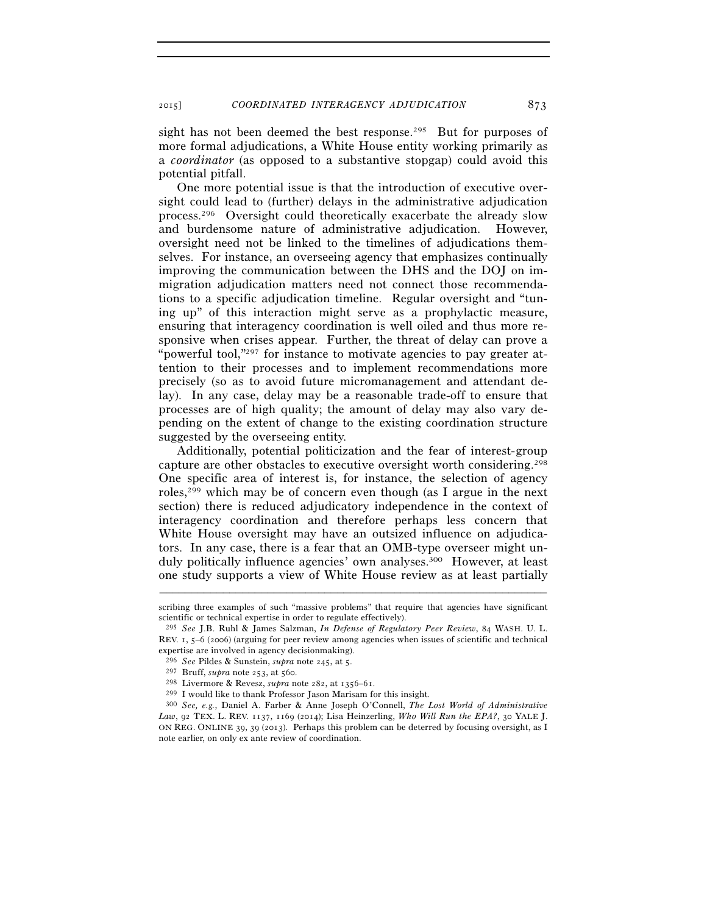sight has not been deemed the best response.[295] But for purposes of more formal adjudications, a White House entity working primarily as a *coordinator* (as opposed to a substantive stopgap) could avoid this potential pitfall.

One more potential issue is that the introduction of executive oversight could lead to (further) delays in the administrative adjudication process.[296] Oversight could theoretically exacerbate the already slow and burdensome nature of administrative adjudication. However, oversight need not be linked to the timelines of adjudications themselves. For instance, an overseeing agency that emphasizes continually improving the communication between the DHS and the DOJ on immigration adjudication matters need not connect those recommendations to a specific adjudication timeline. Regular oversight and "tuning up" of this interaction might serve as a prophylactic measure, ensuring that interagency coordination is well oiled and thus more responsive when crises appear. Further, the threat of delay can prove a "powerful tool,"[297] for instance to motivate agencies to pay greater attention to their processes and to implement recommendations more precisely (so as to avoid future micromanagement and attendant delay). In any case, delay may be a reasonable trade-off to ensure that processes are of high quality; the amount of delay may also vary depending on the extent of change to the existing coordination structure suggested by the overseeing entity.

Additionally, potential politicization and the fear of interest-group capture are other obstacles to executive oversight worth considering.[298] One specific area of interest is, for instance, the selection of agency roles,[299] which may be of concern even though (as I argue in the next section) there is reduced adjudicatory independence in the context of interagency coordination and therefore perhaps less concern that White House oversight may have an outsized influence on adjudicators. In any case, there is a fear that an OMB-type overseer might unduly politically influence agencies' own analyses.[300] However, at least one study supports a view of White House review as at least partially

---

scribing three examples of such "massive problems" that require that agencies have significant scientific or technical expertise in order to regulate effectively).

[295] *See* J.B. Ruhl & James Salzman, *In Defense of Regulatory Peer Review*, 84 WASH. U. L. REV. 1, 5–6 (2006) (arguing for peer review among agencies when issues of scientific and technical expertise are involved in agency decisionmaking).

[296] *See* Pildes & Sunstein, *supra* note 245, at 5.

[297] Bruff, *supra* note 253, at 560.

[298] Livermore & Revesz, *supra* note 282, at 1356–61.

[299] I would like to thank Professor Jason Marisam for this insight.

[300] *See, e.g.*, Daniel A. Farber & Anne Joseph O'Connell, *The Lost World of Administrative Law*, 92 TEX. L. REV. 1137, 1169 (2014); Lisa Heinzerling, *Who Will Run the EPA?*, 30 YALE J. ON REG. ONLINE 39, 39 (2013). Perhaps this problem can be deterred by focusing oversight, as I note earlier, on only ex ante review of coordination.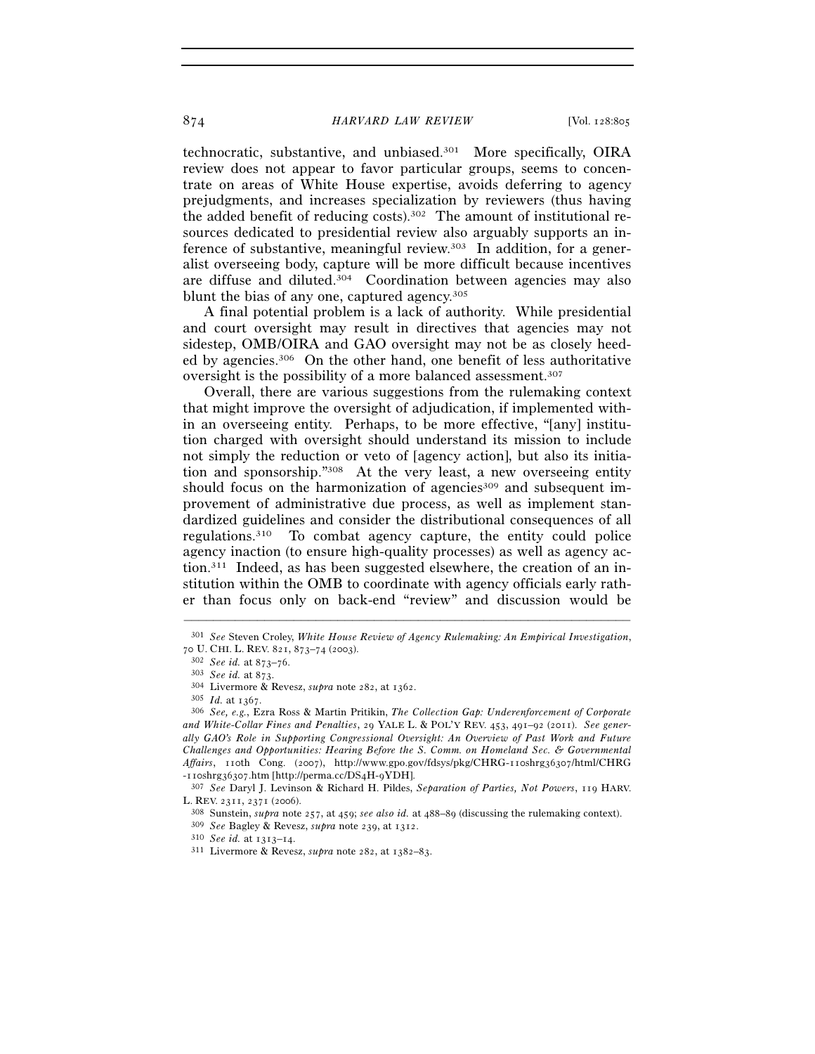technocratic, substantive, and unbiased.[301] More specifically, OIRA review does not appear to favor particular groups, seems to concentrate on areas of White House expertise, avoids deferring to agency prejudgments, and increases specialization by reviewers (thus having the added benefit of reducing costs).[302] The amount of institutional resources dedicated to presidential review also arguably supports an inference of substantive, meaningful review.[303] In addition, for a generalist overseeing body, capture will be more difficult because incentives are diffuse and diluted.[304] Coordination between agencies may also blunt the bias of any one, captured agency.[305]

A final potential problem is a lack of authority. While presidential and court oversight may result in directives that agencies may not sidestep, OMB/OIRA and GAO oversight may not be as closely heeded by agencies.[306] On the other hand, one benefit of less authoritative oversight is the possibility of a more balanced assessment.[307]

Overall, there are various suggestions from the rulemaking context that might improve the oversight of adjudication, if implemented within an overseeing entity. Perhaps, to be more effective, "[any] institution charged with oversight should understand its mission to include not simply the reduction or veto of [agency action], but also its initiation and sponsorship."[308] At the very least, a new overseeing entity should focus on the harmonization of agencies[309] and subsequent improvement of administrative due process, as well as implement standardized guidelines and consider the distributional consequences of all regulations.[310] To combat agency capture, the entity could police agency inaction (to ensure high-quality processes) as well as agency action.[311] Indeed, as has been suggested elsewhere, the creation of an institution within the OMB to coordinate with agency officials early rather than focus only on back-end "review" and discussion would be

---

[301] *See* Steven Croley, *White House Review of Agency Rulemaking: An Empirical Investigation*, 70 U. CHI. L. REV. 821, 873–74 (2003).

[302] *See id.* at 873–76.

[303] *See id.* at 873.

[304] Livermore & Revesz, *supra* note 282, at 1362.

[305] *Id.* at 1367.

[306] *See, e.g.*, Ezra Ross & Martin Pritikin, *The Collection Gap: Underenforcement of Corporate and White-Collar Fines and Penalties*, 29 YALE L. & POL'Y REV. 453, 491–92 (2011). *See generally GAO's Role in Supporting Congressional Oversight: An Overview of Past Work and Future Challenges and Opportunities: Hearing Before the S. Comm. on Homeland Sec. & Governmental Affairs*, 110th Cong. (2007), http://www.gpo.gov/fdsys/pkg/CHRG-110shrg36307/html/CHRG-110shrg36307.htm [http://perma.cc/DS4H-9YDH].

[307] *See* Daryl J. Levinson & Richard H. Pildes, *Separation of Parties, Not Powers*, 119 HARV. L. REV. 2311, 2371 (2006).

[308] Sunstein, *supra* note 257, at 459; *see also id.* at 488–89 (discussing the rulemaking context).

[309] *See* Bagley & Revesz, *supra* note 239, at 1312.

[310] *See id.* at 1313–14.

[311] Livermore & Revesz, *supra* note 282, at 1382–83.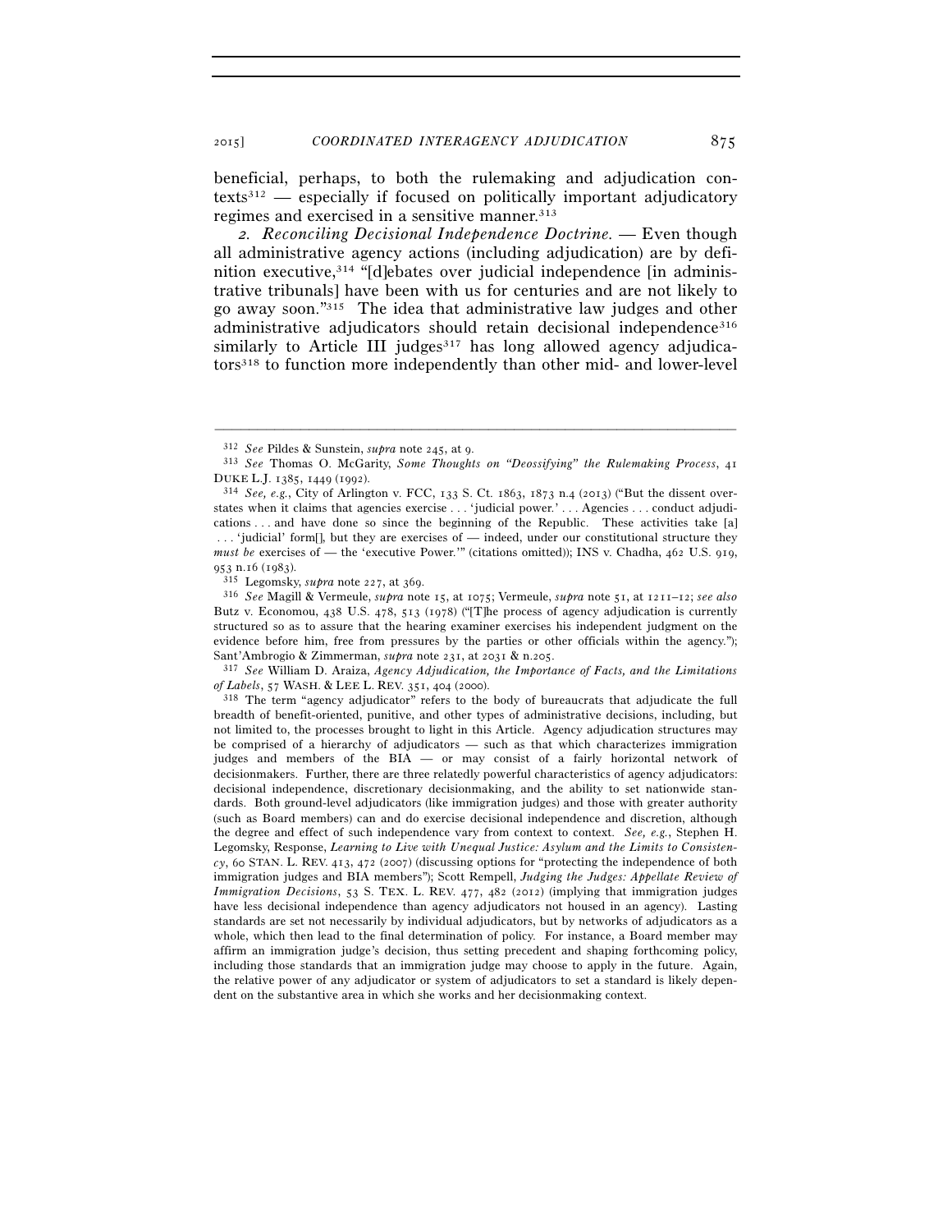beneficial, perhaps, to both the rulemaking and adjudication contexts[312] — especially if focused on politically important adjudicatory regimes and exercised in a sensitive manner.[313]

*2. Reconciling Decisional Independence Doctrine.* — Even though all administrative agency actions (including adjudication) are by definition executive,[314] "[d]ebates over judicial independence [in administrative tribunals] have been with us for centuries and are not likely to go away soon."[315] The idea that administrative law judges and other administrative adjudicators should retain decisional independence[316] similarly to Article III judges[317] has long allowed agency adjudicators[318] to function more independently than other mid- and lower-level

---

[312] *See* Pildes & Sunstein, *supra* note 245, at 9.

[313] *See* Thomas O. McGarity, *Some Thoughts on "Deossifying" the Rulemaking Process*, 41 DUKE L.J. 1385, 1449 (1992).

[314] *See, e.g.*, City of Arlington v. FCC, 133 S. Ct. 1863, 1873 n.4 (2013) ("But the dissent overstates when it claims that agencies exercise . . . 'judicial power.' . . . Agencies . . . conduct adjudications . . . and have done so since the beginning of the Republic. These activities take [a] . . . 'judicial' form[], but they are exercises of — indeed, under our constitutional structure they *must be* exercises of — the 'executive Power.'" (citations omitted)); INS v. Chadha, 462 U.S. 919, 953 n.16 (1983).

[315] Legomsky, *supra* note 227, at 369.

[316] *See* Magill & Vermeule, *supra* note 15, at 1075; Vermeule, *supra* note 51, at 1211–12; *see also* Butz v. Economou, 438 U.S. 478, 513 (1978) ("[T]he process of agency adjudication is currently structured so as to assure that the hearing examiner exercises his independent judgment on the evidence before him, free from pressures by the parties or other officials within the agency."); Sant'Ambrogio & Zimmerman, *supra* note 231, at 2031 & n.205.

[317] *See* William D. Araiza, *Agency Adjudication, the Importance of Facts, and the Limitations of Labels*, 57 WASH. & LEE L. REV. 351, 404 (2000).

[318] The term "agency adjudicator" refers to the body of bureaucrats that adjudicate the full breadth of benefit-oriented, punitive, and other types of administrative decisions, including, but not limited to, the processes brought to light in this Article. Agency adjudication structures may be comprised of a hierarchy of adjudicators — such as that which characterizes immigration judges and members of the BIA — or may consist of a fairly horizontal network of decisionmakers. Further, there are three relatedly powerful characteristics of agency adjudicators: decisional independence, discretionary decisionmaking, and the ability to set nationwide standards. Both ground-level adjudicators (like immigration judges) and those with greater authority (such as Board members) can and do exercise decisional independence and discretion, although the degree and effect of such independence vary from context to context. *See, e.g.*, Stephen H. Legomsky, Response, *Learning to Live with Unequal Justice: Asylum and the Limits to Consistency*, 60 STAN. L. REV. 413, 472 (2007) (discussing options for "protecting the independence of both immigration judges and BIA members"); Scott Rempell, *Judging the Judges: Appellate Review of Immigration Decisions*, 53 S. TEX. L. REV. 477, 482 (2012) (implying that immigration judges have less decisional independence than agency adjudicators not housed in an agency). Lasting standards are set not necessarily by individual adjudicators, but by networks of adjudicators as a whole, which then lead to the final determination of policy. For instance, a Board member may affirm an immigration judge's decision, thus setting precedent and shaping forthcoming policy, including those standards that an immigration judge may choose to apply in the future. Again, the relative power of any adjudicator or system of adjudicators to set a standard is likely dependent on the substantive area in which she works and her decisionmaking context.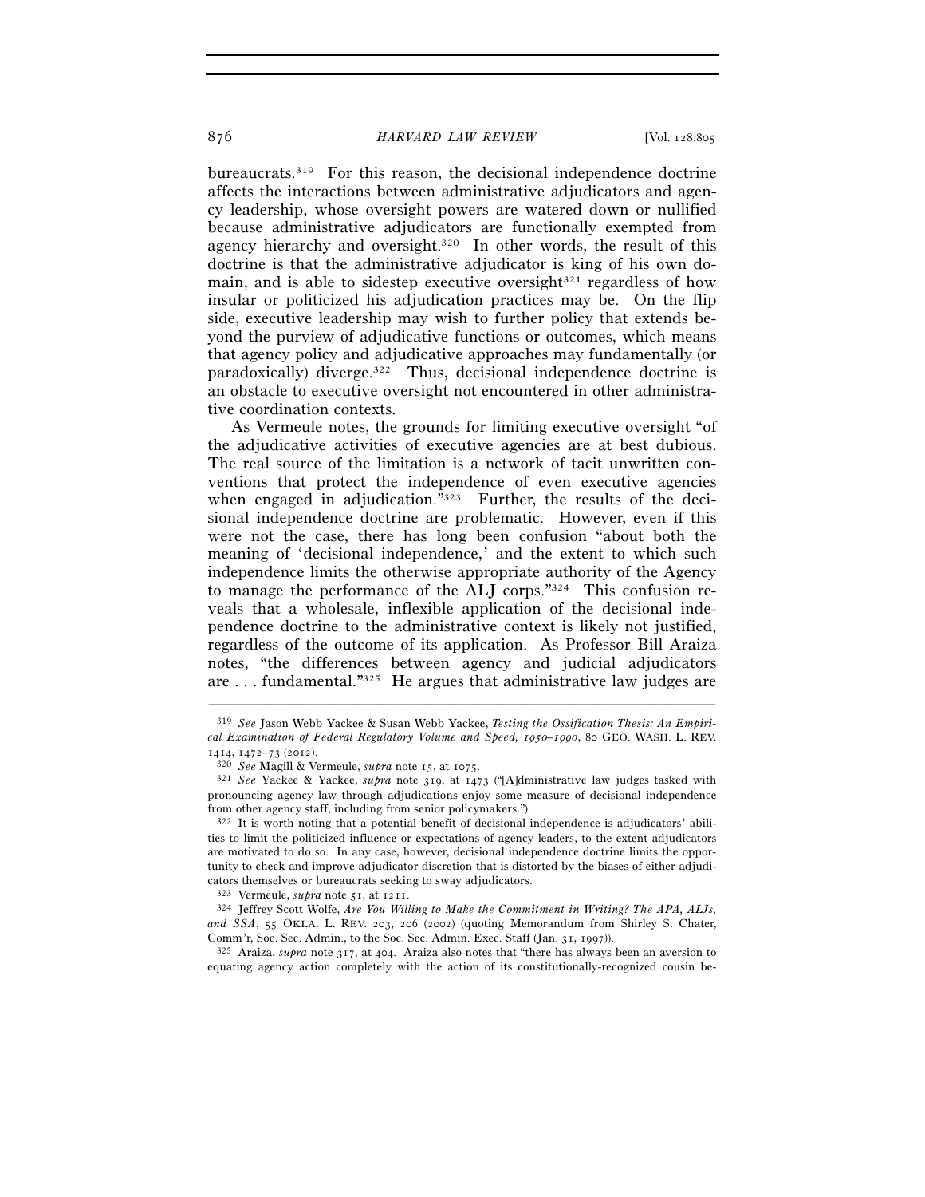bureaucrats.[319] For this reason, the decisional independence doctrine affects the interactions between administrative adjudicators and agency leadership, whose oversight powers are watered down or nullified because administrative adjudicators are functionally exempted from agency hierarchy and oversight.[320] In other words, the result of this doctrine is that the administrative adjudicator is king of his own domain, and is able to sidestep executive oversight[321] regardless of how insular or politicized his adjudication practices may be. On the flip side, executive leadership may wish to further policy that extends beyond the purview of adjudicative functions or outcomes, which means that agency policy and adjudicative approaches may fundamentally (or paradoxically) diverge.[322] Thus, decisional independence doctrine is an obstacle to executive oversight not encountered in other administrative coordination contexts.

As Vermeule notes, the grounds for limiting executive oversight "of the adjudicative activities of executive agencies are at best dubious. The real source of the limitation is a network of tacit unwritten conventions that protect the independence of even executive agencies when engaged in adjudication."[323] Further, the results of the decisional independence doctrine are problematic. However, even if this were not the case, there has long been confusion "about both the meaning of 'decisional independence,' and the extent to which such independence limits the otherwise appropriate authority of the Agency to manage the performance of the ALJ corps."[324] This confusion reveals that a wholesale, inflexible application of the decisional independence doctrine to the administrative context is likely not justified, regardless of the outcome of its application. As Professor Bill Araiza notes, "the differences between agency and judicial adjudicators are . . . fundamental."[325] He argues that administrative law judges are

---

[319] *See* Jason Webb Yackee & Susan Webb Yackee, *Testing the Ossification Thesis: An Empirical Examination of Federal Regulatory Volume and Speed, 1950–1990*, 80 GEO. WASH. L. REV. 1414, 1472–73 (2012).

[320] *See* Magill & Vermeule, *supra* note 15, at 1075.

[321] *See* Yackee & Yackee, *supra* note 319, at 1473 ("[A]dministrative law judges tasked with pronouncing agency law through adjudications enjoy some measure of decisional independence from other agency staff, including from senior policymakers.").

[322] It is worth noting that a potential benefit of decisional independence is adjudicators' abilities to limit the politicized influence or expectations of agency leaders, to the extent adjudicators are motivated to do so. In any case, however, decisional independence doctrine limits the opportunity to check and improve adjudicator discretion that is distorted by the biases of either adjudicators themselves or bureaucrats seeking to sway adjudicators.

[323] Vermeule, *supra* note 51, at 1211.

[324] Jeffrey Scott Wolfe, *Are You Willing to Make the Commitment in Writing? The APA, ALJs, and SSA*, 55 OKLA. L. REV. 203, 206 (2002) (quoting Memorandum from Shirley S. Chater, Comm'r, Soc. Sec. Admin., to the Soc. Sec. Admin. Exec. Staff (Jan. 31, 1997)).

[325] Araiza, *supra* note 317, at 404. Araiza also notes that "there has always been an aversion to equating agency action completely with the action of its constitutionally-recognized cousin be-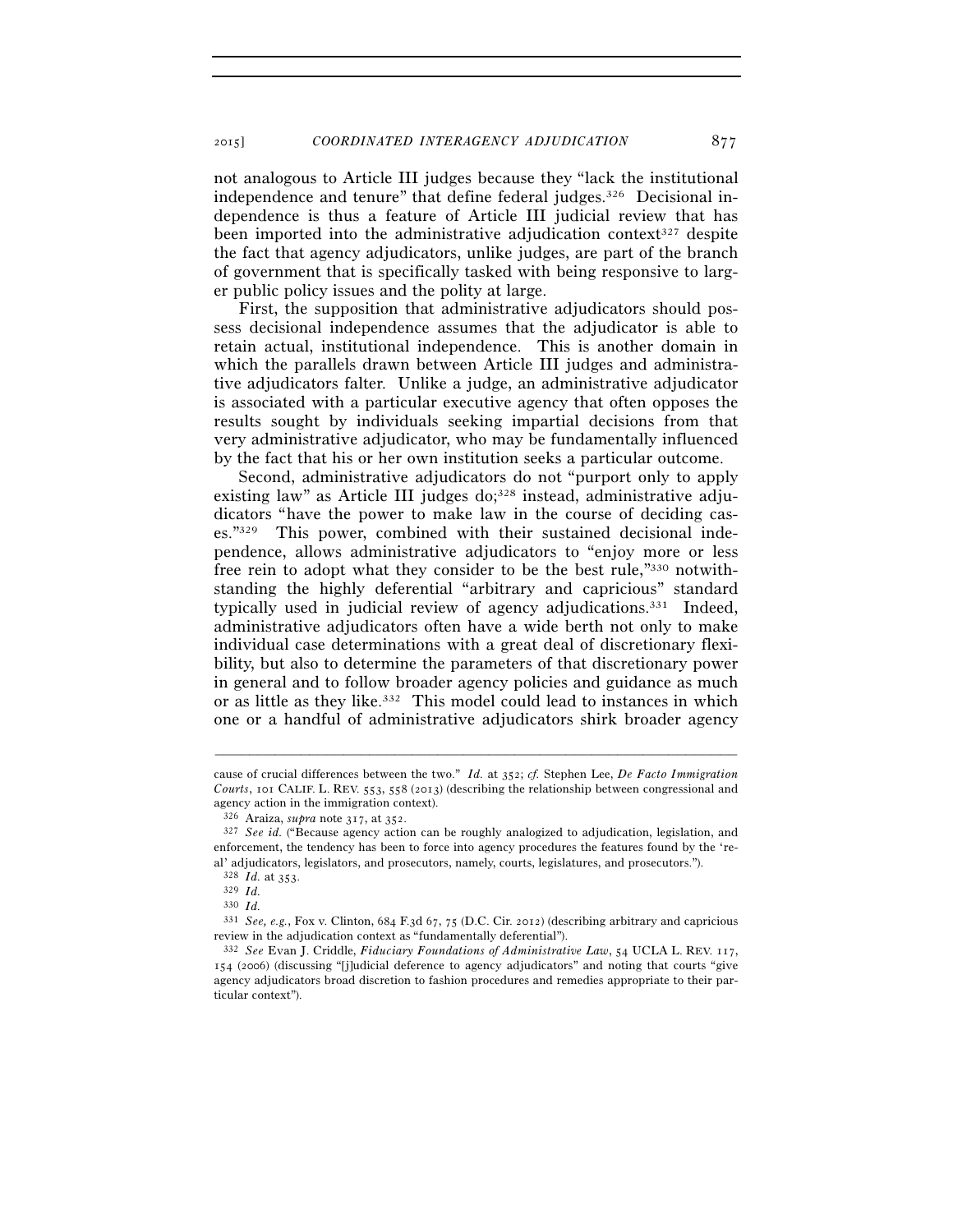not analogous to Article III judges because they "lack the institutional independence and tenure" that define federal judges.[326] Decisional independence is thus a feature of Article III judicial review that has been imported into the administrative adjudication context[327] despite the fact that agency adjudicators, unlike judges, are part of the branch of government that is specifically tasked with being responsive to larger public policy issues and the polity at large.

First, the supposition that administrative adjudicators should possess decisional independence assumes that the adjudicator is able to retain actual, institutional independence. This is another domain in which the parallels drawn between Article III judges and administrative adjudicators falter. Unlike a judge, an administrative adjudicator is associated with a particular executive agency that often opposes the results sought by individuals seeking impartial decisions from that very administrative adjudicator, who may be fundamentally influenced by the fact that his or her own institution seeks a particular outcome.

Second, administrative adjudicators do not "purport only to apply existing law" as Article III judges do;[328] instead, administrative adjudicators "have the power to make law in the course of deciding cases."[329] This power, combined with their sustained decisional independence, allows administrative adjudicators to "enjoy more or less free rein to adopt what they consider to be the best rule,"[330] notwithstanding the highly deferential "arbitrary and capricious" standard typically used in judicial review of agency adjudications.[331] Indeed, administrative adjudicators often have a wide berth not only to make individual case determinations with a great deal of discretionary flexibility, but also to determine the parameters of that discretionary power in general and to follow broader agency policies and guidance as much or as little as they like.[332] This model could lead to instances in which one or a handful of administrative adjudicators shirk broader agency

---

cause of crucial differences between the two." *Id.* at 352; *cf.* Stephen Lee, *De Facto Immigration Courts*, 101 CALIF. L. REV. 553, 558 (2013) (describing the relationship between congressional and agency action in the immigration context).

[326] Araiza, *supra* note 317, at 352.

[327] *See id.* ("Because agency action can be roughly analogized to adjudication, legislation, and enforcement, the tendency has been to force into agency procedures the features found by the 'real' adjudicators, legislators, and prosecutors, namely, courts, legislatures, and prosecutors.").

[328] *Id.* at 353.

[329] *Id.*

[330] *Id.*

[331] *See, e.g.*, Fox v. Clinton, 684 F.3d 67, 75 (D.C. Cir. 2012) (describing arbitrary and capricious review in the adjudication context as "fundamentally deferential").

[332] *See* Evan J. Criddle, *Fiduciary Foundations of Administrative Law*, 54 UCLA L. REV. 117, 154 (2006) (discussing "[j]udicial deference to agency adjudicators" and noting that courts "give agency adjudicators broad discretion to fashion procedures and remedies appropriate to their particular context").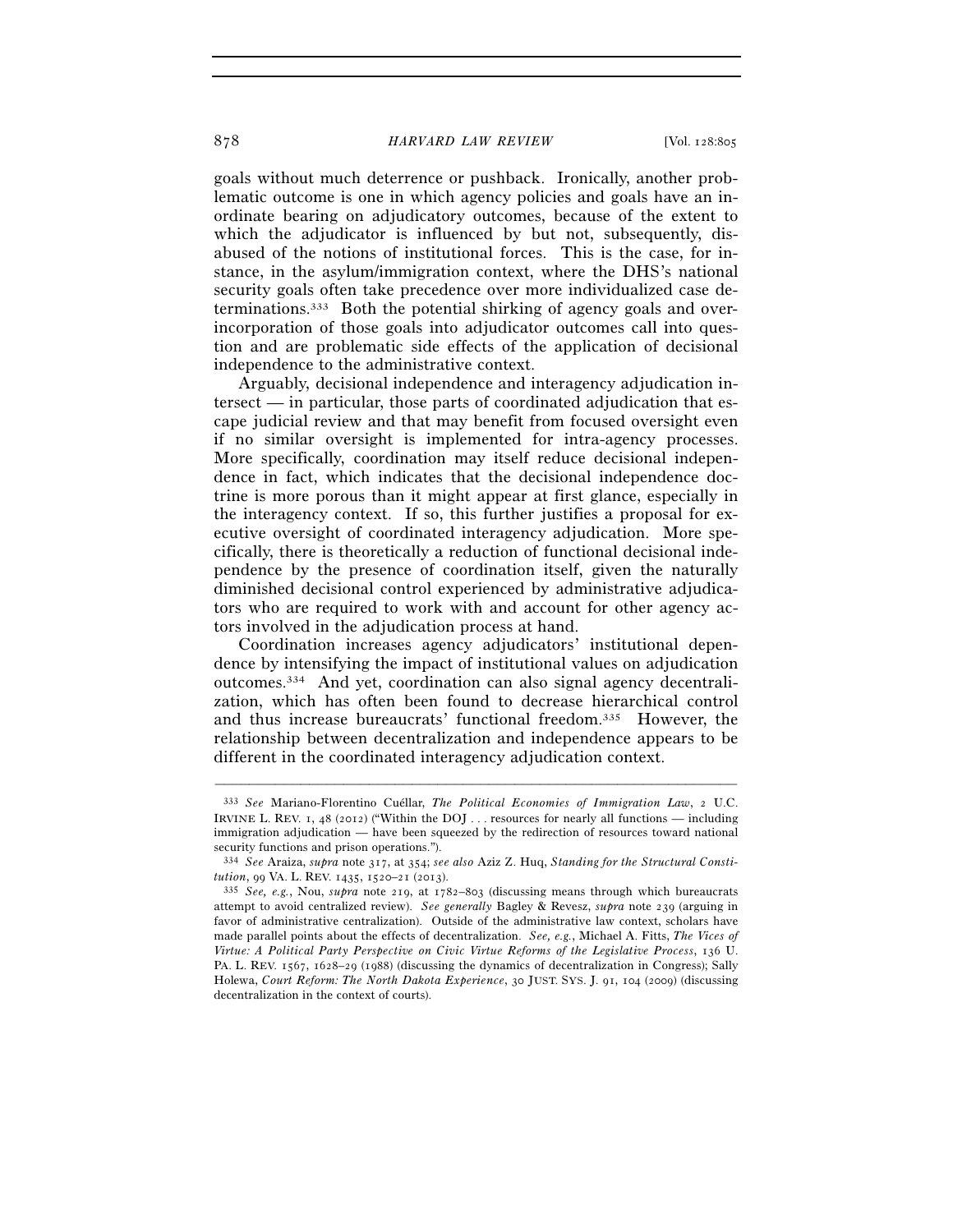goals without much deterrence or pushback. Ironically, another problematic outcome is one in which agency policies and goals have an inordinate bearing on adjudicatory outcomes, because of the extent to which the adjudicator is influenced by but not, subsequently, disabused of the notions of institutional forces. This is the case, for instance, in the asylum/immigration context, where the DHS's national security goals often take precedence over more individualized case determinations.[333] Both the potential shirking of agency goals and over-incorporation of those goals into adjudicator outcomes call into question and are problematic side effects of the application of decisional independence to the administrative context.

Arguably, decisional independence and interagency adjudication intersect — in particular, those parts of coordinated adjudication that escape judicial review and that may benefit from focused oversight even if no similar oversight is implemented for intra-agency processes. More specifically, coordination may itself reduce decisional independence in fact, which indicates that the decisional independence doctrine is more porous than it might appear at first glance, especially in the interagency context. If so, this further justifies a proposal for executive oversight of coordinated interagency adjudication. More specifically, there is theoretically a reduction of functional decisional independence by the presence of coordination itself, given the naturally diminished decisional control experienced by administrative adjudicators who are required to work with and account for other agency actors involved in the adjudication process at hand.

Coordination increases agency adjudicators' institutional dependence by intensifying the impact of institutional values on adjudication outcomes.[334] And yet, coordination can also signal agency decentralization, which has often been found to decrease hierarchical control and thus increase bureaucrats' functional freedom.[335] However, the relationship between decentralization and independence appears to be different in the coordinated interagency adjudication context.

---

[333] *See* Mariano-Florentino Cuéllar, *The Political Economies of Immigration Law*, 2 U.C. IRVINE L. REV. 1, 48 (2012) ("Within the DOJ . . . resources for nearly all functions — including immigration adjudication — have been squeezed by the redirection of resources toward national security functions and prison operations.").

[334] *See* Araiza, *supra* note 317, at 354; *see also* Aziz Z. Huq, *Standing for the Structural Constitution*, 99 VA. L. REV. 1435, 1520–21 (2013).

[335] *See, e.g.*, Nou, *supra* note 219, at 1782–803 (discussing means through which bureaucrats attempt to avoid centralized review). *See generally* Bagley & Revesz, *supra* note 239 (arguing in favor of administrative centralization). Outside of the administrative law context, scholars have made parallel points about the effects of decentralization. *See, e.g.*, Michael A. Fitts, *The Vices of Virtue: A Political Party Perspective on Civic Virtue Reforms of the Legislative Process*, 136 U. PA. L. REV. 1567, 1628–29 (1988) (discussing the dynamics of decentralization in Congress); Sally Holewa, *Court Reform: The North Dakota Experience*, 30 JUST. SYS. J. 91, 104 (2009) (discussing decentralization in the context of courts).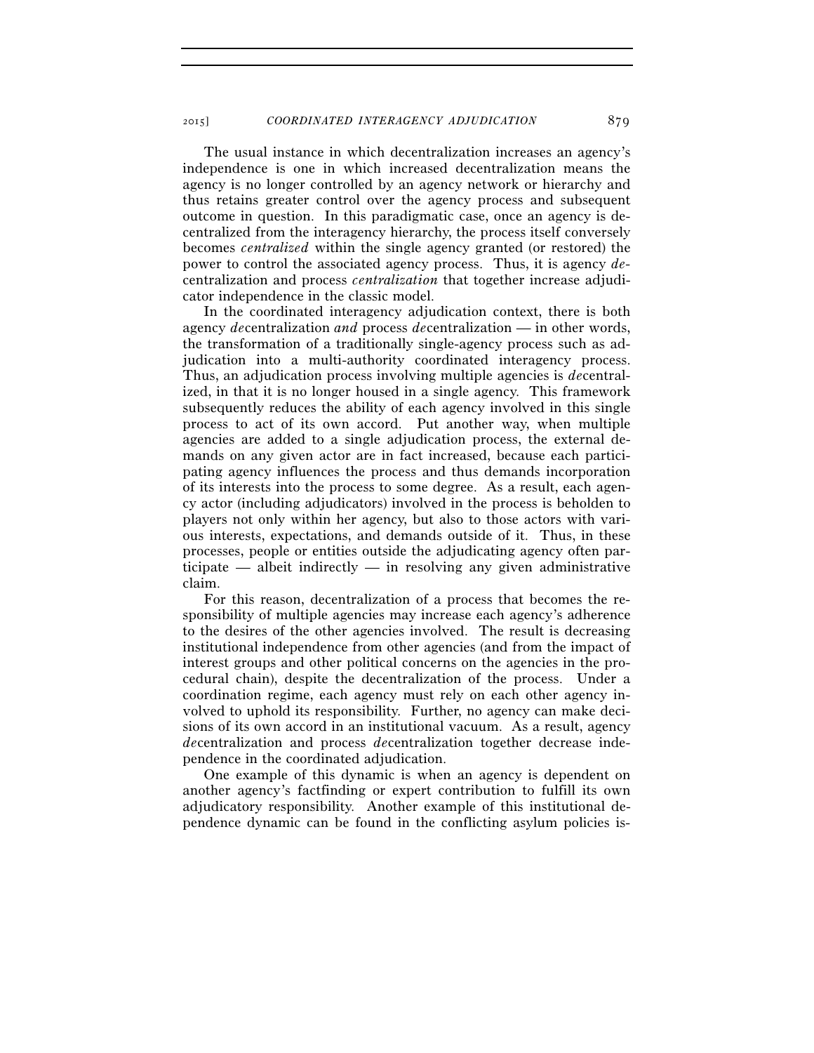The usual instance in which decentralization increases an agency's independence is one in which increased decentralization means the agency is no longer controlled by an agency network or hierarchy and thus retains greater control over the agency process and subsequent outcome in question. In this paradigmatic case, once an agency is decentralized from the interagency hierarchy, the process itself conversely becomes *centralized* within the single agency granted (or restored) the power to control the associated agency process. Thus, it is agency *de*-centralization and process *centralization* that together increase adjudicator independence in the classic model.

In the coordinated interagency adjudication context, there is both agency *de*centralization *and* process *de*centralization — in other words, the transformation of a traditionally single-agency process such as adjudication into a multi-authority coordinated interagency process. Thus, an adjudication process involving multiple agencies is *de*centralized, in that it is no longer housed in a single agency. This framework subsequently reduces the ability of each agency involved in this single process to act of its own accord. Put another way, when multiple agencies are added to a single adjudication process, the external demands on any given actor are in fact increased, because each participating agency influences the process and thus demands incorporation of its interests into the process to some degree. As a result, each agency actor (including adjudicators) involved in the process is beholden to players not only within her agency, but also to those actors with various interests, expectations, and demands outside of it. Thus, in these processes, people or entities outside the adjudicating agency often participate — albeit indirectly — in resolving any given administrative claim.

For this reason, decentralization of a process that becomes the responsibility of multiple agencies may increase each agency's adherence to the desires of the other agencies involved. The result is decreasing institutional independence from other agencies (and from the impact of interest groups and other political concerns on the agencies in the procedural chain), despite the decentralization of the process. Under a coordination regime, each agency must rely on each other agency involved to uphold its responsibility. Further, no agency can make decisions of its own accord in an institutional vacuum. As a result, agency *de*centralization and process *de*centralization together decrease independence in the coordinated adjudication.

One example of this dynamic is when an agency is dependent on another agency's factfinding or expert contribution to fulfill its own adjudicatory responsibility. Another example of this institutional dependence dynamic can be found in the conflicting asylum policies is-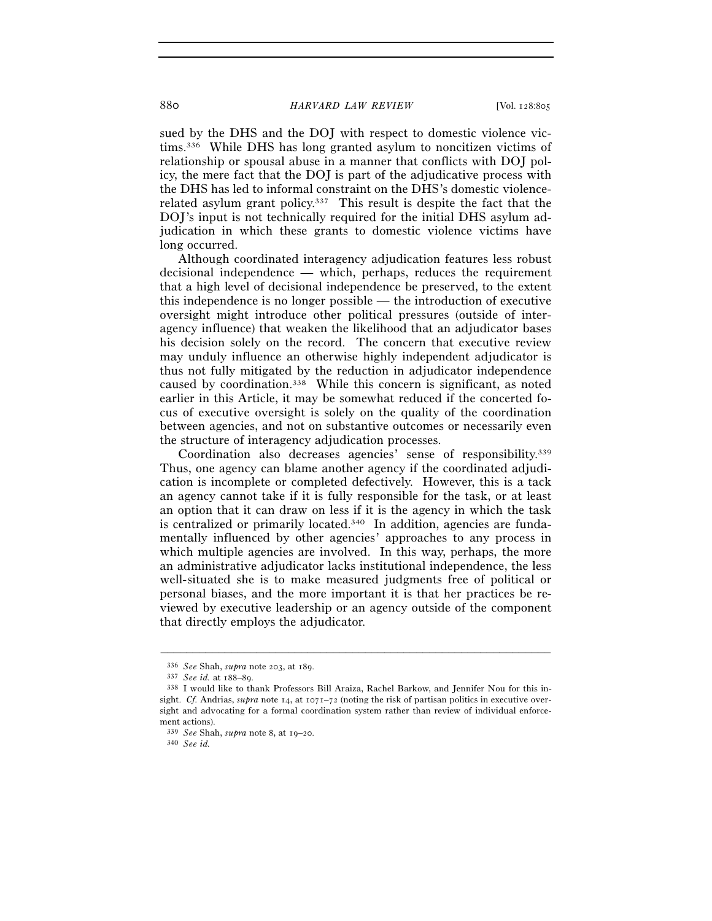sued by the DHS and the DOJ with respect to domestic violence victims.[336] While DHS has long granted asylum to noncitizen victims of relationship or spousal abuse in a manner that conflicts with DOJ policy, the mere fact that the DOJ is part of the adjudicative process with the DHS has led to informal constraint on the DHS's domestic violence-related asylum grant policy.[337] This result is despite the fact that the DOJ's input is not technically required for the initial DHS asylum adjudication in which these grants to domestic violence victims have long occurred.

Although coordinated interagency adjudication features less robust decisional independence — which, perhaps, reduces the requirement that a high level of decisional independence be preserved, to the extent this independence is no longer possible — the introduction of executive oversight might introduce other political pressures (outside of interagency influence) that weaken the likelihood that an adjudicator bases his decision solely on the record. The concern that executive review may unduly influence an otherwise highly independent adjudicator is thus not fully mitigated by the reduction in adjudicator independence caused by coordination.[338] While this concern is significant, as noted earlier in this Article, it may be somewhat reduced if the concerted focus of executive oversight is solely on the quality of the coordination between agencies, and not on substantive outcomes or necessarily even the structure of interagency adjudication processes.

Coordination also decreases agencies' sense of responsibility.[339] Thus, one agency can blame another agency if the coordinated adjudication is incomplete or completed defectively. However, this is a tack an agency cannot take if it is fully responsible for the task, or at least an option that it can draw on less if it is the agency in which the task is centralized or primarily located.[340] In addition, agencies are fundamentally influenced by other agencies' approaches to any process in which multiple agencies are involved. In this way, perhaps, the more an administrative adjudicator lacks institutional independence, the less well-situated she is to make measured judgments free of political or personal biases, and the more important it is that her practices be reviewed by executive leadership or an agency outside of the component that directly employs the adjudicator.

---

[336] *See* Shah, *supra* note 203, at 189.

[337] *See id.* at 188–89.

[338] I would like to thank Professors Bill Araiza, Rachel Barkow, and Jennifer Nou for this insight. *Cf.* Andrias, *supra* note 14, at 1071–72 (noting the risk of partisan politics in executive oversight and advocating for a formal coordination system rather than review of individual enforcement actions).

[339] *See* Shah, *supra* note 8, at 19–20.

[340] *See id.*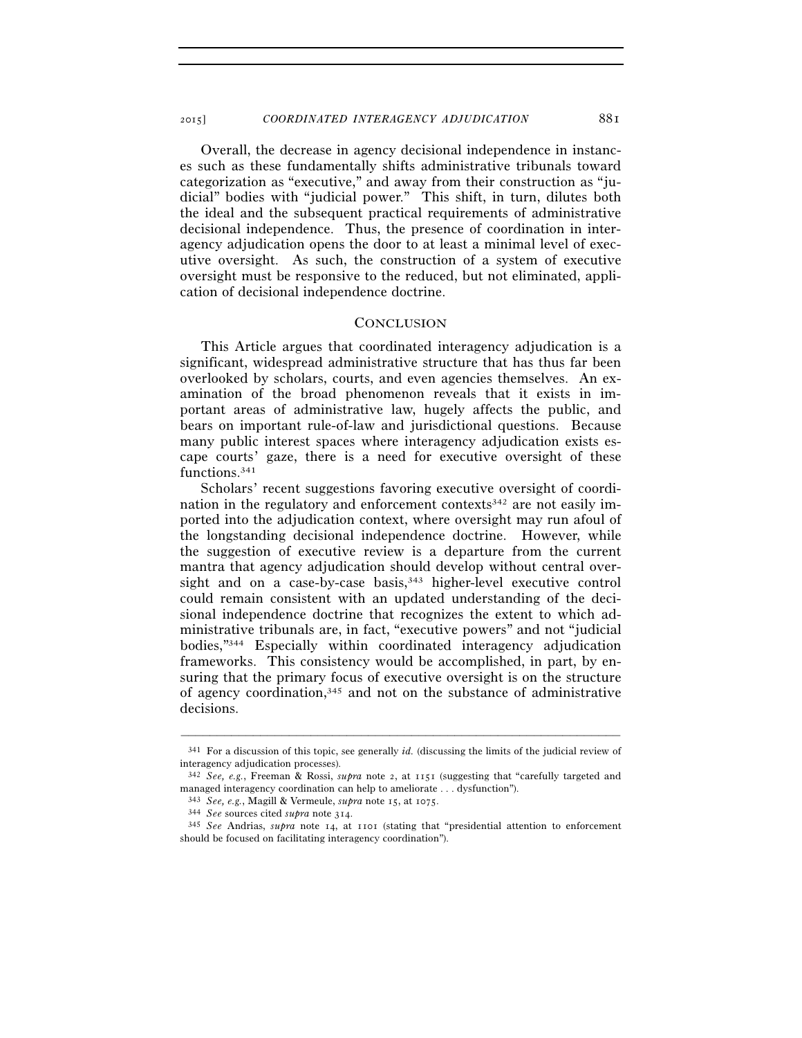Overall, the decrease in agency decisional independence in instances such as these fundamentally shifts administrative tribunals toward categorization as "executive," and away from their construction as "judicial" bodies with "judicial power." This shift, in turn, dilutes both the ideal and the subsequent practical requirements of administrative decisional independence. Thus, the presence of coordination in interagency adjudication opens the door to at least a minimal level of executive oversight. As such, the construction of a system of executive oversight must be responsive to the reduced, but not eliminated, application of decisional independence doctrine.

## CONCLUSION

This Article argues that coordinated interagency adjudication is a significant, widespread administrative structure that has thus far been overlooked by scholars, courts, and even agencies themselves. An examination of the broad phenomenon reveals that it exists in important areas of administrative law, hugely affects the public, and bears on important rule-of-law and jurisdictional questions. Because many public interest spaces where interagency adjudication exists escape courts' gaze, there is a need for executive oversight of these functions.[341]

Scholars' recent suggestions favoring executive oversight of coordination in the regulatory and enforcement contexts[342] are not easily imported into the adjudication context, where oversight may run afoul of the longstanding decisional independence doctrine. However, while the suggestion of executive review is a departure from the current mantra that agency adjudication should develop without central oversight and on a case-by-case basis,[343] higher-level executive control could remain consistent with an updated understanding of the decisional independence doctrine that recognizes the extent to which administrative tribunals are, in fact, "executive powers" and not "judicial bodies,"[344] Especially within coordinated interagency adjudication frameworks. This consistency would be accomplished, in part, by ensuring that the primary focus of executive oversight is on the structure of agency coordination,[345] and not on the substance of administrative decisions.

---

[341] For a discussion of this topic, see generally *id.* (discussing the limits of the judicial review of interagency adjudication processes).

[342] *See, e.g.*, Freeman & Rossi, *supra* note 2, at 1151 (suggesting that "carefully targeted and managed interagency coordination can help to ameliorate . . . dysfunction").

[343] *See, e.g.*, Magill & Vermeule, *supra* note 15, at 1075.

[344] *See* sources cited *supra* note 314.

[345] *See* Andrias, *supra* note 14, at 1101 (stating that "presidential attention to enforcement should be focused on facilitating interagency coordination").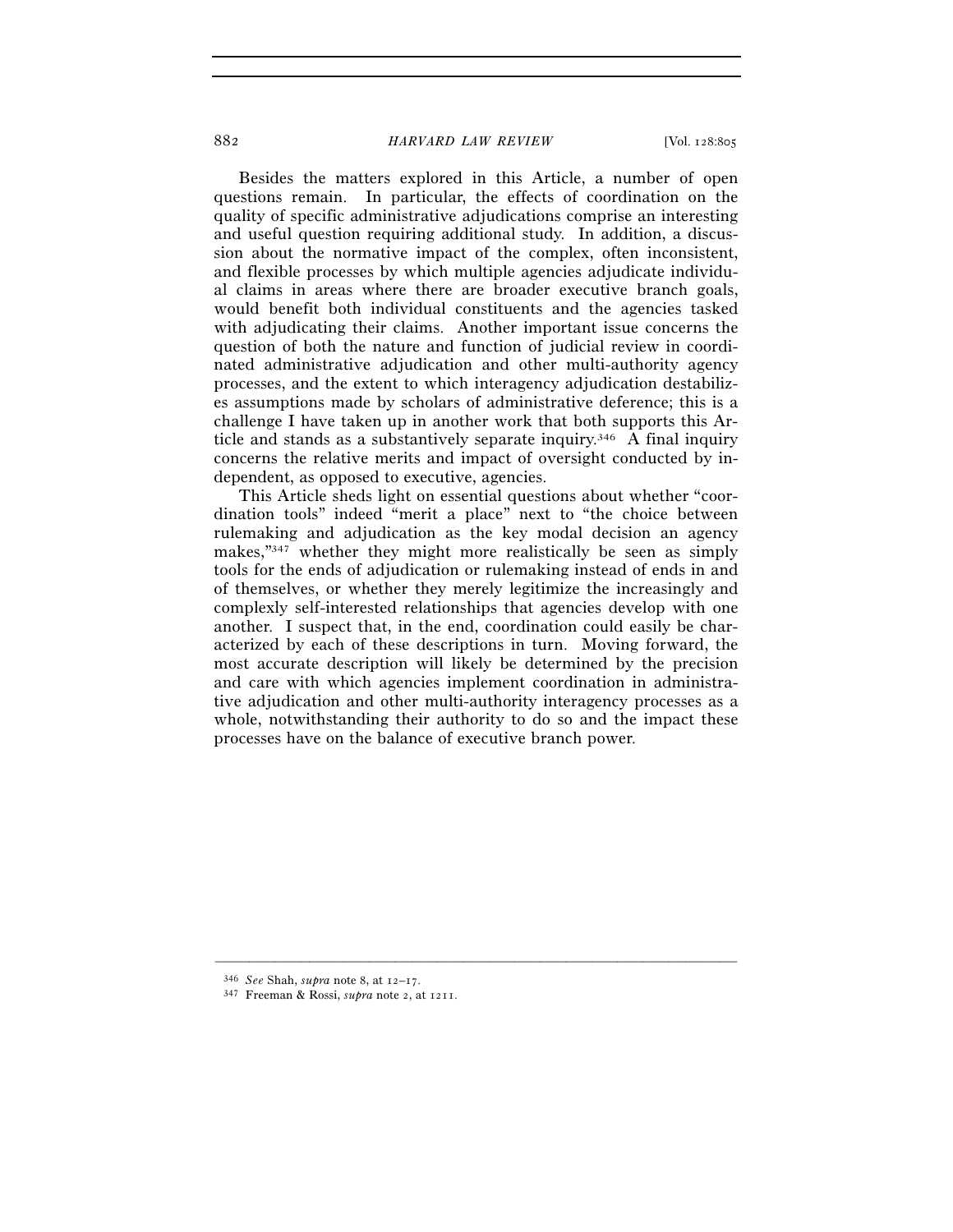Besides the matters explored in this Article, a number of open questions remain. In particular, the effects of coordination on the quality of specific administrative adjudications comprise an interesting and useful question requiring additional study. In addition, a discussion about the normative impact of the complex, often inconsistent, and flexible processes by which multiple agencies adjudicate individual claims in areas where there are broader executive branch goals, would benefit both individual constituents and the agencies tasked with adjudicating their claims. Another important issue concerns the question of both the nature and function of judicial review in coordinated administrative adjudication and other multi-authority agency processes, and the extent to which interagency adjudication destabilizes assumptions made by scholars of administrative deference; this is a challenge I have taken up in another work that both supports this Article and stands as a substantively separate inquiry.[346] A final inquiry concerns the relative merits and impact of oversight conducted by independent, as opposed to executive, agencies.

This Article sheds light on essential questions about whether "coordination tools" indeed "merit a place" next to "the choice between rulemaking and adjudication as the key modal decision an agency makes,"[347] whether they might more realistically be seen as simply tools for the ends of adjudication or rulemaking instead of ends in and of themselves, or whether they merely legitimize the increasingly and complexly self-interested relationships that agencies develop with one another. I suspect that, in the end, coordination could easily be characterized by each of these descriptions in turn. Moving forward, the most accurate description will likely be determined by the precision and care with which agencies implement coordination in administrative adjudication and other multi-authority interagency processes as a whole, notwithstanding their authority to do so and the impact these processes have on the balance of executive branch power.

---

[346] *See* Shah, *supra* note 8, at 12–17.

[347] Freeman & Rossi, *supra* note 2, at 1211.